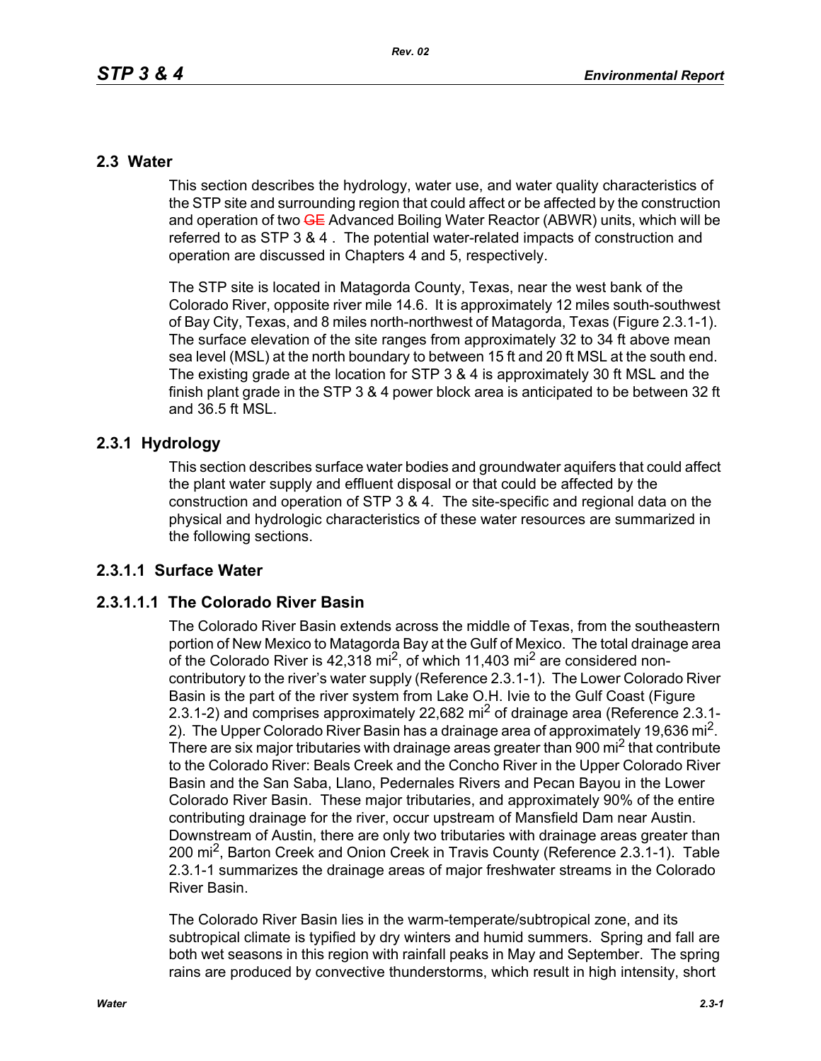## 2.3 Water

This section describes the hydrology, water use, and water quality characteristics of the STP site and surrounding region that could affect or be affected by the construction and operation of two ~~GE~~ Advanced Boiling Water Reactor (ABWR) units, which will be referred to as STP 3 & 4 . The potential water-related impacts of construction and operation are discussed in Chapters 4 and 5, respectively.

The STP site is located in Matagorda County, Texas, near the west bank of the Colorado River, opposite river mile 14.6. It is approximately 12 miles south-southwest of Bay City, Texas, and 8 miles north-northwest of Matagorda, Texas (Figure 2.3.1-1). The surface elevation of the site ranges from approximately 32 to 34 ft above mean sea level (MSL) at the north boundary to between 15 ft and 20 ft MSL at the south end. The existing grade at the location for STP 3 & 4 is approximately 30 ft MSL and the finish plant grade in the STP 3 & 4 power block area is anticipated to be between 32 ft and 36.5 ft MSL.

### 2.3.1 Hydrology

This section describes surface water bodies and groundwater aquifers that could affect the plant water supply and effluent disposal or that could be affected by the construction and operation of STP 3 & 4. The site-specific and regional data on the physical and hydrologic characteristics of these water resources are summarized in the following sections.

### 2.3.1.1 Surface Water

#### 2.3.1.1.1 The Colorado River Basin

The Colorado River Basin extends across the middle of Texas, from the southeastern portion of New Mexico to Matagorda Bay at the Gulf of Mexico. The total drainage area of the Colorado River is 42,318 $mi^2$, of which 11,403 $mi^2$ are considered non-contributory to the river's water supply (Reference 2.3.1-1). The Lower Colorado River Basin is the part of the river system from Lake O.H. Ivie to the Gulf Coast (Figure 2.3.1-2) and comprises approximately 22,682 $mi^2$ of drainage area (Reference 2.3.1-2). The Upper Colorado River Basin has a drainage area of approximately 19,636 $mi^2$. There are six major tributaries with drainage areas greater than 900 $mi^2$ that contribute to the Colorado River: Beals Creek and the Concho River in the Upper Colorado River Basin and the San Saba, Llano, Pedernales Rivers and Pecan Bayou in the Lower Colorado River Basin. These major tributaries, and approximately 90% of the entire contributing drainage for the river, occur upstream of Mansfield Dam near Austin. Downstream of Austin, there are only two tributaries with drainage areas greater than 200 $mi^2$, Barton Creek and Onion Creek in Travis County (Reference 2.3.1-1). Table 2.3.1-1 summarizes the drainage areas of major freshwater streams in the Colorado River Basin.

The Colorado River Basin lies in the warm-temperate/subtropical zone, and its subtropical climate is typified by dry winters and humid summers. Spring and fall are both wet seasons in this region with rainfall peaks in May and September. The spring rains are produced by convective thunderstorms, which result in high intensity, short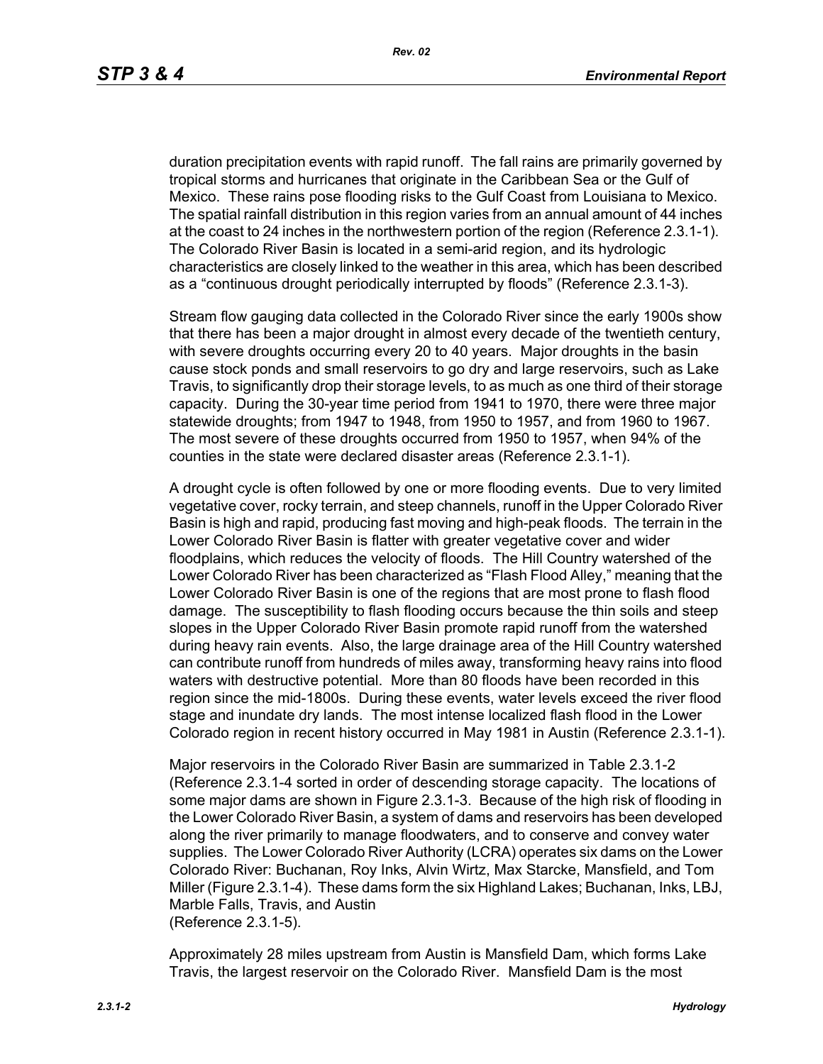duration precipitation events with rapid runoff. The fall rains are primarily governed by tropical storms and hurricanes that originate in the Caribbean Sea or the Gulf of Mexico. These rains pose flooding risks to the Gulf Coast from Louisiana to Mexico. The spatial rainfall distribution in this region varies from an annual amount of 44 inches at the coast to 24 inches in the northwestern portion of the region (Reference 2.3.1-1). The Colorado River Basin is located in a semi-arid region, and its hydrologic characteristics are closely linked to the weather in this area, which has been described as a "continuous drought periodically interrupted by floods" (Reference 2.3.1-3).

Stream flow gauging data collected in the Colorado River since the early 1900s show that there has been a major drought in almost every decade of the twentieth century, with severe droughts occurring every 20 to 40 years. Major droughts in the basin cause stock ponds and small reservoirs to go dry and large reservoirs, such as Lake Travis, to significantly drop their storage levels, to as much as one third of their storage capacity. During the 30-year time period from 1941 to 1970, there were three major statewide droughts; from 1947 to 1948, from 1950 to 1957, and from 1960 to 1967. The most severe of these droughts occurred from 1950 to 1957, when 94% of the counties in the state were declared disaster areas (Reference 2.3.1-1).

A drought cycle is often followed by one or more flooding events. Due to very limited vegetative cover, rocky terrain, and steep channels, runoff in the Upper Colorado River Basin is high and rapid, producing fast moving and high-peak floods. The terrain in the Lower Colorado River Basin is flatter with greater vegetative cover and wider floodplains, which reduces the velocity of floods. The Hill Country watershed of the Lower Colorado River has been characterized as "Flash Flood Alley," meaning that the Lower Colorado River Basin is one of the regions that are most prone to flash flood damage. The susceptibility to flash flooding occurs because the thin soils and steep slopes in the Upper Colorado River Basin promote rapid runoff from the watershed during heavy rain events. Also, the large drainage area of the Hill Country watershed can contribute runoff from hundreds of miles away, transforming heavy rains into flood waters with destructive potential. More than 80 floods have been recorded in this region since the mid-1800s. During these events, water levels exceed the river flood stage and inundate dry lands. The most intense localized flash flood in the Lower Colorado region in recent history occurred in May 1981 in Austin (Reference 2.3.1-1).

Major reservoirs in the Colorado River Basin are summarized in Table 2.3.1-2 (Reference 2.3.1-4 sorted in order of descending storage capacity. The locations of some major dams are shown in Figure 2.3.1-3. Because of the high risk of flooding in the Lower Colorado River Basin, a system of dams and reservoirs has been developed along the river primarily to manage floodwaters, and to conserve and convey water supplies. The Lower Colorado River Authority (LCRA) operates six dams on the Lower Colorado River: Buchanan, Roy Inks, Alvin Wirtz, Max Starcke, Mansfield, and Tom Miller (Figure 2.3.1-4). These dams form the six Highland Lakes; Buchanan, Inks, LBJ, Marble Falls, Travis, and Austin (Reference 2.3.1-5).

Approximately 28 miles upstream from Austin is Mansfield Dam, which forms Lake Travis, the largest reservoir on the Colorado River. Mansfield Dam is the most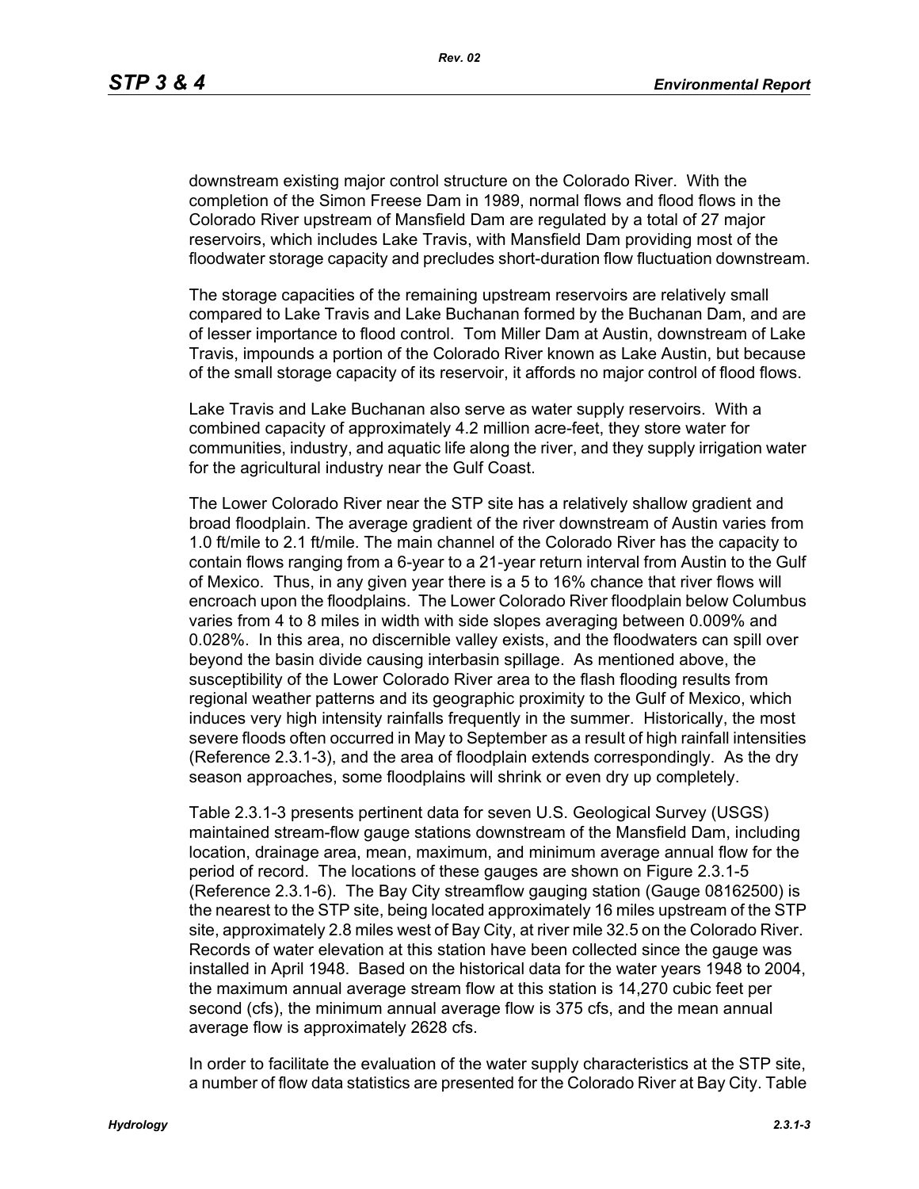downstream existing major control structure on the Colorado River. With the completion of the Simon Freese Dam in 1989, normal flows and flood flows in the Colorado River upstream of Mansfield Dam are regulated by a total of 27 major reservoirs, which includes Lake Travis, with Mansfield Dam providing most of the floodwater storage capacity and precludes short-duration flow fluctuation downstream.

The storage capacities of the remaining upstream reservoirs are relatively small compared to Lake Travis and Lake Buchanan formed by the Buchanan Dam, and are of lesser importance to flood control. Tom Miller Dam at Austin, downstream of Lake Travis, impounds a portion of the Colorado River known as Lake Austin, but because of the small storage capacity of its reservoir, it affords no major control of flood flows.

Lake Travis and Lake Buchanan also serve as water supply reservoirs. With a combined capacity of approximately 4.2 million acre-feet, they store water for communities, industry, and aquatic life along the river, and they supply irrigation water for the agricultural industry near the Gulf Coast.

The Lower Colorado River near the STP site has a relatively shallow gradient and broad floodplain. The average gradient of the river downstream of Austin varies from 1.0 ft/mile to 2.1 ft/mile. The main channel of the Colorado River has the capacity to contain flows ranging from a 6-year to a 21-year return interval from Austin to the Gulf of Mexico. Thus, in any given year there is a 5 to 16% chance that river flows will encroach upon the floodplains. The Lower Colorado River floodplain below Columbus varies from 4 to 8 miles in width with side slopes averaging between 0.009% and 0.028%. In this area, no discernible valley exists, and the floodwaters can spill over beyond the basin divide causing interbasin spillage. As mentioned above, the susceptibility of the Lower Colorado River area to the flash flooding results from regional weather patterns and its geographic proximity to the Gulf of Mexico, which induces very high intensity rainfalls frequently in the summer. Historically, the most severe floods often occurred in May to September as a result of high rainfall intensities (Reference 2.3.1-3), and the area of floodplain extends correspondingly. As the dry season approaches, some floodplains will shrink or even dry up completely.

Table 2.3.1-3 presents pertinent data for seven U.S. Geological Survey (USGS) maintained stream-flow gauge stations downstream of the Mansfield Dam, including location, drainage area, mean, maximum, and minimum average annual flow for the period of record. The locations of these gauges are shown on Figure 2.3.1-5 (Reference 2.3.1-6). The Bay City streamflow gauging station (Gauge 08162500) is the nearest to the STP site, being located approximately 16 miles upstream of the STP site, approximately 2.8 miles west of Bay City, at river mile 32.5 on the Colorado River. Records of water elevation at this station have been collected since the gauge was installed in April 1948. Based on the historical data for the water years 1948 to 2004, the maximum annual average stream flow at this station is 14,270 cubic feet per second (cfs), the minimum annual average flow is 375 cfs, and the mean annual average flow is approximately 2628 cfs.

In order to facilitate the evaluation of the water supply characteristics at the STP site, a number of flow data statistics are presented for the Colorado River at Bay City. Table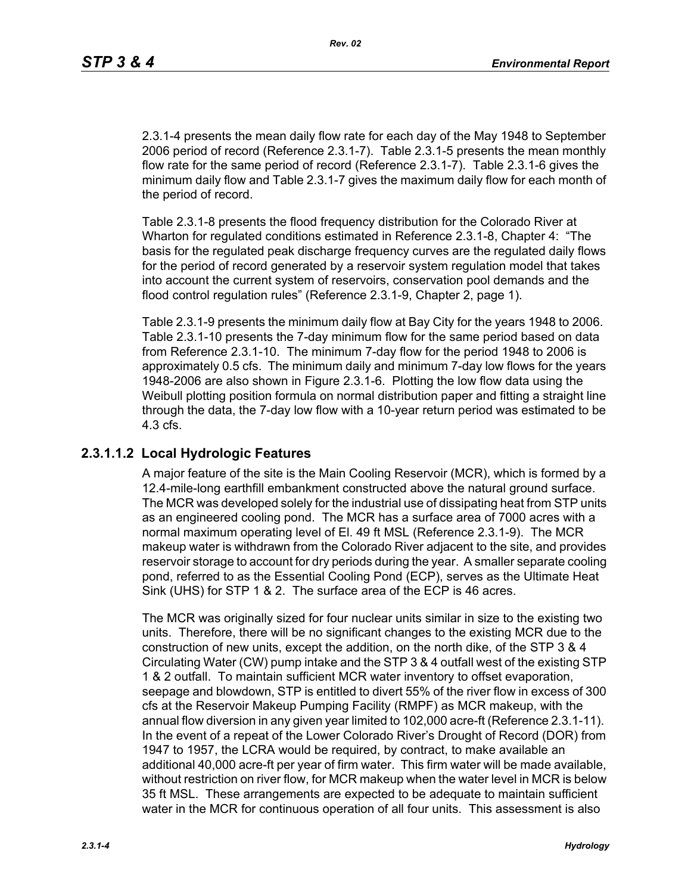2.3.1-4 presents the mean daily flow rate for each day of the May 1948 to September 2006 period of record (Reference 2.3.1-7). Table 2.3.1-5 presents the mean monthly flow rate for the same period of record (Reference 2.3.1-7). Table 2.3.1-6 gives the minimum daily flow and Table 2.3.1-7 gives the maximum daily flow for each month of the period of record.

Table 2.3.1-8 presents the flood frequency distribution for the Colorado River at Wharton for regulated conditions estimated in Reference 2.3.1-8, Chapter 4: "The basis for the regulated peak discharge frequency curves are the regulated daily flows for the period of record generated by a reservoir system regulation model that takes into account the current system of reservoirs, conservation pool demands and the flood control regulation rules" (Reference 2.3.1-9, Chapter 2, page 1).

Table 2.3.1-9 presents the minimum daily flow at Bay City for the years 1948 to 2006. Table 2.3.1-10 presents the 7-day minimum flow for the same period based on data from Reference 2.3.1-10. The minimum 7-day flow for the period 1948 to 2006 is approximately 0.5 cfs. The minimum daily and minimum 7-day low flows for the years 1948-2006 are also shown in Figure 2.3.1-6. Plotting the low flow data using the Weibull plotting position formula on normal distribution paper and fitting a straight line through the data, the 7-day low flow with a 10-year return period was estimated to be 4.3 cfs.

### 2.3.1.1.2 Local Hydrologic Features

A major feature of the site is the Main Cooling Reservoir (MCR), which is formed by a 12.4-mile-long earthfill embankment constructed above the natural ground surface. The MCR was developed solely for the industrial use of dissipating heat from STP units as an engineered cooling pond. The MCR has a surface area of 7000 acres with a normal maximum operating level of El. 49 ft MSL (Reference 2.3.1-9). The MCR makeup water is withdrawn from the Colorado River adjacent to the site, and provides reservoir storage to account for dry periods during the year. A smaller separate cooling pond, referred to as the Essential Cooling Pond (ECP), serves as the Ultimate Heat Sink (UHS) for STP 1 & 2. The surface area of the ECP is 46 acres.

The MCR was originally sized for four nuclear units similar in size to the existing two units. Therefore, there will be no significant changes to the existing MCR due to the construction of new units, except the addition, on the north dike, of the STP 3 & 4 Circulating Water (CW) pump intake and the STP 3 & 4 outfall west of the existing STP 1 & 2 outfall. To maintain sufficient MCR water inventory to offset evaporation, seepage and blowdown, STP is entitled to divert 55% of the river flow in excess of 300 cfs at the Reservoir Makeup Pumping Facility (RMPF) as MCR makeup, with the annual flow diversion in any given year limited to 102,000 acre-ft (Reference 2.3.1-11). In the event of a repeat of the Lower Colorado River's Drought of Record (DOR) from 1947 to 1957, the LCRA would be required, by contract, to make available an additional 40,000 acre-ft per year of firm water. This firm water will be made available, without restriction on river flow, for MCR makeup when the water level in MCR is below 35 ft MSL. These arrangements are expected to be adequate to maintain sufficient water in the MCR for continuous operation of all four units. This assessment is also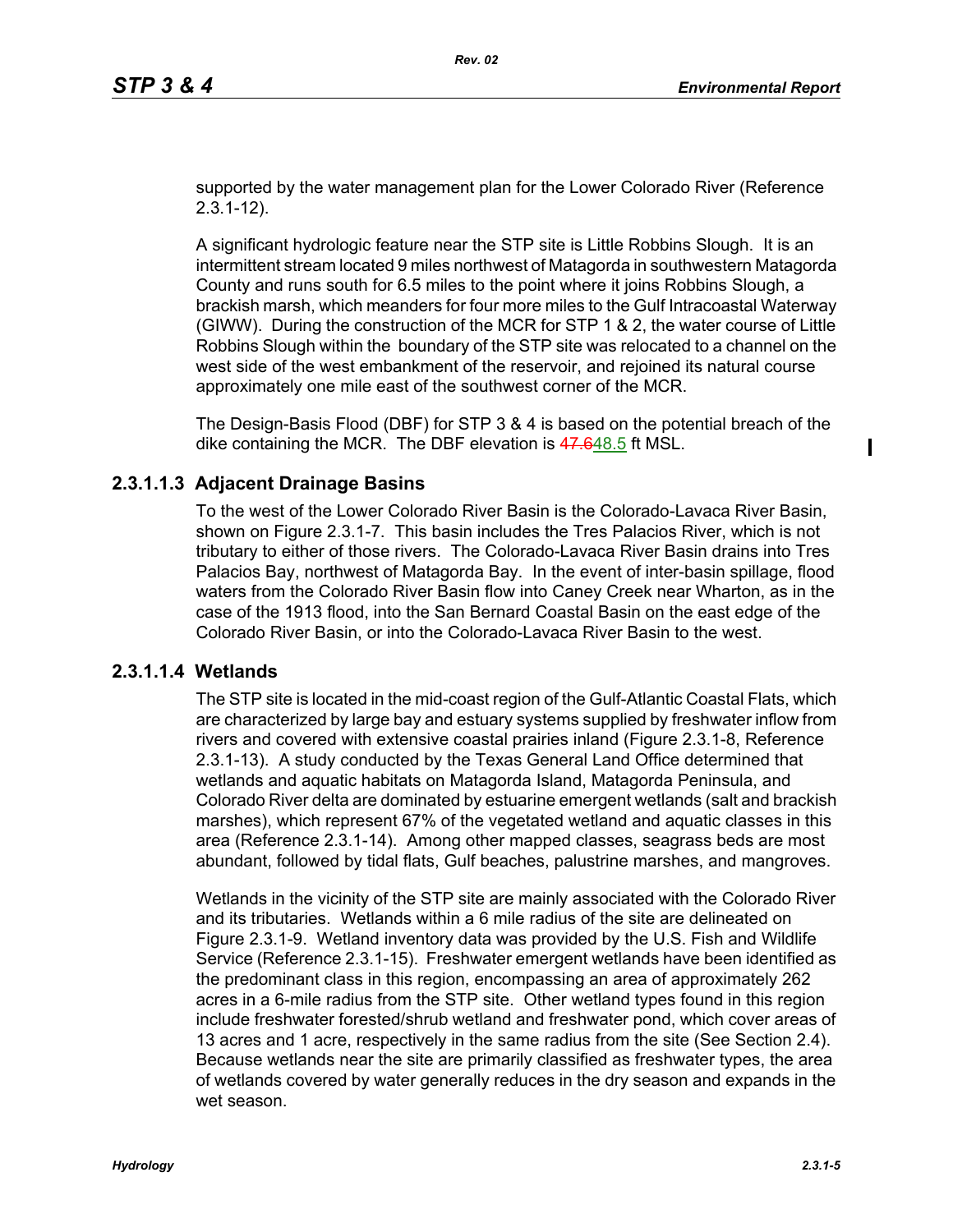supported by the water management plan for the Lower Colorado River (Reference 2.3.1-12).

A significant hydrologic feature near the STP site is Little Robbins Slough. It is an intermittent stream located 9 miles northwest of Matagorda in southwestern Matagorda County and runs south for 6.5 miles to the point where it joins Robbins Slough, a brackish marsh, which meanders for four more miles to the Gulf Intracoastal Waterway (GIWW). During the construction of the MCR for STP 1 & 2, the water course of Little Robbins Slough within the boundary of the STP site was relocated to a channel on the west side of the west embankment of the reservoir, and rejoined its natural course approximately one mile east of the southwest corner of the MCR.

The Design-Basis Flood (DBF) for STP 3 & 4 is based on the potential breach of the dike containing the MCR. The DBF elevation is ~~47.6~~48.5 ft MSL.

### 2.3.1.1.3 Adjacent Drainage Basins

To the west of the Lower Colorado River Basin is the Colorado-Lavaca River Basin, shown on Figure 2.3.1-7. This basin includes the Tres Palacios River, which is not tributary to either of those rivers. The Colorado-Lavaca River Basin drains into Tres Palacios Bay, northwest of Matagorda Bay. In the event of inter-basin spillage, flood waters from the Colorado River Basin flow into Caney Creek near Wharton, as in the case of the 1913 flood, into the San Bernard Coastal Basin on the east edge of the Colorado River Basin, or into the Colorado-Lavaca River Basin to the west.

### 2.3.1.1.4 Wetlands

The STP site is located in the mid-coast region of the Gulf-Atlantic Coastal Flats, which are characterized by large bay and estuary systems supplied by freshwater inflow from rivers and covered with extensive coastal prairies inland (Figure 2.3.1-8, Reference 2.3.1-13). A study conducted by the Texas General Land Office determined that wetlands and aquatic habitats on Matagorda Island, Matagorda Peninsula, and Colorado River delta are dominated by estuarine emergent wetlands (salt and brackish marshes), which represent 67% of the vegetated wetland and aquatic classes in this area (Reference 2.3.1-14). Among other mapped classes, seagrass beds are most abundant, followed by tidal flats, Gulf beaches, palustrine marshes, and mangroves.

Wetlands in the vicinity of the STP site are mainly associated with the Colorado River and its tributaries. Wetlands within a 6 mile radius of the site are delineated on Figure 2.3.1-9. Wetland inventory data was provided by the U.S. Fish and Wildlife Service (Reference 2.3.1-15). Freshwater emergent wetlands have been identified as the predominant class in this region, encompassing an area of approximately 262 acres in a 6-mile radius from the STP site. Other wetland types found in this region include freshwater forested/shrub wetland and freshwater pond, which cover areas of 13 acres and 1 acre, respectively in the same radius from the site (See Section 2.4). Because wetlands near the site are primarily classified as freshwater types, the area of wetlands covered by water generally reduces in the dry season and expands in the wet season.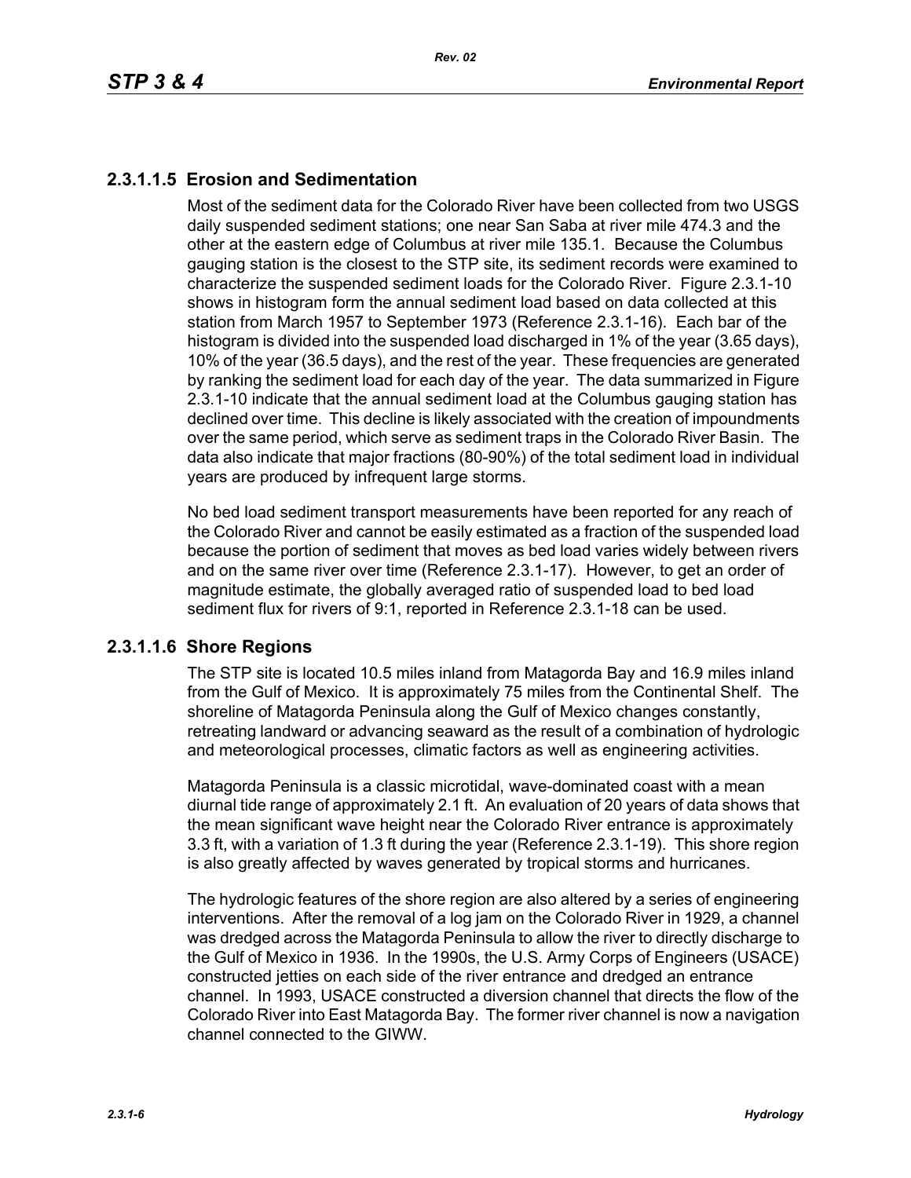### 2.3.1.1.5 Erosion and Sedimentation

Most of the sediment data for the Colorado River have been collected from two USGS daily suspended sediment stations; one near San Saba at river mile 474.3 and the other at the eastern edge of Columbus at river mile 135.1. Because the Columbus gauging station is the closest to the STP site, its sediment records were examined to characterize the suspended sediment loads for the Colorado River. Figure 2.3.1-10 shows in histogram form the annual sediment load based on data collected at this station from March 1957 to September 1973 (Reference 2.3.1-16). Each bar of the histogram is divided into the suspended load discharged in 1% of the year (3.65 days), 10% of the year (36.5 days), and the rest of the year. These frequencies are generated by ranking the sediment load for each day of the year. The data summarized in Figure 2.3.1-10 indicate that the annual sediment load at the Columbus gauging station has declined over time. This decline is likely associated with the creation of impoundments over the same period, which serve as sediment traps in the Colorado River Basin. The data also indicate that major fractions (80-90%) of the total sediment load in individual years are produced by infrequent large storms.

No bed load sediment transport measurements have been reported for any reach of the Colorado River and cannot be easily estimated as a fraction of the suspended load because the portion of sediment that moves as bed load varies widely between rivers and on the same river over time (Reference 2.3.1-17). However, to get an order of magnitude estimate, the globally averaged ratio of suspended load to bed load sediment flux for rivers of 9:1, reported in Reference 2.3.1-18 can be used.

### 2.3.1.1.6 Shore Regions

The STP site is located 10.5 miles inland from Matagorda Bay and 16.9 miles inland from the Gulf of Mexico. It is approximately 75 miles from the Continental Shelf. The shoreline of Matagorda Peninsula along the Gulf of Mexico changes constantly, retreating landward or advancing seaward as the result of a combination of hydrologic and meteorological processes, climatic factors as well as engineering activities.

Matagorda Peninsula is a classic microtidal, wave-dominated coast with a mean diurnal tide range of approximately 2.1 ft. An evaluation of 20 years of data shows that the mean significant wave height near the Colorado River entrance is approximately 3.3 ft, with a variation of 1.3 ft during the year (Reference 2.3.1-19). This shore region is also greatly affected by waves generated by tropical storms and hurricanes.

The hydrologic features of the shore region are also altered by a series of engineering interventions. After the removal of a log jam on the Colorado River in 1929, a channel was dredged across the Matagorda Peninsula to allow the river to directly discharge to the Gulf of Mexico in 1936. In the 1990s, the U.S. Army Corps of Engineers (USACE) constructed jetties on each side of the river entrance and dredged an entrance channel. In 1993, USACE constructed a diversion channel that directs the flow of the Colorado River into East Matagorda Bay. The former river channel is now a navigation channel connected to the GIWW.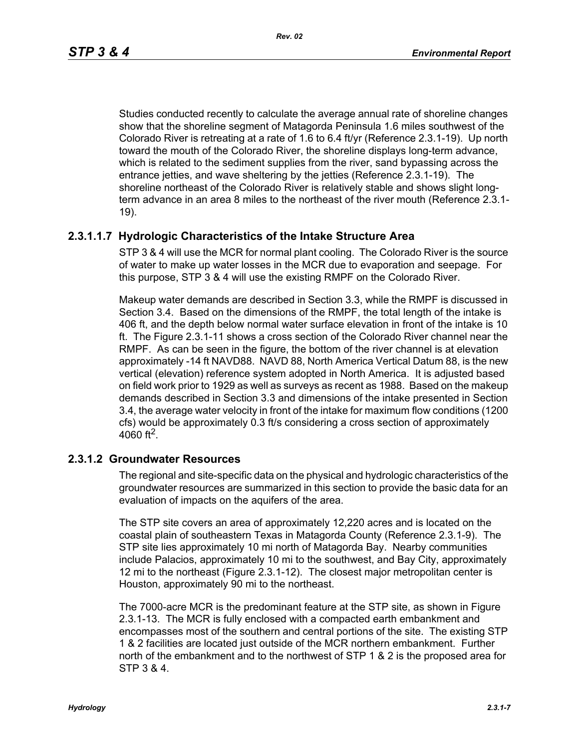Studies conducted recently to calculate the average annual rate of shoreline changes show that the shoreline segment of Matagorda Peninsula 1.6 miles southwest of the Colorado River is retreating at a rate of 1.6 to 6.4 ft/yr (Reference 2.3.1-19). Up north toward the mouth of the Colorado River, the shoreline displays long-term advance, which is related to the sediment supplies from the river, sand bypassing across the entrance jetties, and wave sheltering by the jetties (Reference 2.3.1-19). The shoreline northeast of the Colorado River is relatively stable and shows slight long-term advance in an area 8 miles to the northeast of the river mouth (Reference 2.3.1-19).

#### 2.3.1.1.7 Hydrologic Characteristics of the Intake Structure Area

STP 3 & 4 will use the MCR for normal plant cooling. The Colorado River is the source of water to make up water losses in the MCR due to evaporation and seepage. For this purpose, STP 3 & 4 will use the existing RMPF on the Colorado River.

Makeup water demands are described in Section 3.3, while the RMPF is discussed in Section 3.4. Based on the dimensions of the RMPF, the total length of the intake is 406 ft, and the depth below normal water surface elevation in front of the intake is 10 ft. The Figure 2.3.1-11 shows a cross section of the Colorado River channel near the RMPF. As can be seen in the figure, the bottom of the river channel is at elevation approximately -14 ft NAVD88. NAVD 88, North America Vertical Datum 88, is the new vertical (elevation) reference system adopted in North America. It is adjusted based on field work prior to 1929 as well as surveys as recent as 1988. Based on the makeup demands described in Section 3.3 and dimensions of the intake presented in Section 3.4, the average water velocity in front of the intake for maximum flow conditions (1200 cfs) would be approximately 0.3 ft/s considering a cross section of approximately 4060 $ft^2$.

### 2.3.1.2 Groundwater Resources

The regional and site-specific data on the physical and hydrologic characteristics of the groundwater resources are summarized in this section to provide the basic data for an evaluation of impacts on the aquifers of the area.

The STP site covers an area of approximately 12,220 acres and is located on the coastal plain of southeastern Texas in Matagorda County (Reference 2.3.1-9). The STP site lies approximately 10 mi north of Matagorda Bay. Nearby communities include Palacios, approximately 10 mi to the southwest, and Bay City, approximately 12 mi to the northeast (Figure 2.3.1-12). The closest major metropolitan center is Houston, approximately 90 mi to the northeast.

The 7000-acre MCR is the predominant feature at the STP site, as shown in Figure 2.3.1-13. The MCR is fully enclosed with a compacted earth embankment and encompasses most of the southern and central portions of the site. The existing STP 1 & 2 facilities are located just outside of the MCR northern embankment. Further north of the embankment and to the northwest of STP 1 & 2 is the proposed area for STP 3 & 4.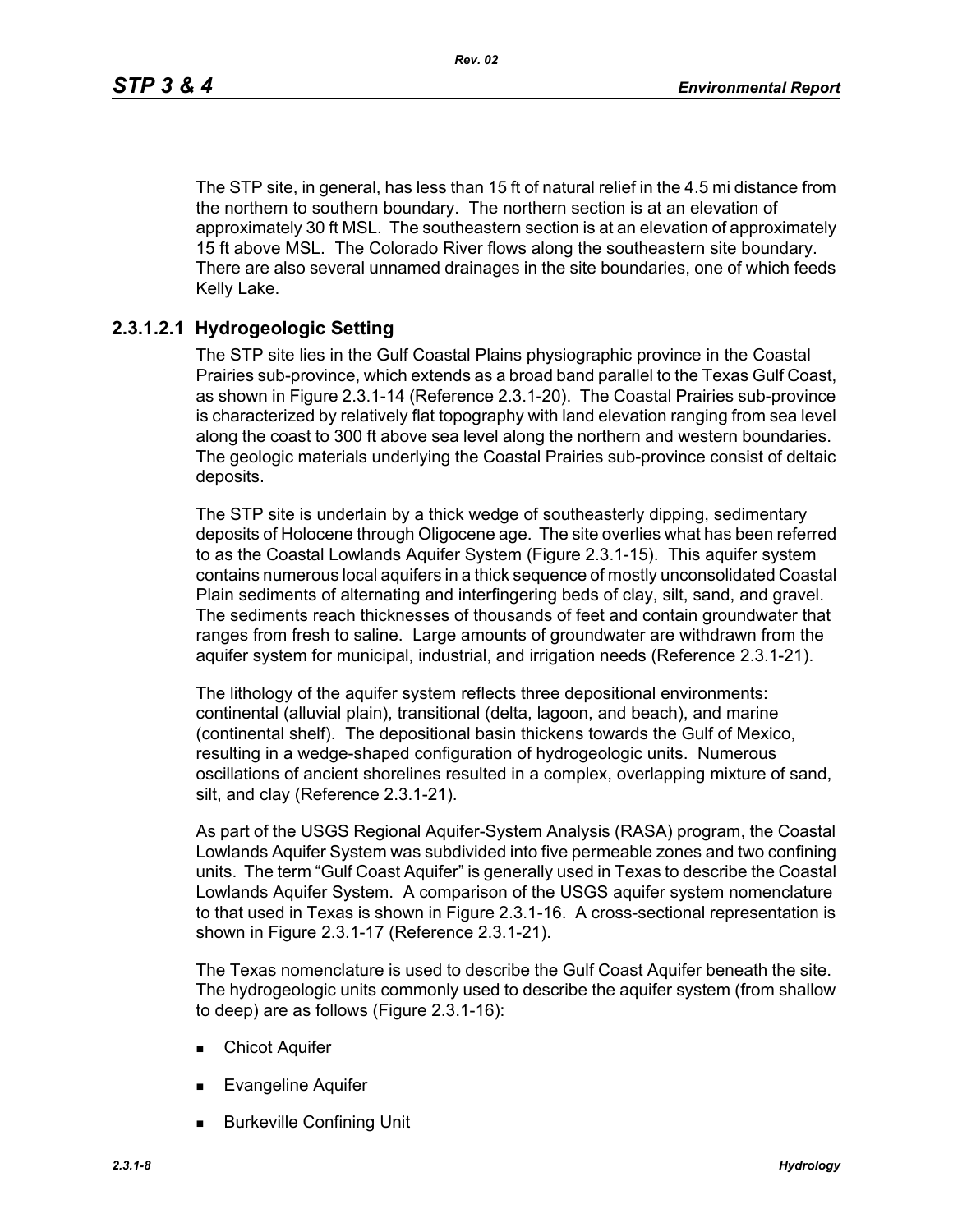The STP site, in general, has less than 15 ft of natural relief in the 4.5 mi distance from the northern to southern boundary. The northern section is at an elevation of approximately 30 ft MSL. The southeastern section is at an elevation of approximately 15 ft above MSL. The Colorado River flows along the southeastern site boundary. There are also several unnamed drainages in the site boundaries, one of which feeds Kelly Lake.

### 2.3.1.2.1 Hydrogeologic Setting

The STP site lies in the Gulf Coastal Plains physiographic province in the Coastal Prairies sub-province, which extends as a broad band parallel to the Texas Gulf Coast, as shown in Figure 2.3.1-14 (Reference 2.3.1-20). The Coastal Prairies sub-province is characterized by relatively flat topography with land elevation ranging from sea level along the coast to 300 ft above sea level along the northern and western boundaries. The geologic materials underlying the Coastal Prairies sub-province consist of deltaic deposits.

The STP site is underlain by a thick wedge of southeasterly dipping, sedimentary deposits of Holocene through Oligocene age. The site overlies what has been referred to as the Coastal Lowlands Aquifer System (Figure 2.3.1-15). This aquifer system contains numerous local aquifers in a thick sequence of mostly unconsolidated Coastal Plain sediments of alternating and interfingering beds of clay, silt, sand, and gravel. The sediments reach thicknesses of thousands of feet and contain groundwater that ranges from fresh to saline. Large amounts of groundwater are withdrawn from the aquifer system for municipal, industrial, and irrigation needs (Reference 2.3.1-21).

The lithology of the aquifer system reflects three depositional environments: continental (alluvial plain), transitional (delta, lagoon, and beach), and marine (continental shelf). The depositional basin thickens towards the Gulf of Mexico, resulting in a wedge-shaped configuration of hydrogeologic units. Numerous oscillations of ancient shorelines resulted in a complex, overlapping mixture of sand, silt, and clay (Reference 2.3.1-21).

As part of the USGS Regional Aquifer-System Analysis (RASA) program, the Coastal Lowlands Aquifer System was subdivided into five permeable zones and two confining units. The term "Gulf Coast Aquifer" is generally used in Texas to describe the Coastal Lowlands Aquifer System. A comparison of the USGS aquifer system nomenclature to that used in Texas is shown in Figure 2.3.1-16. A cross-sectional representation is shown in Figure 2.3.1-17 (Reference 2.3.1-21).

The Texas nomenclature is used to describe the Gulf Coast Aquifer beneath the site. The hydrogeologic units commonly used to describe the aquifer system (from shallow to deep) are as follows (Figure 2.3.1-16):

- Chicot Aquifer
- Evangeline Aquifer
- Burkeville Confining Unit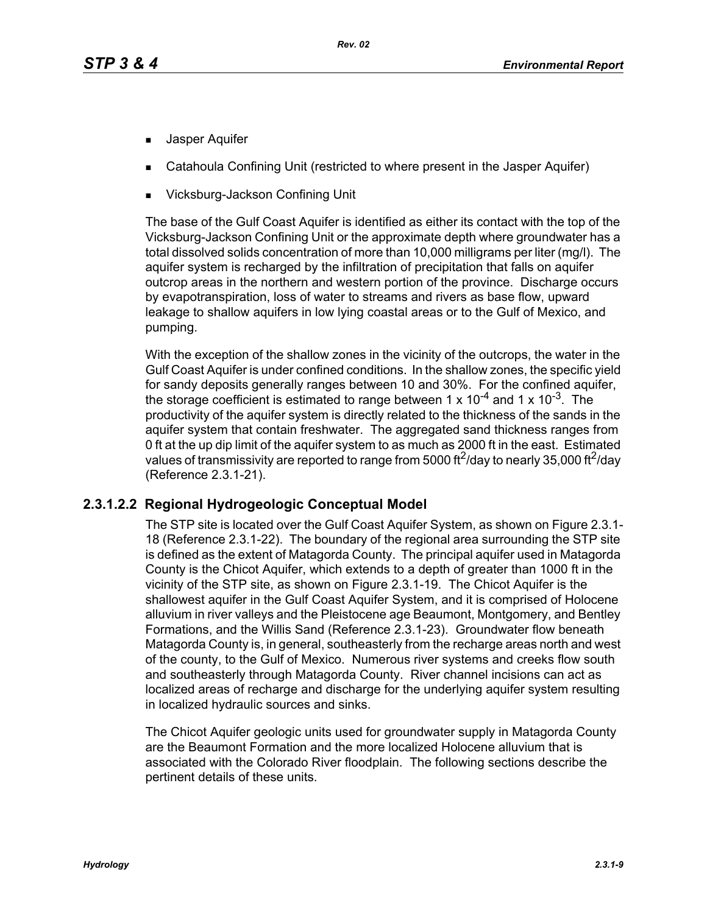- Jasper Aquifer
- Catahoula Confining Unit (restricted to where present in the Jasper Aquifer)
- Vicksburg-Jackson Confining Unit

The base of the Gulf Coast Aquifer is identified as either its contact with the top of the Vicksburg-Jackson Confining Unit or the approximate depth where groundwater has a total dissolved solids concentration of more than 10,000 milligrams per liter (mg/l). The aquifer system is recharged by the infiltration of precipitation that falls on aquifer outcrop areas in the northern and western portion of the province. Discharge occurs by evapotranspiration, loss of water to streams and rivers as base flow, upward leakage to shallow aquifers in low lying coastal areas or to the Gulf of Mexico, and pumping.

With the exception of the shallow zones in the vicinity of the outcrops, the water in the Gulf Coast Aquifer is under confined conditions. In the shallow zones, the specific yield for sandy deposits generally ranges between 10 and 30%. For the confined aquifer, the storage coefficient is estimated to range between $1 \times 10^{-4}$ and $1 \times 10^{-3}$. The productivity of the aquifer system is directly related to the thickness of the sands in the aquifer system that contain freshwater. The aggregated sand thickness ranges from 0 ft at the up dip limit of the aquifer system to as much as 2000 ft in the east. Estimated values of transmissivity are reported to range from 5000 $ft^2$/day to nearly 35,000 $ft^2$/day (Reference 2.3.1-21).

### 2.3.1.2.2 Regional Hydrogeologic Conceptual Model

The STP site is located over the Gulf Coast Aquifer System, as shown on Figure 2.3.1-18 (Reference 2.3.1-22). The boundary of the regional area surrounding the STP site is defined as the extent of Matagorda County. The principal aquifer used in Matagorda County is the Chicot Aquifer, which extends to a depth of greater than 1000 ft in the vicinity of the STP site, as shown on Figure 2.3.1-19. The Chicot Aquifer is the shallowest aquifer in the Gulf Coast Aquifer System, and it is comprised of Holocene alluvium in river valleys and the Pleistocene age Beaumont, Montgomery, and Bentley Formations, and the Willis Sand (Reference 2.3.1-23). Groundwater flow beneath Matagorda County is, in general, southeasterly from the recharge areas north and west of the county, to the Gulf of Mexico. Numerous river systems and creeks flow south and southeasterly through Matagorda County. River channel incisions can act as localized areas of recharge and discharge for the underlying aquifer system resulting in localized hydraulic sources and sinks.

The Chicot Aquifer geologic units used for groundwater supply in Matagorda County are the Beaumont Formation and the more localized Holocene alluvium that is associated with the Colorado River floodplain. The following sections describe the pertinent details of these units.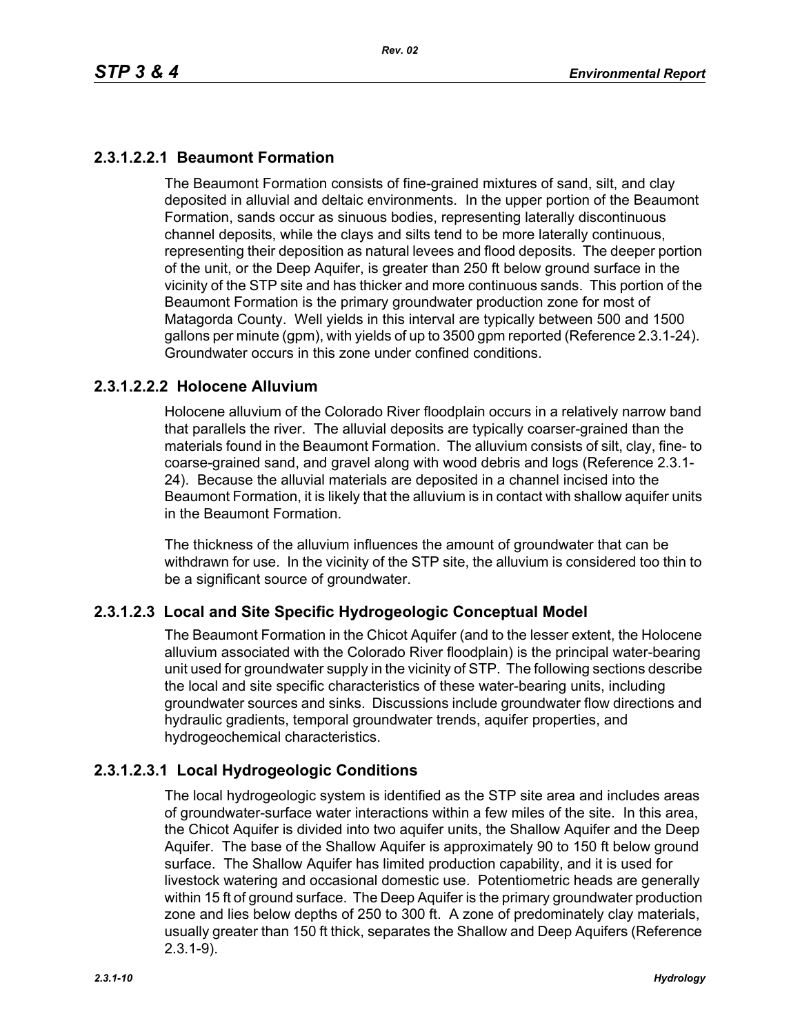### 2.3.1.2.2.1 Beaumont Formation

The Beaumont Formation consists of fine-grained mixtures of sand, silt, and clay deposited in alluvial and deltaic environments. In the upper portion of the Beaumont Formation, sands occur as sinuous bodies, representing laterally discontinuous channel deposits, while the clays and silts tend to be more laterally continuous, representing their deposition as natural levees and flood deposits. The deeper portion of the unit, or the Deep Aquifer, is greater than 250 ft below ground surface in the vicinity of the STP site and has thicker and more continuous sands. This portion of the Beaumont Formation is the primary groundwater production zone for most of Matagorda County. Well yields in this interval are typically between 500 and 1500 gallons per minute (gpm), with yields of up to 3500 gpm reported (Reference 2.3.1-24). Groundwater occurs in this zone under confined conditions.

### 2.3.1.2.2.2 Holocene Alluvium

Holocene alluvium of the Colorado River floodplain occurs in a relatively narrow band that parallels the river. The alluvial deposits are typically coarser-grained than the materials found in the Beaumont Formation. The alluvium consists of silt, clay, fine- to coarse-grained sand, and gravel along with wood debris and logs (Reference 2.3.1-24). Because the alluvial materials are deposited in a channel incised into the Beaumont Formation, it is likely that the alluvium is in contact with shallow aquifer units in the Beaumont Formation.

The thickness of the alluvium influences the amount of groundwater that can be withdrawn for use. In the vicinity of the STP site, the alluvium is considered too thin to be a significant source of groundwater.

### 2.3.1.2.3 Local and Site Specific Hydrogeologic Conceptual Model

The Beaumont Formation in the Chicot Aquifer (and to the lesser extent, the Holocene alluvium associated with the Colorado River floodplain) is the principal water-bearing unit used for groundwater supply in the vicinity of STP. The following sections describe the local and site specific characteristics of these water-bearing units, including groundwater sources and sinks. Discussions include groundwater flow directions and hydraulic gradients, temporal groundwater trends, aquifer properties, and hydrogeochemical characteristics.

### 2.3.1.2.3.1 Local Hydrogeologic Conditions

The local hydrogeologic system is identified as the STP site area and includes areas of groundwater-surface water interactions within a few miles of the site. In this area, the Chicot Aquifer is divided into two aquifer units, the Shallow Aquifer and the Deep Aquifer. The base of the Shallow Aquifer is approximately 90 to 150 ft below ground surface. The Shallow Aquifer has limited production capability, and it is used for livestock watering and occasional domestic use. Potentiometric heads are generally within 15 ft of ground surface. The Deep Aquifer is the primary groundwater production zone and lies below depths of 250 to 300 ft. A zone of predominately clay materials, usually greater than 150 ft thick, separates the Shallow and Deep Aquifers (Reference 2.3.1-9).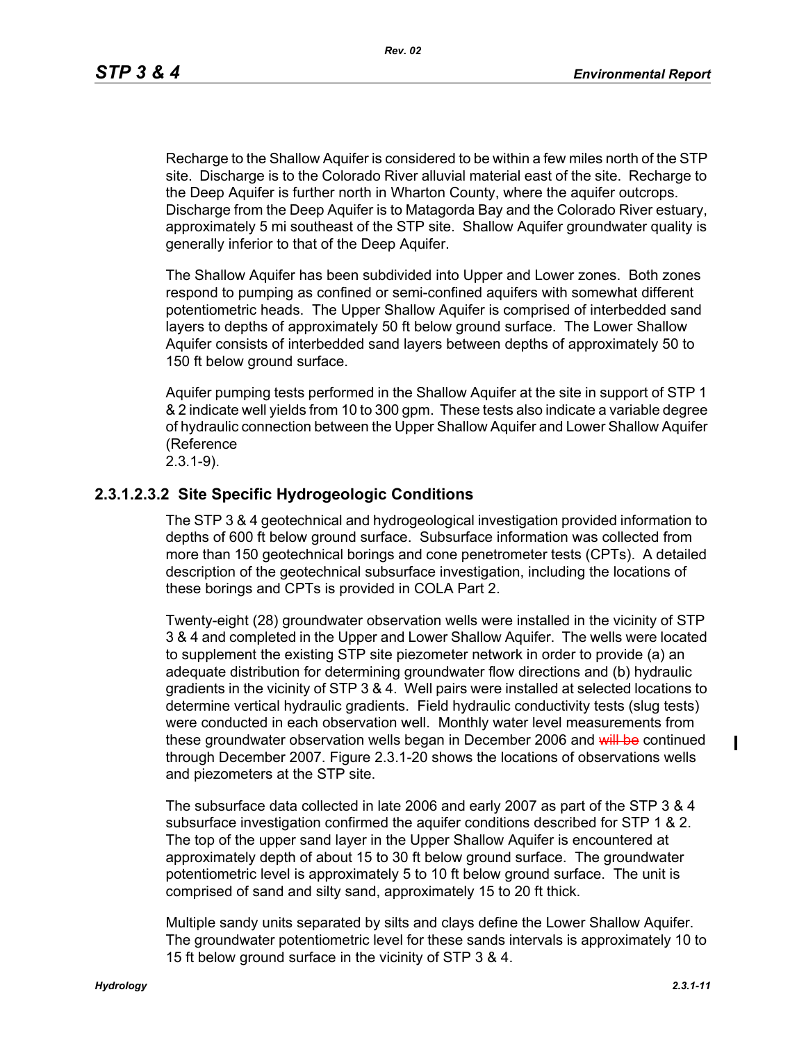Recharge to the Shallow Aquifer is considered to be within a few miles north of the STP site. Discharge is to the Colorado River alluvial material east of the site. Recharge to the Deep Aquifer is further north in Wharton County, where the aquifer outcrops. Discharge from the Deep Aquifer is to Matagorda Bay and the Colorado River estuary, approximately 5 mi southeast of the STP site. Shallow Aquifer groundwater quality is generally inferior to that of the Deep Aquifer.

The Shallow Aquifer has been subdivided into Upper and Lower zones. Both zones respond to pumping as confined or semi-confined aquifers with somewhat different potentiometric heads. The Upper Shallow Aquifer is comprised of interbedded sand layers to depths of approximately 50 ft below ground surface. The Lower Shallow Aquifer consists of interbedded sand layers between depths of approximately 50 to 150 ft below ground surface.

Aquifer pumping tests performed in the Shallow Aquifer at the site in support of STP 1 & 2 indicate well yields from 10 to 300 gpm. These tests also indicate a variable degree of hydraulic connection between the Upper Shallow Aquifer and Lower Shallow Aquifer (Reference 2.3.1-9).

### 2.3.1.2.3.2 Site Specific Hydrogeologic Conditions

The STP 3 & 4 geotechnical and hydrogeological investigation provided information to depths of 600 ft below ground surface. Subsurface information was collected from more than 150 geotechnical borings and cone penetrometer tests (CPTs). A detailed description of the geotechnical subsurface investigation, including the locations of these borings and CPTs is provided in COLA Part 2.

Twenty-eight (28) groundwater observation wells were installed in the vicinity of STP 3 & 4 and completed in the Upper and Lower Shallow Aquifer. The wells were located to supplement the existing STP site piezometer network in order to provide (a) an adequate distribution for determining groundwater flow directions and (b) hydraulic gradients in the vicinity of STP 3 & 4. Well pairs were installed at selected locations to determine vertical hydraulic gradients. Field hydraulic conductivity tests (slug tests) were conducted in each observation well. Monthly water level measurements from these groundwater observation wells began in December 2006 and ~~will be~~ continued through December 2007. Figure 2.3.1-20 shows the locations of observations wells and piezometers at the STP site.

The subsurface data collected in late 2006 and early 2007 as part of the STP 3 & 4 subsurface investigation confirmed the aquifer conditions described for STP 1 & 2. The top of the upper sand layer in the Upper Shallow Aquifer is encountered at approximately depth of about 15 to 30 ft below ground surface. The groundwater potentiometric level is approximately 5 to 10 ft below ground surface. The unit is comprised of sand and silty sand, approximately 15 to 20 ft thick.

Multiple sandy units separated by silts and clays define the Lower Shallow Aquifer. The groundwater potentiometric level for these sands intervals is approximately 10 to 15 ft below ground surface in the vicinity of STP 3 & 4.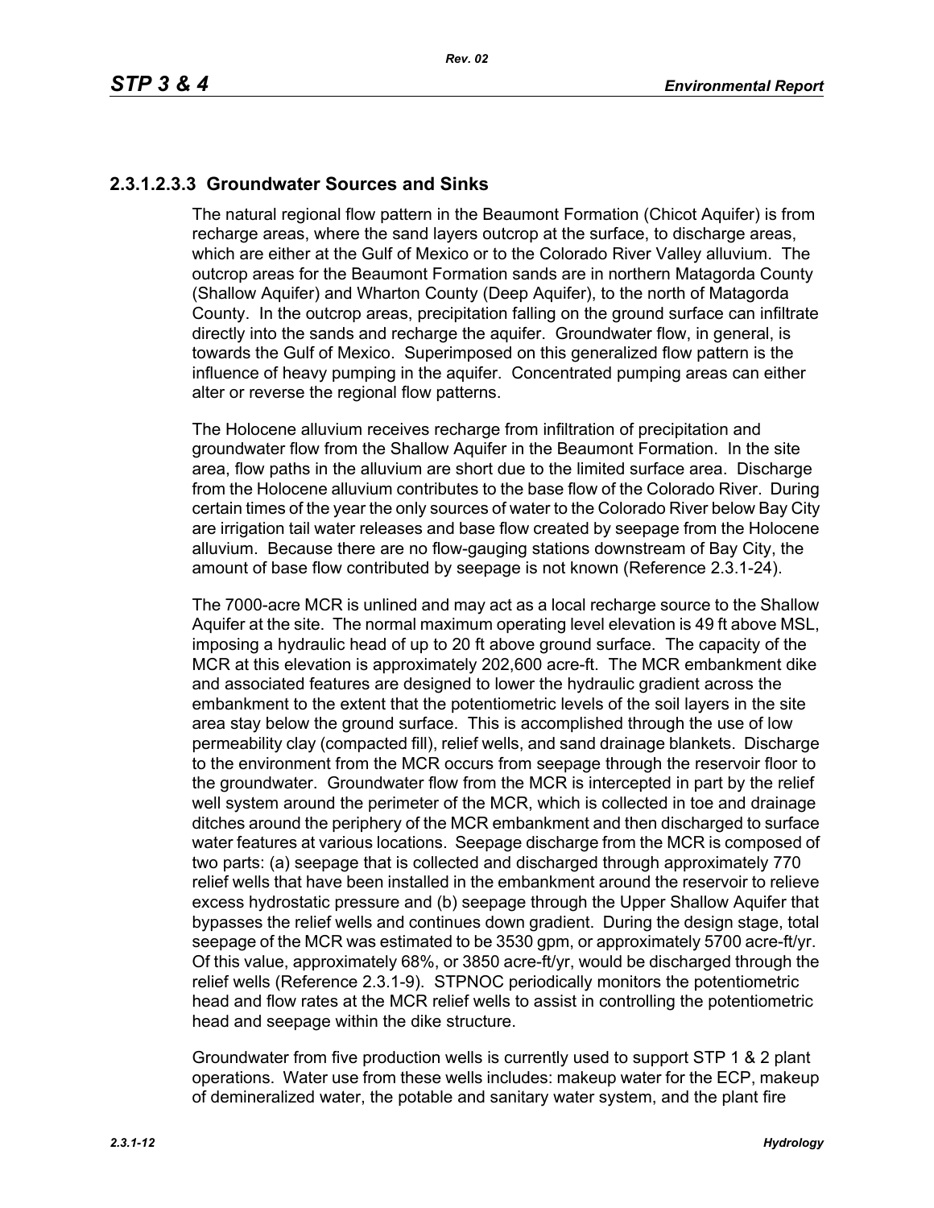### 2.3.1.2.3.3 Groundwater Sources and Sinks

The natural regional flow pattern in the Beaumont Formation (Chicot Aquifer) is from recharge areas, where the sand layers outcrop at the surface, to discharge areas, which are either at the Gulf of Mexico or to the Colorado River Valley alluvium. The outcrop areas for the Beaumont Formation sands are in northern Matagorda County (Shallow Aquifer) and Wharton County (Deep Aquifer), to the north of Matagorda County. In the outcrop areas, precipitation falling on the ground surface can infiltrate directly into the sands and recharge the aquifer. Groundwater flow, in general, is towards the Gulf of Mexico. Superimposed on this generalized flow pattern is the influence of heavy pumping in the aquifer. Concentrated pumping areas can either alter or reverse the regional flow patterns.

The Holocene alluvium receives recharge from infiltration of precipitation and groundwater flow from the Shallow Aquifer in the Beaumont Formation. In the site area, flow paths in the alluvium are short due to the limited surface area. Discharge from the Holocene alluvium contributes to the base flow of the Colorado River. During certain times of the year the only sources of water to the Colorado River below Bay City are irrigation tail water releases and base flow created by seepage from the Holocene alluvium. Because there are no flow-gauging stations downstream of Bay City, the amount of base flow contributed by seepage is not known (Reference 2.3.1-24).

The 7000-acre MCR is unlined and may act as a local recharge source to the Shallow Aquifer at the site. The normal maximum operating level elevation is 49 ft above MSL, imposing a hydraulic head of up to 20 ft above ground surface. The capacity of the MCR at this elevation is approximately 202,600 acre-ft. The MCR embankment dike and associated features are designed to lower the hydraulic gradient across the embankment to the extent that the potentiometric levels of the soil layers in the site area stay below the ground surface. This is accomplished through the use of low permeability clay (compacted fill), relief wells, and sand drainage blankets. Discharge to the environment from the MCR occurs from seepage through the reservoir floor to the groundwater. Groundwater flow from the MCR is intercepted in part by the relief well system around the perimeter of the MCR, which is collected in toe and drainage ditches around the periphery of the MCR embankment and then discharged to surface water features at various locations. Seepage discharge from the MCR is composed of two parts: (a) seepage that is collected and discharged through approximately 770 relief wells that have been installed in the embankment around the reservoir to relieve excess hydrostatic pressure and (b) seepage through the Upper Shallow Aquifer that bypasses the relief wells and continues down gradient. During the design stage, total seepage of the MCR was estimated to be 3530 gpm, or approximately 5700 acre-ft/yr. Of this value, approximately 68%, or 3850 acre-ft/yr, would be discharged through the relief wells (Reference 2.3.1-9). STPNOC periodically monitors the potentiometric head and flow rates at the MCR relief wells to assist in controlling the potentiometric head and seepage within the dike structure.

Groundwater from five production wells is currently used to support STP 1 & 2 plant operations. Water use from these wells includes: makeup water for the ECP, makeup of demineralized water, the potable and sanitary water system, and the plant fire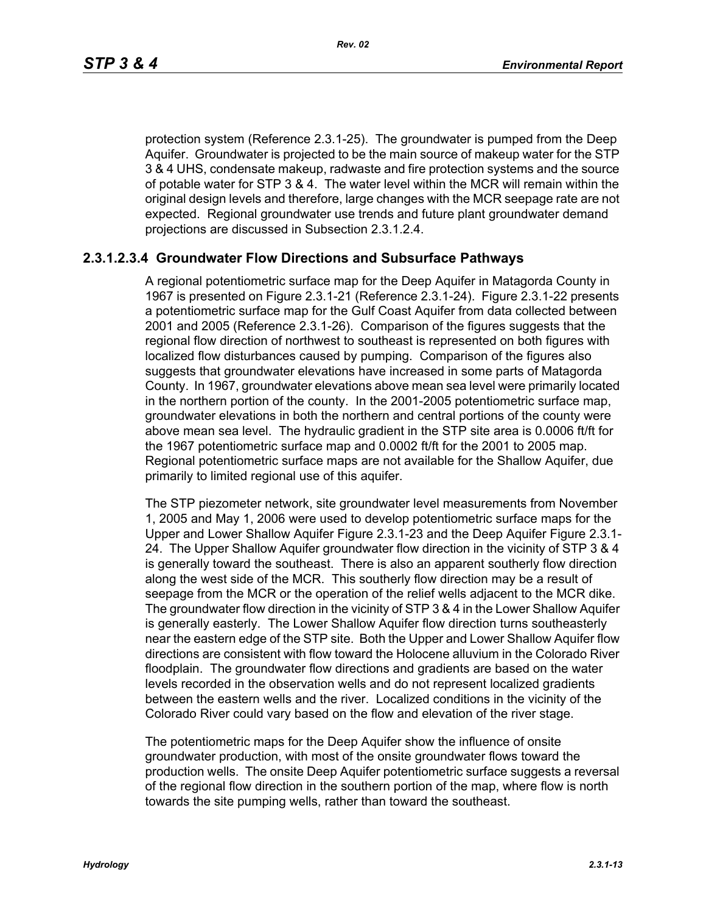protection system (Reference 2.3.1-25). The groundwater is pumped from the Deep Aquifer. Groundwater is projected to be the main source of makeup water for the STP 3 & 4 UHS, condensate makeup, radwaste and fire protection systems and the source of potable water for STP 3 & 4. The water level within the MCR will remain within the original design levels and therefore, large changes with the MCR seepage rate are not expected. Regional groundwater use trends and future plant groundwater demand projections are discussed in Subsection 2.3.1.2.4.

#### 2.3.1.2.3.4 Groundwater Flow Directions and Subsurface Pathways

A regional potentiometric surface map for the Deep Aquifer in Matagorda County in 1967 is presented on Figure 2.3.1-21 (Reference 2.3.1-24). Figure 2.3.1-22 presents a potentiometric surface map for the Gulf Coast Aquifer from data collected between 2001 and 2005 (Reference 2.3.1-26). Comparison of the figures suggests that the regional flow direction of northwest to southeast is represented on both figures with localized flow disturbances caused by pumping. Comparison of the figures also suggests that groundwater elevations have increased in some parts of Matagorda County. In 1967, groundwater elevations above mean sea level were primarily located in the northern portion of the county. In the 2001-2005 potentiometric surface map, groundwater elevations in both the northern and central portions of the county were above mean sea level. The hydraulic gradient in the STP site area is 0.0006 ft/ft for the 1967 potentiometric surface map and 0.0002 ft/ft for the 2001 to 2005 map. Regional potentiometric surface maps are not available for the Shallow Aquifer, due primarily to limited regional use of this aquifer.

The STP piezometer network, site groundwater level measurements from November 1, 2005 and May 1, 2006 were used to develop potentiometric surface maps for the Upper and Lower Shallow Aquifer Figure 2.3.1-23 and the Deep Aquifer Figure 2.3.1-24. The Upper Shallow Aquifer groundwater flow direction in the vicinity of STP 3 & 4 is generally toward the southeast. There is also an apparent southerly flow direction along the west side of the MCR. This southerly flow direction may be a result of seepage from the MCR or the operation of the relief wells adjacent to the MCR dike. The groundwater flow direction in the vicinity of STP 3 & 4 in the Lower Shallow Aquifer is generally easterly. The Lower Shallow Aquifer flow direction turns southeasterly near the eastern edge of the STP site. Both the Upper and Lower Shallow Aquifer flow directions are consistent with flow toward the Holocene alluvium in the Colorado River floodplain. The groundwater flow directions and gradients are based on the water levels recorded in the observation wells and do not represent localized gradients between the eastern wells and the river. Localized conditions in the vicinity of the Colorado River could vary based on the flow and elevation of the river stage.

The potentiometric maps for the Deep Aquifer show the influence of onsite groundwater production, with most of the onsite groundwater flows toward the production wells. The onsite Deep Aquifer potentiometric surface suggests a reversal of the regional flow direction in the southern portion of the map, where flow is north towards the site pumping wells, rather than toward the southeast.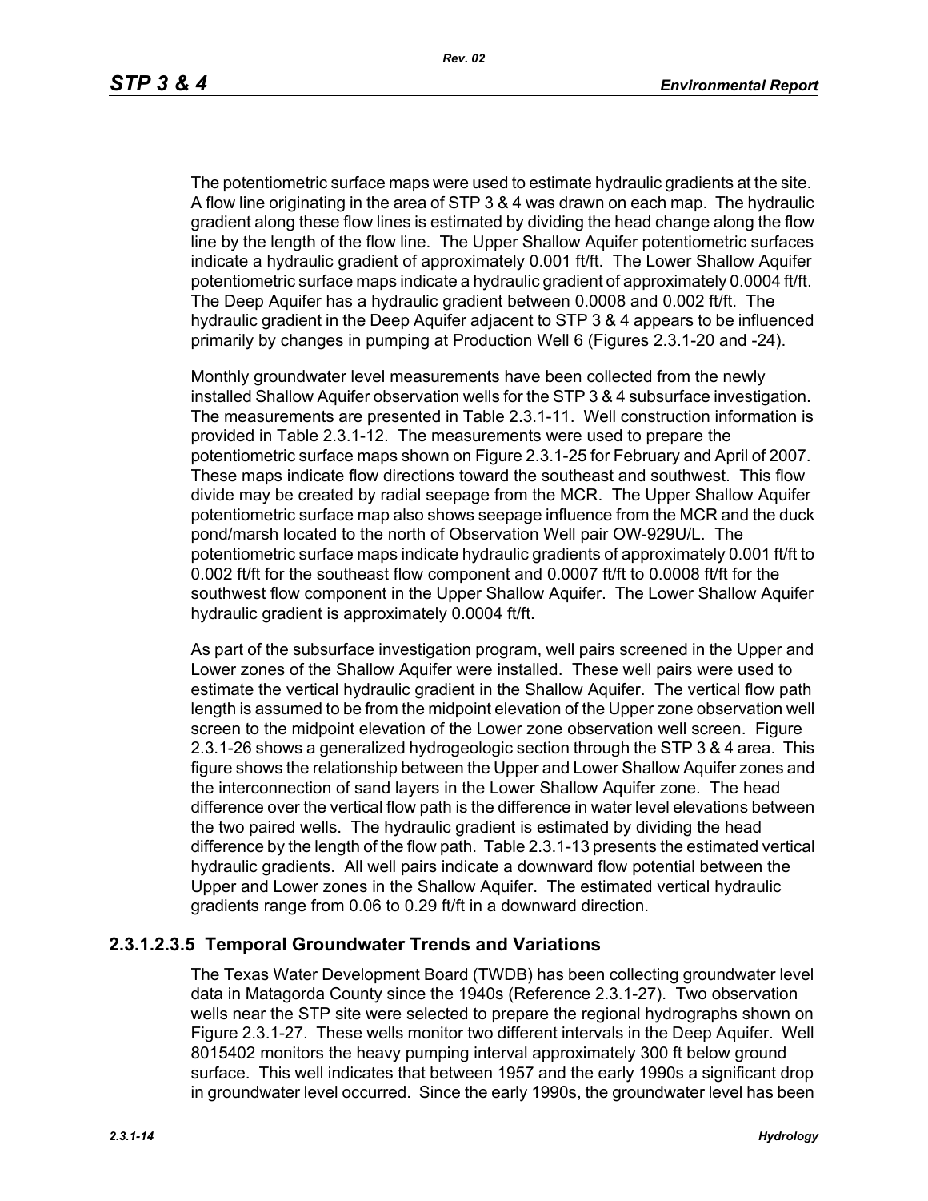The potentiometric surface maps were used to estimate hydraulic gradients at the site. A flow line originating in the area of STP 3 & 4 was drawn on each map. The hydraulic gradient along these flow lines is estimated by dividing the head change along the flow line by the length of the flow line. The Upper Shallow Aquifer potentiometric surfaces indicate a hydraulic gradient of approximately 0.001 ft/ft. The Lower Shallow Aquifer potentiometric surface maps indicate a hydraulic gradient of approximately 0.0004 ft/ft. The Deep Aquifer has a hydraulic gradient between 0.0008 and 0.002 ft/ft. The hydraulic gradient in the Deep Aquifer adjacent to STP 3 & 4 appears to be influenced primarily by changes in pumping at Production Well 6 (Figures 2.3.1-20 and -24).

Monthly groundwater level measurements have been collected from the newly installed Shallow Aquifer observation wells for the STP 3 & 4 subsurface investigation. The measurements are presented in Table 2.3.1-11. Well construction information is provided in Table 2.3.1-12. The measurements were used to prepare the potentiometric surface maps shown on Figure 2.3.1-25 for February and April of 2007. These maps indicate flow directions toward the southeast and southwest. This flow divide may be created by radial seepage from the MCR. The Upper Shallow Aquifer potentiometric surface map also shows seepage influence from the MCR and the duck pond/marsh located to the north of Observation Well pair OW-929U/L. The potentiometric surface maps indicate hydraulic gradients of approximately 0.001 ft/ft to 0.002 ft/ft for the southeast flow component and 0.0007 ft/ft to 0.0008 ft/ft for the southwest flow component in the Upper Shallow Aquifer. The Lower Shallow Aquifer hydraulic gradient is approximately 0.0004 ft/ft.

As part of the subsurface investigation program, well pairs screened in the Upper and Lower zones of the Shallow Aquifer were installed. These well pairs were used to estimate the vertical hydraulic gradient in the Shallow Aquifer. The vertical flow path length is assumed to be from the midpoint elevation of the Upper zone observation well screen to the midpoint elevation of the Lower zone observation well screen. Figure 2.3.1-26 shows a generalized hydrogeologic section through the STP 3 & 4 area. This figure shows the relationship between the Upper and Lower Shallow Aquifer zones and the interconnection of sand layers in the Lower Shallow Aquifer zone. The head difference over the vertical flow path is the difference in water level elevations between the two paired wells. The hydraulic gradient is estimated by dividing the head difference by the length of the flow path. Table 2.3.1-13 presents the estimated vertical hydraulic gradients. All well pairs indicate a downward flow potential between the Upper and Lower zones in the Shallow Aquifer. The estimated vertical hydraulic gradients range from 0.06 to 0.29 ft/ft in a downward direction.

## 2.3.1.2.3.5 Temporal Groundwater Trends and Variations

The Texas Water Development Board (TWDB) has been collecting groundwater level data in Matagorda County since the 1940s (Reference 2.3.1-27). Two observation wells near the STP site were selected to prepare the regional hydrographs shown on Figure 2.3.1-27. These wells monitor two different intervals in the Deep Aquifer. Well 8015402 monitors the heavy pumping interval approximately 300 ft below ground surface. This well indicates that between 1957 and the early 1990s a significant drop in groundwater level occurred. Since the early 1990s, the groundwater level has been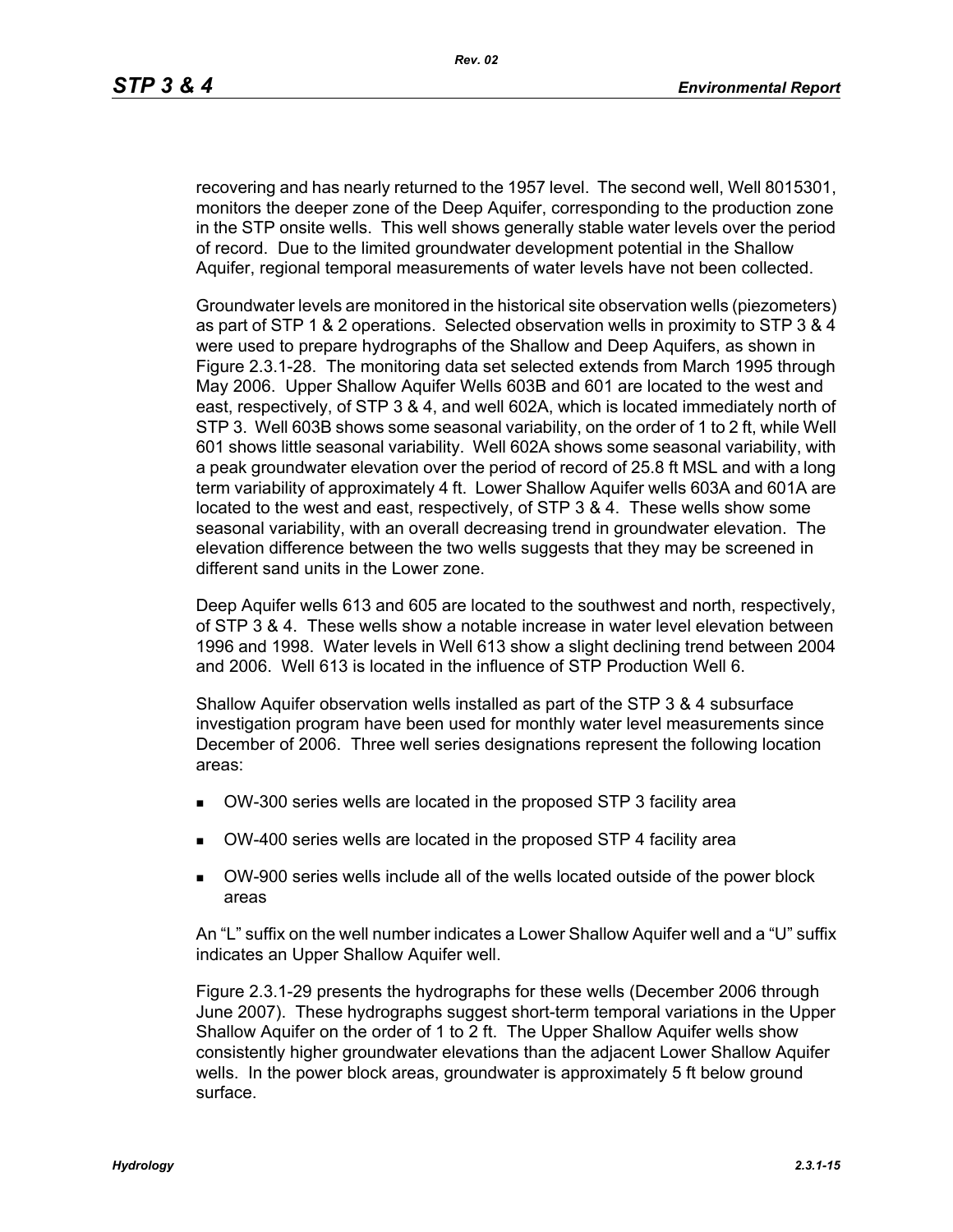recovering and has nearly returned to the 1957 level. The second well, Well 8015301, monitors the deeper zone of the Deep Aquifer, corresponding to the production zone in the STP onsite wells. This well shows generally stable water levels over the period of record. Due to the limited groundwater development potential in the Shallow Aquifer, regional temporal measurements of water levels have not been collected.

Groundwater levels are monitored in the historical site observation wells (piezometers) as part of STP 1 & 2 operations. Selected observation wells in proximity to STP 3 & 4 were used to prepare hydrographs of the Shallow and Deep Aquifers, as shown in Figure 2.3.1-28. The monitoring data set selected extends from March 1995 through May 2006. Upper Shallow Aquifer Wells 603B and 601 are located to the west and east, respectively, of STP 3 & 4, and well 602A, which is located immediately north of STP 3. Well 603B shows some seasonal variability, on the order of 1 to 2 ft, while Well 601 shows little seasonal variability. Well 602A shows some seasonal variability, with a peak groundwater elevation over the period of record of 25.8 ft MSL and with a long term variability of approximately 4 ft. Lower Shallow Aquifer wells 603A and 601A are located to the west and east, respectively, of STP 3 & 4. These wells show some seasonal variability, with an overall decreasing trend in groundwater elevation. The elevation difference between the two wells suggests that they may be screened in different sand units in the Lower zone.

Deep Aquifer wells 613 and 605 are located to the southwest and north, respectively, of STP 3 & 4. These wells show a notable increase in water level elevation between 1996 and 1998. Water levels in Well 613 show a slight declining trend between 2004 and 2006. Well 613 is located in the influence of STP Production Well 6.

Shallow Aquifer observation wells installed as part of the STP 3 & 4 subsurface investigation program have been used for monthly water level measurements since December of 2006. Three well series designations represent the following location areas:

- OW-300 series wells are located in the proposed STP 3 facility area
- OW-400 series wells are located in the proposed STP 4 facility area
- OW-900 series wells include all of the wells located outside of the power block areas

An "L" suffix on the well number indicates a Lower Shallow Aquifer well and a "U" suffix indicates an Upper Shallow Aquifer well.

Figure 2.3.1-29 presents the hydrographs for these wells (December 2006 through June 2007). These hydrographs suggest short-term temporal variations in the Upper Shallow Aquifer on the order of 1 to 2 ft. The Upper Shallow Aquifer wells show consistently higher groundwater elevations than the adjacent Lower Shallow Aquifer wells. In the power block areas, groundwater is approximately 5 ft below ground surface.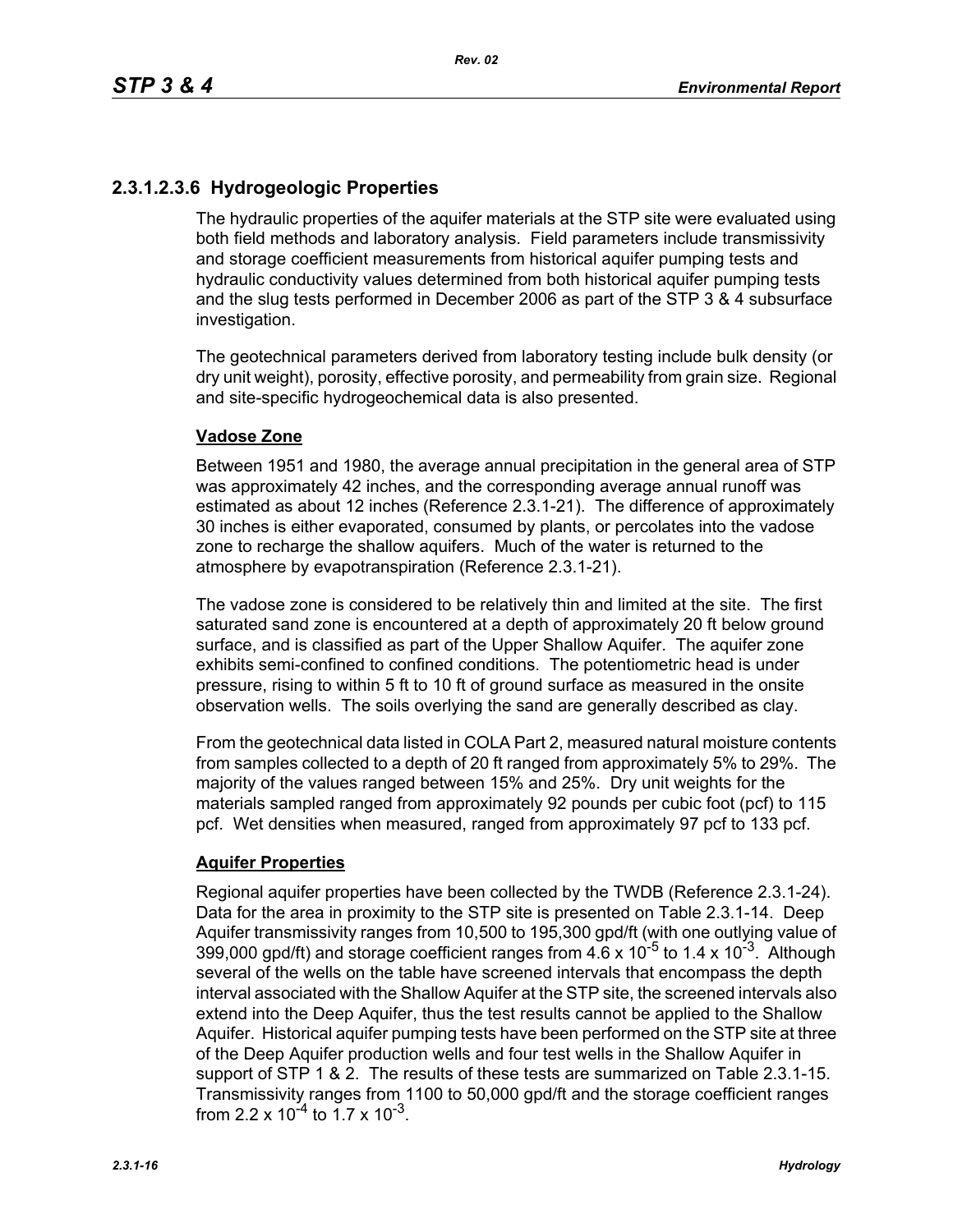## 2.3.1.2.3.6 Hydrogeologic Properties

The hydraulic properties of the aquifer materials at the STP site were evaluated using both field methods and laboratory analysis. Field parameters include transmissivity and storage coefficient measurements from historical aquifer pumping tests and hydraulic conductivity values determined from both historical aquifer pumping tests and the slug tests performed in December 2006 as part of the STP 3 & 4 subsurface investigation.

The geotechnical parameters derived from laboratory testing include bulk density (or dry unit weight), porosity, effective porosity, and permeability from grain size. Regional and site-specific hydrogeochemical data is also presented.

**Vadose Zone**

Between 1951 and 1980, the average annual precipitation in the general area of STP was approximately 42 inches, and the corresponding average annual runoff was estimated as about 12 inches (Reference 2.3.1-21). The difference of approximately 30 inches is either evaporated, consumed by plants, or percolates into the vadose zone to recharge the shallow aquifers. Much of the water is returned to the atmosphere by evapotranspiration (Reference 2.3.1-21).

The vadose zone is considered to be relatively thin and limited at the site. The first saturated sand zone is encountered at a depth of approximately 20 ft below ground surface, and is classified as part of the Upper Shallow Aquifer. The aquifer zone exhibits semi-confined to confined conditions. The potentiometric head is under pressure, rising to within 5 ft to 10 ft of ground surface as measured in the onsite observation wells. The soils overlying the sand are generally described as clay.

From the geotechnical data listed in COLA Part 2, measured natural moisture contents from samples collected to a depth of 20 ft ranged from approximately 5% to 29%. The majority of the values ranged between 15% and 25%. Dry unit weights for the materials sampled ranged from approximately 92 pounds per cubic foot (pcf) to 115 pcf. Wet densities when measured, ranged from approximately 97 pcf to 133 pcf.

**Aquifer Properties**

Regional aquifer properties have been collected by the TWDB (Reference 2.3.1-24). Data for the area in proximity to the STP site is presented on Table 2.3.1-14. Deep Aquifer transmissivity ranges from 10,500 to 195,300 gpd/ft (with one outlying value of 399,000 gpd/ft) and storage coefficient ranges from $4.6 \times 10^{-5}$ to $1.4 \times 10^{-3}$. Although several of the wells on the table have screened intervals that encompass the depth interval associated with the Shallow Aquifer at the STP site, the screened intervals also extend into the Deep Aquifer, thus the test results cannot be applied to the Shallow Aquifer. Historical aquifer pumping tests have been performed on the STP site at three of the Deep Aquifer production wells and four test wells in the Shallow Aquifer in support of STP 1 & 2. The results of these tests are summarized on Table 2.3.1-15. Transmissivity ranges from 1100 to 50,000 gpd/ft and the storage coefficient ranges from $2.2 \times 10^{-4}$ to $1.7 \times 10^{-3}$.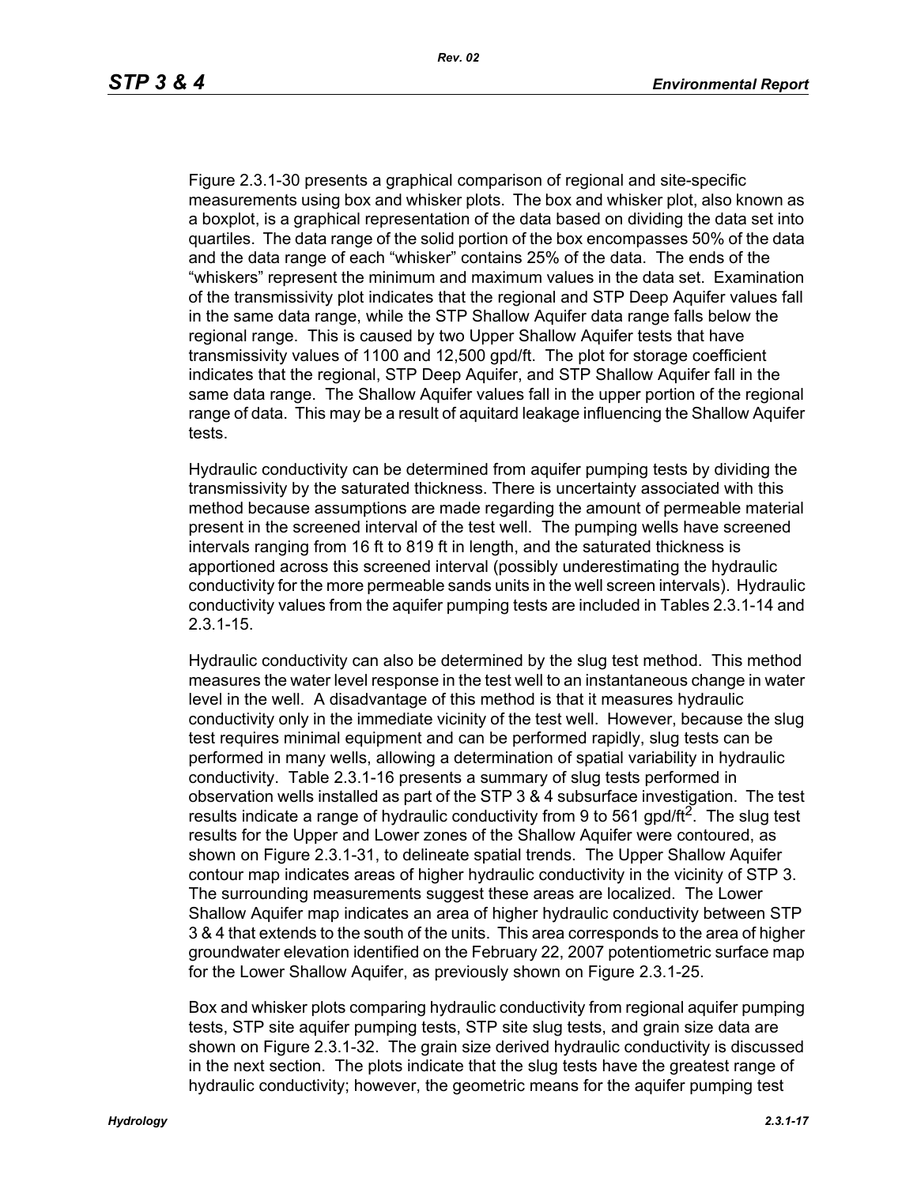Figure 2.3.1-30 presents a graphical comparison of regional and site-specific measurements using box and whisker plots. The box and whisker plot, also known as a boxplot, is a graphical representation of the data based on dividing the data set into quartiles. The data range of the solid portion of the box encompasses 50% of the data and the data range of each "whisker" contains 25% of the data. The ends of the "whiskers" represent the minimum and maximum values in the data set. Examination of the transmissivity plot indicates that the regional and STP Deep Aquifer values fall in the same data range, while the STP Shallow Aquifer data range falls below the regional range. This is caused by two Upper Shallow Aquifer tests that have transmissivity values of 1100 and 12,500 gpd/ft. The plot for storage coefficient indicates that the regional, STP Deep Aquifer, and STP Shallow Aquifer fall in the same data range. The Shallow Aquifer values fall in the upper portion of the regional range of data. This may be a result of aquitard leakage influencing the Shallow Aquifer tests.

Hydraulic conductivity can be determined from aquifer pumping tests by dividing the transmissivity by the saturated thickness. There is uncertainty associated with this method because assumptions are made regarding the amount of permeable material present in the screened interval of the test well. The pumping wells have screened intervals ranging from 16 ft to 819 ft in length, and the saturated thickness is apportioned across this screened interval (possibly underestimating the hydraulic conductivity for the more permeable sands units in the well screen intervals). Hydraulic conductivity values from the aquifer pumping tests are included in Tables 2.3.1-14 and 2.3.1-15.

Hydraulic conductivity can also be determined by the slug test method. This method measures the water level response in the test well to an instantaneous change in water level in the well. A disadvantage of this method is that it measures hydraulic conductivity only in the immediate vicinity of the test well. However, because the slug test requires minimal equipment and can be performed rapidly, slug tests can be performed in many wells, allowing a determination of spatial variability in hydraulic conductivity. Table 2.3.1-16 presents a summary of slug tests performed in observation wells installed as part of the STP 3 & 4 subsurface investigation. The test results indicate a range of hydraulic conductivity from 9 to 561 gpd/ft$^2$. The slug test results for the Upper and Lower zones of the Shallow Aquifer were contoured, as shown on Figure 2.3.1-31, to delineate spatial trends. The Upper Shallow Aquifer contour map indicates areas of higher hydraulic conductivity in the vicinity of STP 3. The surrounding measurements suggest these areas are localized. The Lower Shallow Aquifer map indicates an area of higher hydraulic conductivity between STP 3 & 4 that extends to the south of the units. This area corresponds to the area of higher groundwater elevation identified on the February 22, 2007 potentiometric surface map for the Lower Shallow Aquifer, as previously shown on Figure 2.3.1-25.

Box and whisker plots comparing hydraulic conductivity from regional aquifer pumping tests, STP site aquifer pumping tests, STP site slug tests, and grain size data are shown on Figure 2.3.1-32. The grain size derived hydraulic conductivity is discussed in the next section. The plots indicate that the slug tests have the greatest range of hydraulic conductivity; however, the geometric means for the aquifer pumping test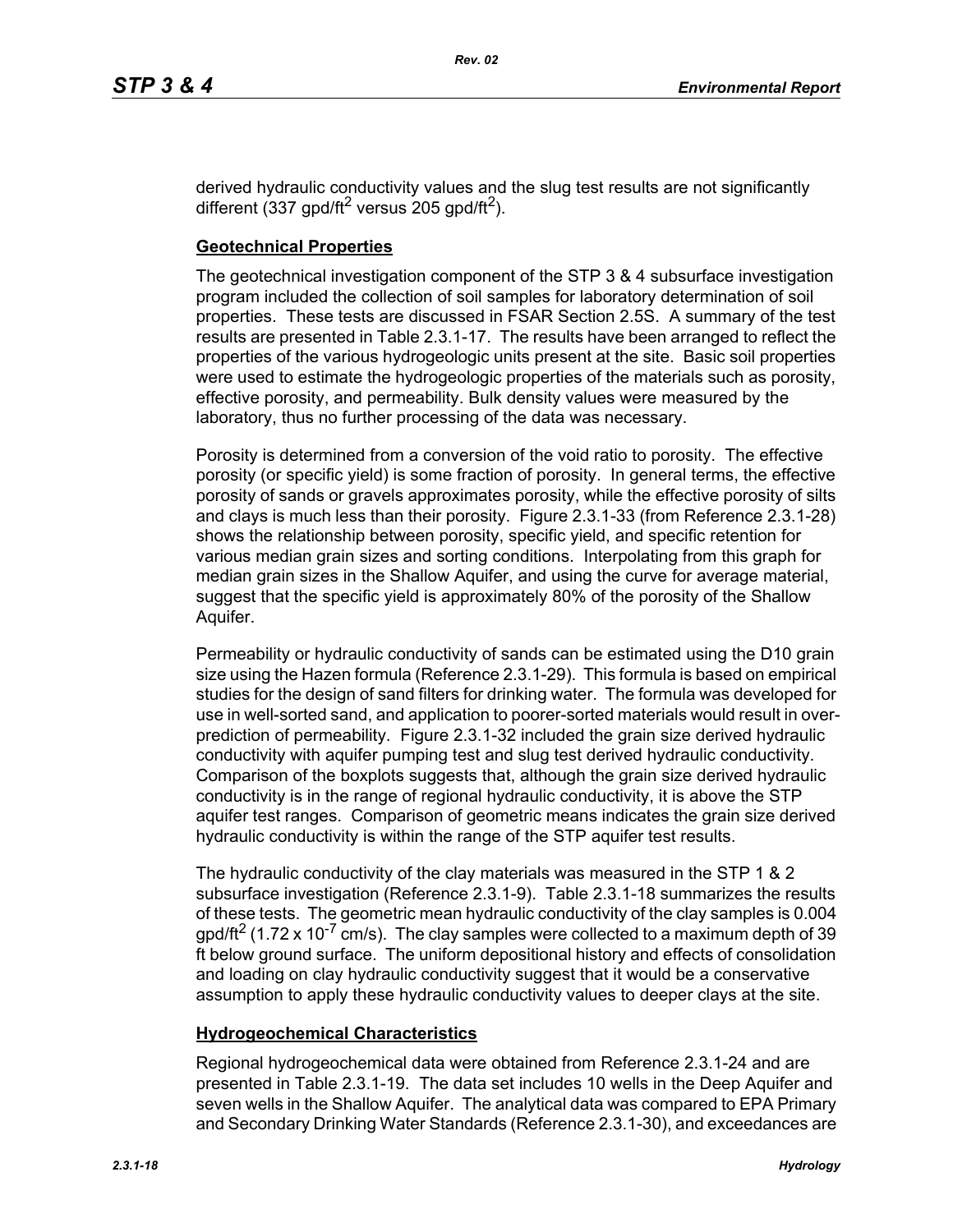derived hydraulic conductivity values and the slug test results are not significantly different (337 gpd/ft$^2$ versus 205 gpd/ft$^2$).

**Geotechnical Properties**

The geotechnical investigation component of the STP 3 & 4 subsurface investigation program included the collection of soil samples for laboratory determination of soil properties. These tests are discussed in FSAR Section 2.5S. A summary of the test results are presented in Table 2.3.1-17. The results have been arranged to reflect the properties of the various hydrogeologic units present at the site. Basic soil properties were used to estimate the hydrogeologic properties of the materials such as porosity, effective porosity, and permeability. Bulk density values were measured by the laboratory, thus no further processing of the data was necessary.

Porosity is determined from a conversion of the void ratio to porosity. The effective porosity (or specific yield) is some fraction of porosity. In general terms, the effective porosity of sands or gravels approximates porosity, while the effective porosity of silts and clays is much less than their porosity. Figure 2.3.1-33 (from Reference 2.3.1-28) shows the relationship between porosity, specific yield, and specific retention for various median grain sizes and sorting conditions. Interpolating from this graph for median grain sizes in the Shallow Aquifer, and using the curve for average material, suggest that the specific yield is approximately 80% of the porosity of the Shallow Aquifer.

Permeability or hydraulic conductivity of sands can be estimated using the D10 grain size using the Hazen formula (Reference 2.3.1-29). This formula is based on empirical studies for the design of sand filters for drinking water. The formula was developed for use in well-sorted sand, and application to poorer-sorted materials would result in over-prediction of permeability. Figure 2.3.1-32 included the grain size derived hydraulic conductivity with aquifer pumping test and slug test derived hydraulic conductivity. Comparison of the boxplots suggests that, although the grain size derived hydraulic conductivity is in the range of regional hydraulic conductivity, it is above the STP aquifer test ranges. Comparison of geometric means indicates the grain size derived hydraulic conductivity is within the range of the STP aquifer test results.

The hydraulic conductivity of the clay materials was measured in the STP 1 & 2 subsurface investigation (Reference 2.3.1-9). Table 2.3.1-18 summarizes the results of these tests. The geometric mean hydraulic conductivity of the clay samples is 0.004 gpd/ft$^2$ ($1.72 \times 10^{-7}$ cm/s). The clay samples were collected to a maximum depth of 39 ft below ground surface. The uniform depositional history and effects of consolidation and loading on clay hydraulic conductivity suggest that it would be a conservative assumption to apply these hydraulic conductivity values to deeper clays at the site.

**Hydrogeochemical Characteristics**

Regional hydrogeochemical data were obtained from Reference 2.3.1-24 and are presented in Table 2.3.1-19. The data set includes 10 wells in the Deep Aquifer and seven wells in the Shallow Aquifer. The analytical data was compared to EPA Primary and Secondary Drinking Water Standards (Reference 2.3.1-30), and exceedances are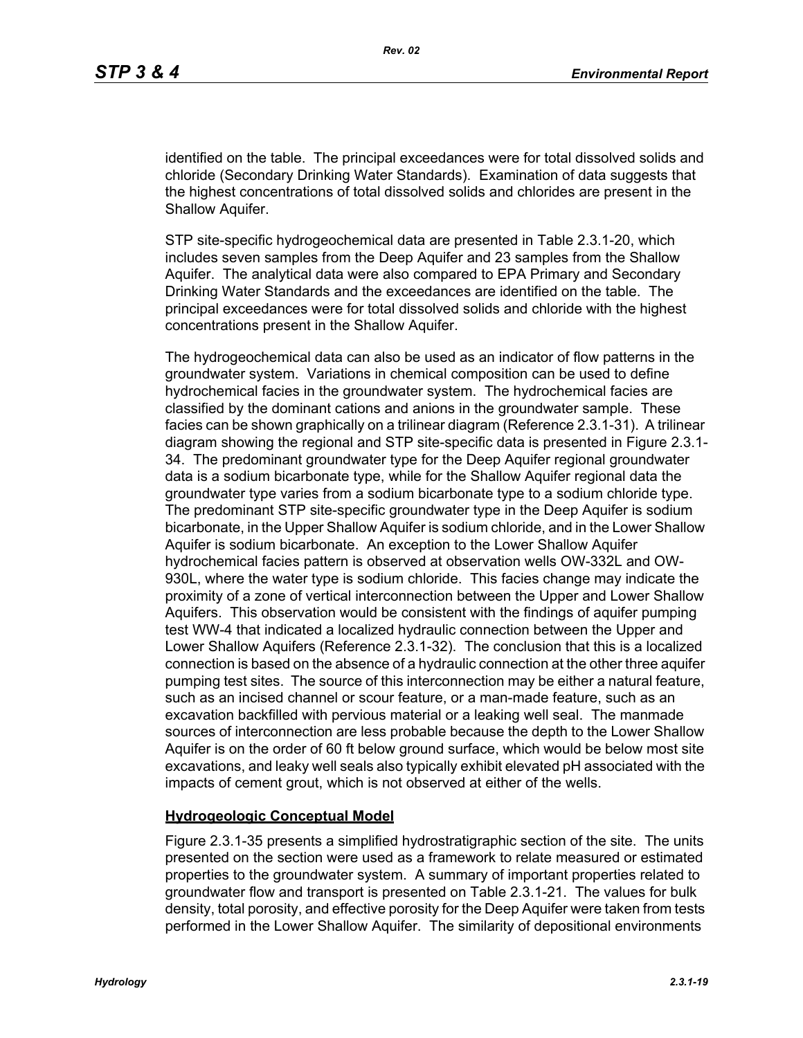identified on the table. The principal exceedances were for total dissolved solids and chloride (Secondary Drinking Water Standards). Examination of data suggests that the highest concentrations of total dissolved solids and chlorides are present in the Shallow Aquifer.

STP site-specific hydrogeochemical data are presented in Table 2.3.1-20, which includes seven samples from the Deep Aquifer and 23 samples from the Shallow Aquifer. The analytical data were also compared to EPA Primary and Secondary Drinking Water Standards and the exceedances are identified on the table. The principal exceedances were for total dissolved solids and chloride with the highest concentrations present in the Shallow Aquifer.

The hydrogeochemical data can also be used as an indicator of flow patterns in the groundwater system. Variations in chemical composition can be used to define hydrochemical facies in the groundwater system. The hydrochemical facies are classified by the dominant cations and anions in the groundwater sample. These facies can be shown graphically on a trilinear diagram (Reference 2.3.1-31). A trilinear diagram showing the regional and STP site-specific data is presented in Figure 2.3.1-34. The predominant groundwater type for the Deep Aquifer regional groundwater data is a sodium bicarbonate type, while for the Shallow Aquifer regional data the groundwater type varies from a sodium bicarbonate type to a sodium chloride type. The predominant STP site-specific groundwater type in the Deep Aquifer is sodium bicarbonate, in the Upper Shallow Aquifer is sodium chloride, and in the Lower Shallow Aquifer is sodium bicarbonate. An exception to the Lower Shallow Aquifer hydrochemical facies pattern is observed at observation wells OW-332L and OW-930L, where the water type is sodium chloride. This facies change may indicate the proximity of a zone of vertical interconnection between the Upper and Lower Shallow Aquifers. This observation would be consistent with the findings of aquifer pumping test WW-4 that indicated a localized hydraulic connection between the Upper and Lower Shallow Aquifers (Reference 2.3.1-32). The conclusion that this is a localized connection is based on the absence of a hydraulic connection at the other three aquifer pumping test sites. The source of this interconnection may be either a natural feature, such as an incised channel or scour feature, or a man-made feature, such as an excavation backfilled with pervious material or a leaking well seal. The manmade sources of interconnection are less probable because the depth to the Lower Shallow Aquifer is on the order of 60 ft below ground surface, which would be below most site excavations, and leaky well seals also typically exhibit elevated pH associated with the impacts of cement grout, which is not observed at either of the wells.

**Hydrogeologic Conceptual Model**

Figure 2.3.1-35 presents a simplified hydrostratigraphic section of the site. The units presented on the section were used as a framework to relate measured or estimated properties to the groundwater system. A summary of important properties related to groundwater flow and transport is presented on Table 2.3.1-21. The values for bulk density, total porosity, and effective porosity for the Deep Aquifer were taken from tests performed in the Lower Shallow Aquifer. The similarity of depositional environments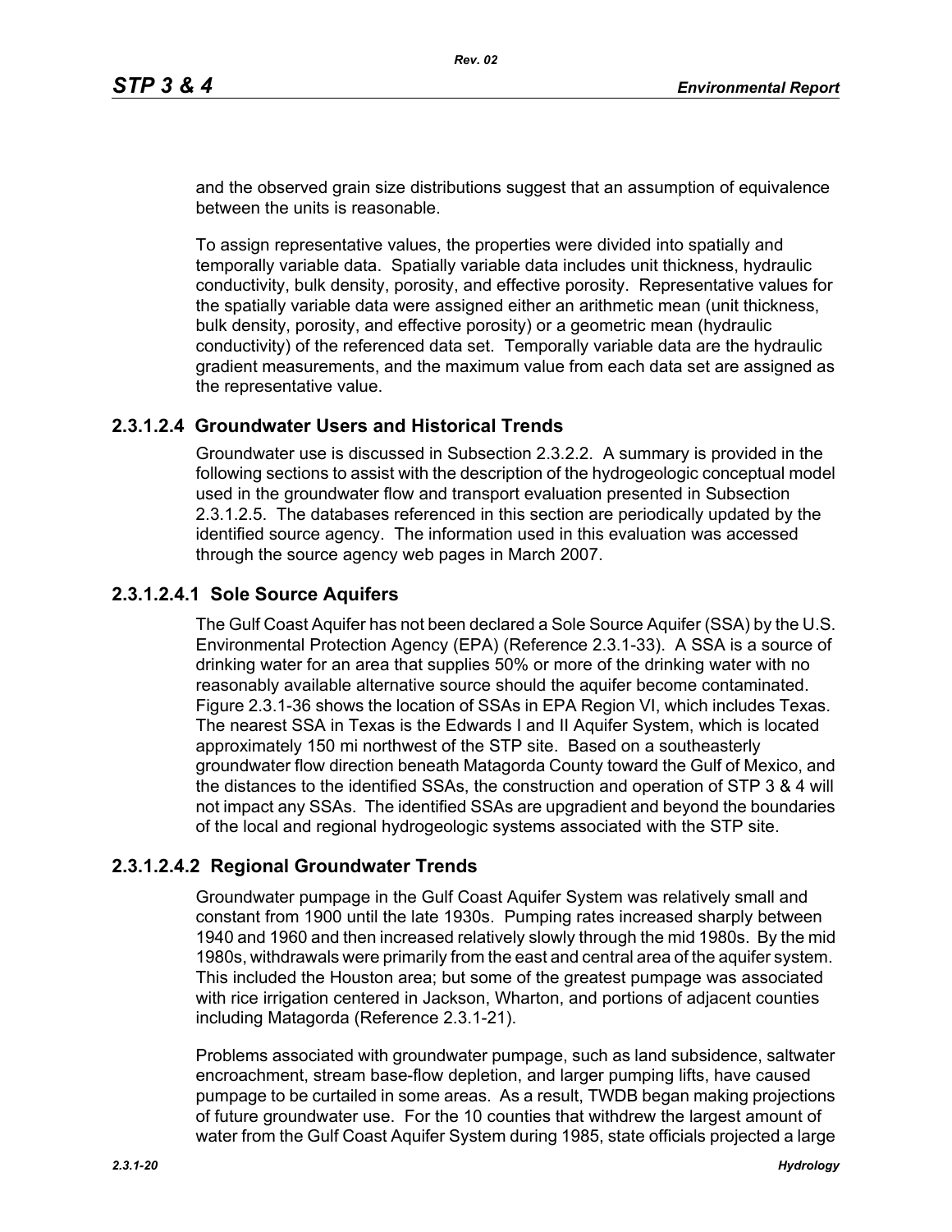and the observed grain size distributions suggest that an assumption of equivalence between the units is reasonable.

To assign representative values, the properties were divided into spatially and temporally variable data. Spatially variable data includes unit thickness, hydraulic conductivity, bulk density, porosity, and effective porosity. Representative values for the spatially variable data were assigned either an arithmetic mean (unit thickness, bulk density, porosity, and effective porosity) or a geometric mean (hydraulic conductivity) of the referenced data set. Temporally variable data are the hydraulic gradient measurements, and the maximum value from each data set are assigned as the representative value.

### 2.3.1.2.4 Groundwater Users and Historical Trends

Groundwater use is discussed in Subsection 2.3.2.2. A summary is provided in the following sections to assist with the description of the hydrogeologic conceptual model used in the groundwater flow and transport evaluation presented in Subsection 2.3.1.2.5. The databases referenced in this section are periodically updated by the identified source agency. The information used in this evaluation was accessed through the source agency web pages in March 2007.

#### 2.3.1.2.4.1 Sole Source Aquifers

The Gulf Coast Aquifer has not been declared a Sole Source Aquifer (SSA) by the U.S. Environmental Protection Agency (EPA) (Reference 2.3.1-33). A SSA is a source of drinking water for an area that supplies 50% or more of the drinking water with no reasonably available alternative source should the aquifer become contaminated. Figure 2.3.1-36 shows the location of SSAs in EPA Region VI, which includes Texas. The nearest SSA in Texas is the Edwards I and II Aquifer System, which is located approximately 150 mi northwest of the STP site. Based on a southeasterly groundwater flow direction beneath Matagorda County toward the Gulf of Mexico, and the distances to the identified SSAs, the construction and operation of STP 3 & 4 will not impact any SSAs. The identified SSAs are upgradient and beyond the boundaries of the local and regional hydrogeologic systems associated with the STP site.

#### 2.3.1.2.4.2 Regional Groundwater Trends

Groundwater pumpage in the Gulf Coast Aquifer System was relatively small and constant from 1900 until the late 1930s. Pumping rates increased sharply between 1940 and 1960 and then increased relatively slowly through the mid 1980s. By the mid 1980s, withdrawals were primarily from the east and central area of the aquifer system. This included the Houston area; but some of the greatest pumpage was associated with rice irrigation centered in Jackson, Wharton, and portions of adjacent counties including Matagorda (Reference 2.3.1-21).

Problems associated with groundwater pumpage, such as land subsidence, saltwater encroachment, stream base-flow depletion, and larger pumping lifts, have caused pumpage to be curtailed in some areas. As a result, TWDB began making projections of future groundwater use. For the 10 counties that withdrew the largest amount of water from the Gulf Coast Aquifer System during 1985, state officials projected a large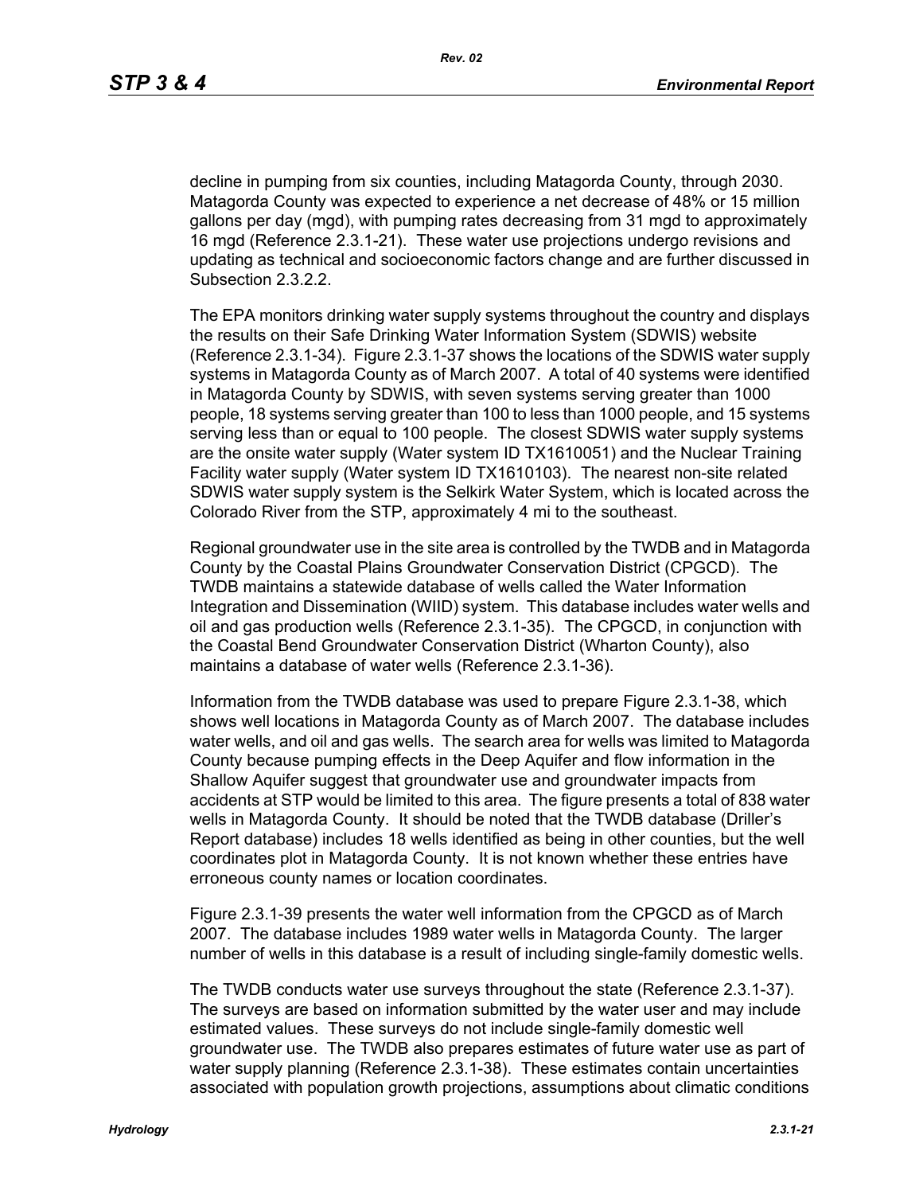decline in pumping from six counties, including Matagorda County, through 2030. Matagorda County was expected to experience a net decrease of 48% or 15 million gallons per day (mgd), with pumping rates decreasing from 31 mgd to approximately 16 mgd (Reference 2.3.1-21). These water use projections undergo revisions and updating as technical and socioeconomic factors change and are further discussed in Subsection 2.3.2.2.

The EPA monitors drinking water supply systems throughout the country and displays the results on their Safe Drinking Water Information System (SDWIS) website (Reference 2.3.1-34). Figure 2.3.1-37 shows the locations of the SDWIS water supply systems in Matagorda County as of March 2007. A total of 40 systems were identified in Matagorda County by SDWIS, with seven systems serving greater than 1000 people, 18 systems serving greater than 100 to less than 1000 people, and 15 systems serving less than or equal to 100 people. The closest SDWIS water supply systems are the onsite water supply (Water system ID TX1610051) and the Nuclear Training Facility water supply (Water system ID TX1610103). The nearest non-site related SDWIS water supply system is the Selkirk Water System, which is located across the Colorado River from the STP, approximately 4 mi to the southeast.

Regional groundwater use in the site area is controlled by the TWDB and in Matagorda County by the Coastal Plains Groundwater Conservation District (CPGCD). The TWDB maintains a statewide database of wells called the Water Information Integration and Dissemination (WIID) system. This database includes water wells and oil and gas production wells (Reference 2.3.1-35). The CPGCD, in conjunction with the Coastal Bend Groundwater Conservation District (Wharton County), also maintains a database of water wells (Reference 2.3.1-36).

Information from the TWDB database was used to prepare Figure 2.3.1-38, which shows well locations in Matagorda County as of March 2007. The database includes water wells, and oil and gas wells. The search area for wells was limited to Matagorda County because pumping effects in the Deep Aquifer and flow information in the Shallow Aquifer suggest that groundwater use and groundwater impacts from accidents at STP would be limited to this area. The figure presents a total of 838 water wells in Matagorda County. It should be noted that the TWDB database (Driller's Report database) includes 18 wells identified as being in other counties, but the well coordinates plot in Matagorda County. It is not known whether these entries have erroneous county names or location coordinates.

Figure 2.3.1-39 presents the water well information from the CPGCD as of March 2007. The database includes 1989 water wells in Matagorda County. The larger number of wells in this database is a result of including single-family domestic wells.

The TWDB conducts water use surveys throughout the state (Reference 2.3.1-37). The surveys are based on information submitted by the water user and may include estimated values. These surveys do not include single-family domestic well groundwater use. The TWDB also prepares estimates of future water use as part of water supply planning (Reference 2.3.1-38). These estimates contain uncertainties associated with population growth projections, assumptions about climatic conditions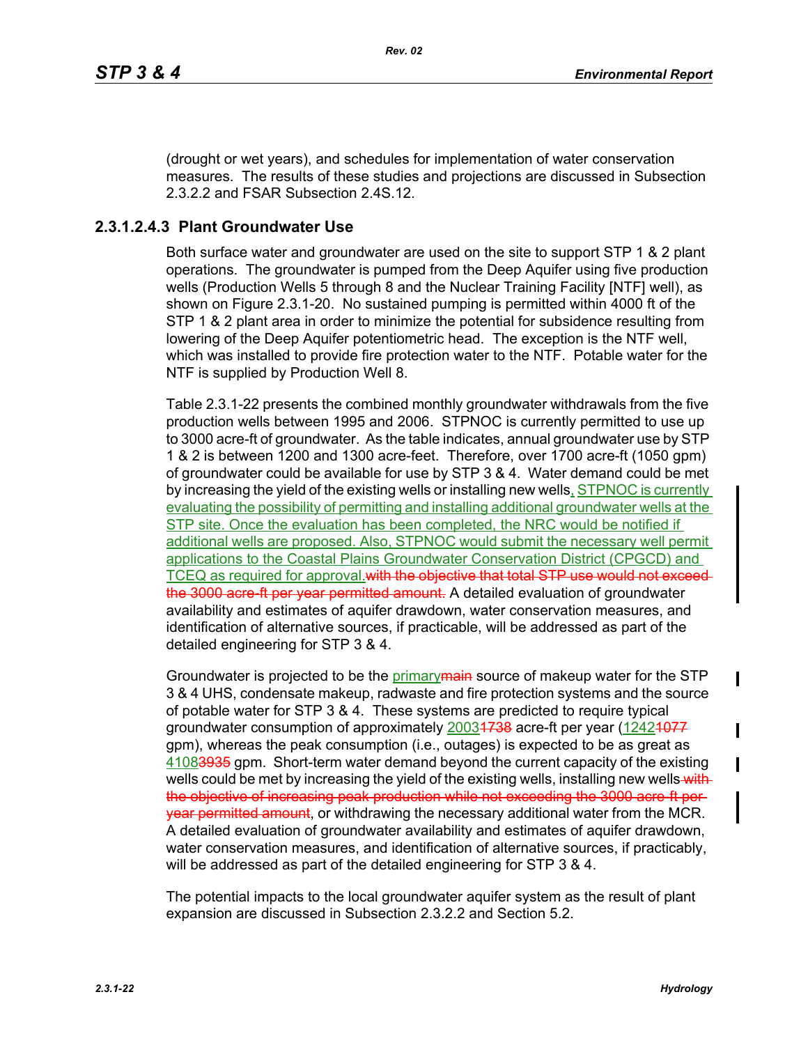(drought or wet years), and schedules for implementation of water conservation measures. The results of these studies and projections are discussed in Subsection 2.3.2.2 and FSAR Subsection 2.4S.12.

### 2.3.1.2.4.3 Plant Groundwater Use

Both surface water and groundwater are used on the site to support STP 1 & 2 plant operations. The groundwater is pumped from the Deep Aquifer using five production wells (Production Wells 5 through 8 and the Nuclear Training Facility [NTF] well), as shown on Figure 2.3.1-20. No sustained pumping is permitted within 4000 ft of the STP 1 & 2 plant area in order to minimize the potential for subsidence resulting from lowering of the Deep Aquifer potentiometric head. The exception is the NTF well, which was installed to provide fire protection water to the NTF. Potable water for the NTF is supplied by Production Well 8.

Table 2.3.1-22 presents the combined monthly groundwater withdrawals from the five production wells between 1995 and 2006. STPNOC is currently permitted to use up to 3000 acre-ft of groundwater. As the table indicates, annual groundwater use by STP 1 & 2 is between 1200 and 1300 acre-feet. Therefore, over 1700 acre-ft (1050 gpm) of groundwater could be available for use by STP 3 & 4. Water demand could be met by increasing the yield of the existing wells or installing new wells, STPNOC is currently evaluating the possibility of permitting and installing additional groundwater wells at the STP site. Once the evaluation has been completed, the NRC would be notified if additional wells are proposed. Also, STPNOC would submit the necessary well permit applications to the Coastal Plains Groundwater Conservation District (CPGCD) and TCEQ as required for approval.~~with the objective that total STP use would not exceed the 3000 acre-ft per year permitted amount.~~ A detailed evaluation of groundwater availability and estimates of aquifer drawdown, water conservation measures, and identification of alternative sources, if practicable, will be addressed as part of the detailed engineering for STP 3 & 4.

Groundwater is projected to be the primary~~main~~ source of makeup water for the STP 3 & 4 UHS, condensate makeup, radwaste and fire protection systems and the source of potable water for STP 3 & 4. These systems are predicted to require typical groundwater consumption of approximately 2003~~1738~~ acre-ft per year (1242~~1077~~ gpm), whereas the peak consumption (i.e., outages) is expected to be as great as 4108~~3935~~ gpm. Short-term water demand beyond the current capacity of the existing wells could be met by increasing the yield of the existing wells, installing new wells~~with the objective of increasing peak production while not exceeding the 3000 acre-ft per year permitted amount~~, or withdrawing the necessary additional water from the MCR. A detailed evaluation of groundwater availability and estimates of aquifer drawdown, water conservation measures, and identification of alternative sources, if practicably, will be addressed as part of the detailed engineering for STP 3 & 4.

The potential impacts to the local groundwater aquifer system as the result of plant expansion are discussed in Subsection 2.3.2.2 and Section 5.2.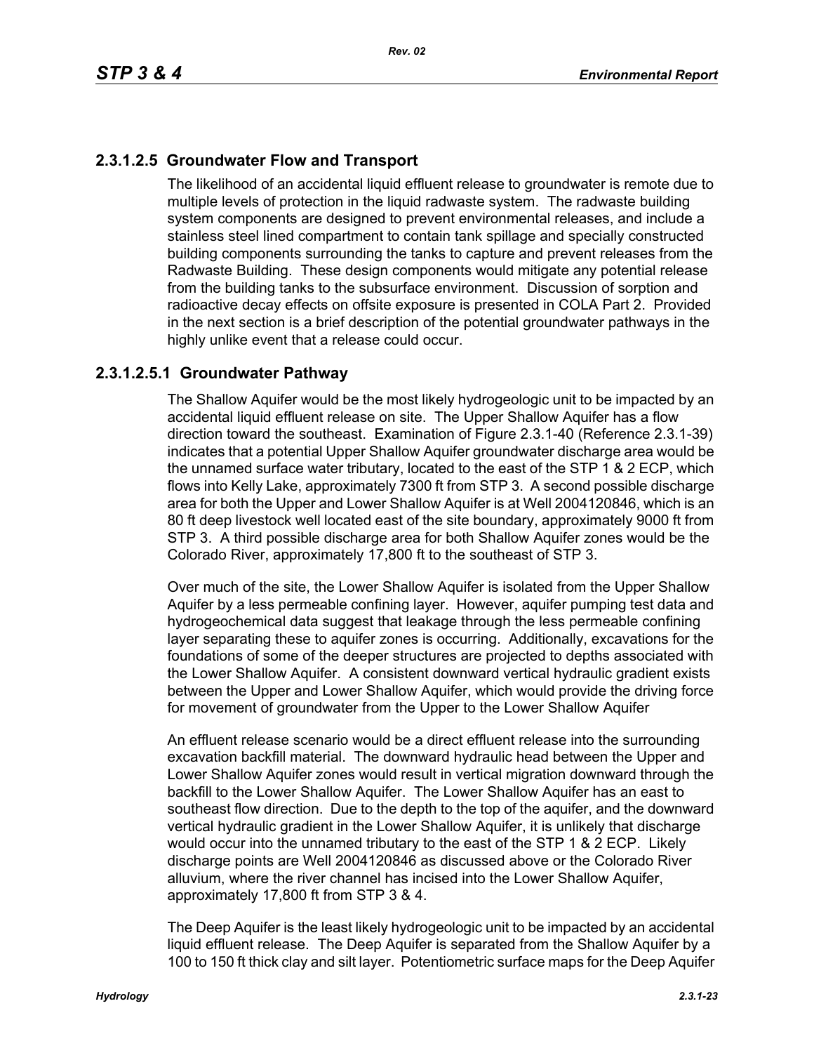### 2.3.1.2.5 Groundwater Flow and Transport

The likelihood of an accidental liquid effluent release to groundwater is remote due to multiple levels of protection in the liquid radwaste system. The radwaste building system components are designed to prevent environmental releases, and include a stainless steel lined compartment to contain tank spillage and specially constructed building components surrounding the tanks to capture and prevent releases from the Radwaste Building. These design components would mitigate any potential release from the building tanks to the subsurface environment. Discussion of sorption and radioactive decay effects on offsite exposure is presented in COLA Part 2. Provided in the next section is a brief description of the potential groundwater pathways in the highly unlike event that a release could occur.

#### 2.3.1.2.5.1 Groundwater Pathway

The Shallow Aquifer would be the most likely hydrogeologic unit to be impacted by an accidental liquid effluent release on site. The Upper Shallow Aquifer has a flow direction toward the southeast. Examination of Figure 2.3.1-40 (Reference 2.3.1-39) indicates that a potential Upper Shallow Aquifer groundwater discharge area would be the unnamed surface water tributary, located to the east of the STP 1 & 2 ECP, which flows into Kelly Lake, approximately 7300 ft from STP 3. A second possible discharge area for both the Upper and Lower Shallow Aquifer is at Well 2004120846, which is an 80 ft deep livestock well located east of the site boundary, approximately 9000 ft from STP 3. A third possible discharge area for both Shallow Aquifer zones would be the Colorado River, approximately 17,800 ft to the southeast of STP 3.

Over much of the site, the Lower Shallow Aquifer is isolated from the Upper Shallow Aquifer by a less permeable confining layer. However, aquifer pumping test data and hydrogeochemical data suggest that leakage through the less permeable confining layer separating these to aquifer zones is occurring. Additionally, excavations for the foundations of some of the deeper structures are projected to depths associated with the Lower Shallow Aquifer. A consistent downward vertical hydraulic gradient exists between the Upper and Lower Shallow Aquifer, which would provide the driving force for movement of groundwater from the Upper to the Lower Shallow Aquifer

An effluent release scenario would be a direct effluent release into the surrounding excavation backfill material. The downward hydraulic head between the Upper and Lower Shallow Aquifer zones would result in vertical migration downward through the backfill to the Lower Shallow Aquifer. The Lower Shallow Aquifer has an east to southeast flow direction. Due to the depth to the top of the aquifer, and the downward vertical hydraulic gradient in the Lower Shallow Aquifer, it is unlikely that discharge would occur into the unnamed tributary to the east of the STP 1 & 2 ECP. Likely discharge points are Well 2004120846 as discussed above or the Colorado River alluvium, where the river channel has incised into the Lower Shallow Aquifer, approximately 17,800 ft from STP 3 & 4.

The Deep Aquifer is the least likely hydrogeologic unit to be impacted by an accidental liquid effluent release. The Deep Aquifer is separated from the Shallow Aquifer by a 100 to 150 ft thick clay and silt layer. Potentiometric surface maps for the Deep Aquifer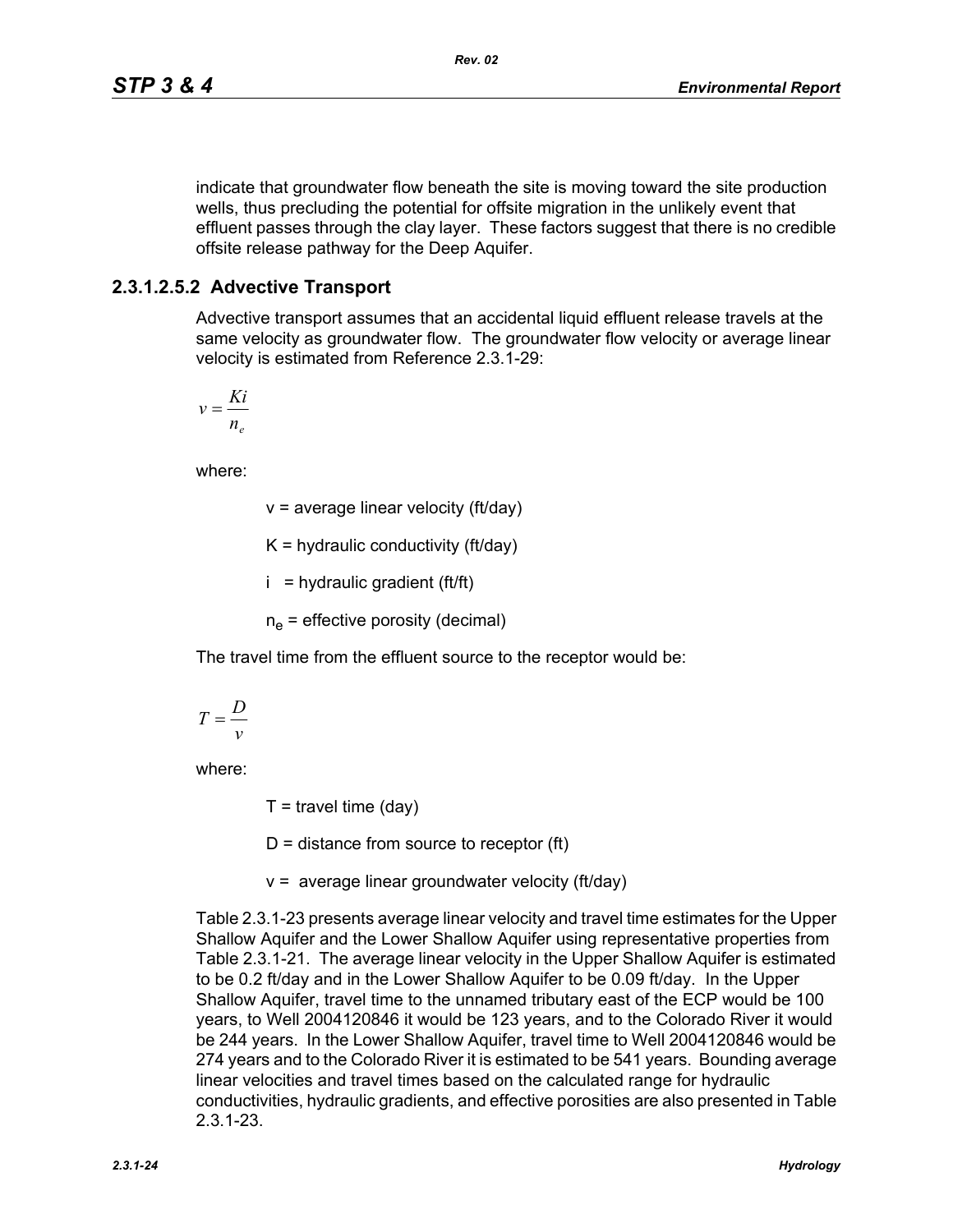indicate that groundwater flow beneath the site is moving toward the site production wells, thus precluding the potential for offsite migration in the unlikely event that effluent passes through the clay layer. These factors suggest that there is no credible offsite release pathway for the Deep Aquifer.

### 2.3.1.2.5.2 Advective Transport

Advective transport assumes that an accidental liquid effluent release travels at the same velocity as groundwater flow. The groundwater flow velocity or average linear velocity is estimated from Reference 2.3.1-29:

$$v = \frac{Ki}{n_e}$$

where:

v = average linear velocity (ft/day)

K = hydraulic conductivity (ft/day)

i = hydraulic gradient (ft/ft)

$n_e$ = effective porosity (decimal)

The travel time from the effluent source to the receptor would be:

$$T = \frac{D}{v}$$

where:

T = travel time (day)

D = distance from source to receptor (ft)

v = average linear groundwater velocity (ft/day)

Table 2.3.1-23 presents average linear velocity and travel time estimates for the Upper Shallow Aquifer and the Lower Shallow Aquifer using representative properties from Table 2.3.1-21. The average linear velocity in the Upper Shallow Aquifer is estimated to be 0.2 ft/day and in the Lower Shallow Aquifer to be 0.09 ft/day. In the Upper Shallow Aquifer, travel time to the unnamed tributary east of the ECP would be 100 years, to Well 2004120846 it would be 123 years, and to the Colorado River it would be 244 years. In the Lower Shallow Aquifer, travel time to Well 2004120846 would be 274 years and to the Colorado River it is estimated to be 541 years. Bounding average linear velocities and travel times based on the calculated range for hydraulic conductivities, hydraulic gradients, and effective porosities are also presented in Table 2.3.1-23.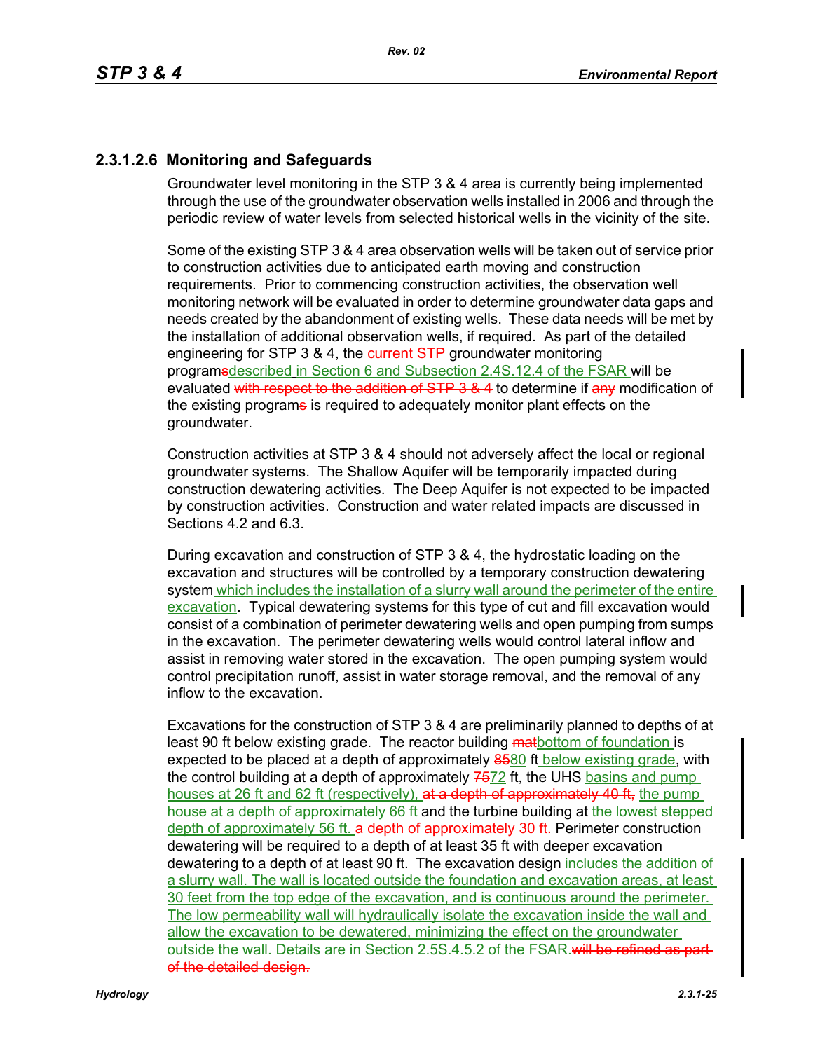### 2.3.1.2.6 Monitoring and Safeguards

Groundwater level monitoring in the STP 3 & 4 area is currently being implemented through the use of the groundwater observation wells installed in 2006 and through the periodic review of water levels from selected historical wells in the vicinity of the site.

Some of the existing STP 3 & 4 area observation wells will be taken out of service prior to construction activities due to anticipated earth moving and construction requirements. Prior to commencing construction activities, the observation well monitoring network will be evaluated in order to determine groundwater data gaps and needs created by the abandonment of existing wells. These data needs will be met by the installation of additional observation wells, if required. As part of the detailed engineering for STP 3 & 4, the ~~current STP~~ groundwater monitoring program~~s~~ described in Section 6 and Subsection 2.4S.12.4 of the FSAR will be evaluated ~~with respect to the addition of STP 3 & 4~~ to determine if ~~any~~ modification of the existing program~~s~~ is required to adequately monitor plant effects on the groundwater.

Construction activities at STP 3 & 4 should not adversely affect the local or regional groundwater systems. The Shallow Aquifer will be temporarily impacted during construction dewatering activities. The Deep Aquifer is not expected to be impacted by construction activities. Construction and water related impacts are discussed in Sections 4.2 and 6.3.

During excavation and construction of STP 3 & 4, the hydrostatic loading on the excavation and structures will be controlled by a temporary construction dewatering system which includes the installation of a slurry wall around the perimeter of the entire excavation. Typical dewatering systems for this type of cut and fill excavation would consist of a combination of perimeter dewatering wells and open pumping from sumps in the excavation. The perimeter dewatering wells would control lateral inflow and assist in removing water stored in the excavation. The open pumping system would control precipitation runoff, assist in water storage removal, and the removal of any inflow to the excavation.

Excavations for the construction of STP 3 & 4 are preliminarily planned to depths of at least 90 ft below existing grade. The reactor building ~~mat~~bottom of foundation is expected to be placed at a depth of approximately ~~85~~80 ft below existing grade, with the control building at a depth of approximately ~~75~~72 ft, the UHS basins and pump houses at 26 ft and 62 ft (respectively), ~~at a depth of approximately 40 ft,~~ the pump house at a depth of approximately 66 ft and the turbine building at the lowest stepped depth of approximately 56 ft. ~~a depth of approximately 30 ft.~~ Perimeter construction dewatering will be required to a depth of at least 35 ft with deeper excavation dewatering to a depth of at least 90 ft. The excavation design includes the addition of a slurry wall. The wall is located outside the foundation and excavation areas, at least 30 feet from the top edge of the excavation, and is continuous around the perimeter. The low permeability wall will hydraulically isolate the excavation inside the wall and allow the excavation to be dewatered, minimizing the effect on the groundwater outside the wall. Details are in Section 2.5S.4.5.2 of the FSAR.~~will be refined as part of the detailed design.~~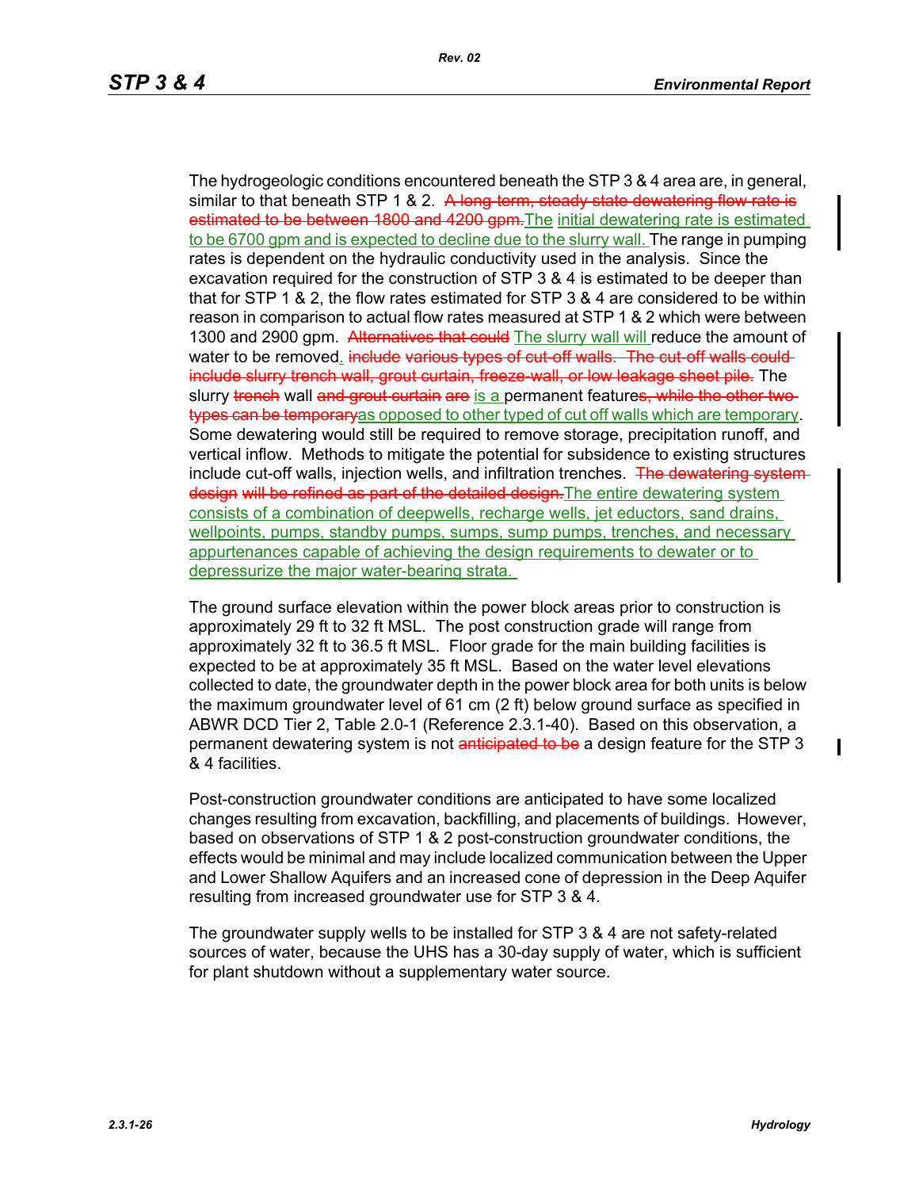The hydrogeologic conditions encountered beneath the STP 3 & 4 area are, in general, similar to that beneath STP 1 & 2. ~~A long-term, steady state dewatering flow rate is estimated to be between 1800 and 4200 gpm.~~The initial dewatering rate is estimated to be 6700 gpm and is expected to decline due to the slurry wall. The range in pumping rates is dependent on the hydraulic conductivity used in the analysis. Since the excavation required for the construction of STP 3 & 4 is estimated to be deeper than that for STP 1 & 2, the flow rates estimated for STP 3 & 4 are considered to be within reason in comparison to actual flow rates measured at STP 1 & 2 which were between 1300 and 2900 gpm. ~~Alternatives that could~~ The slurry wall will reduce the amount of water to be removed. ~~include various types of cut-off walls. The cut-off walls could include slurry trench wall, grout curtain, freeze-wall, or low leakage sheet pile.~~ The slurry ~~trench~~ wall ~~and grout curtain are~~ is a permanent feature~~s, while the other two types can be temporary~~as opposed to other typed of cut off walls which are temporary. Some dewatering would still be required to remove storage, precipitation runoff, and vertical inflow. Methods to mitigate the potential for subsidence to existing structures include cut-off walls, injection wells, and infiltration trenches. ~~The dewatering system design will be refined as part of the detailed design.~~The entire dewatering system consists of a combination of deepwells, recharge wells, jet eductors, sand drains, wellpoints, pumps, standby pumps, sumps, sump pumps, trenches, and necessary appurtenances capable of achieving the design requirements to dewater or to depressurize the major water-bearing strata.

The ground surface elevation within the power block areas prior to construction is approximately 29 ft to 32 ft MSL. The post construction grade will range from approximately 32 ft to 36.5 ft MSL. Floor grade for the main building facilities is expected to be at approximately 35 ft MSL. Based on the water level elevations collected to date, the groundwater depth in the power block area for both units is below the maximum groundwater level of 61 cm (2 ft) below ground surface as specified in ABWR DCD Tier 2, Table 2.0-1 (Reference 2.3.1-40). Based on this observation, a permanent dewatering system is not ~~anticipated to be~~ a design feature for the STP 3 & 4 facilities.

Post-construction groundwater conditions are anticipated to have some localized changes resulting from excavation, backfilling, and placements of buildings. However, based on observations of STP 1 & 2 post-construction groundwater conditions, the effects would be minimal and may include localized communication between the Upper and Lower Shallow Aquifers and an increased cone of depression in the Deep Aquifer resulting from increased groundwater use for STP 3 & 4.

The groundwater supply wells to be installed for STP 3 & 4 are not safety-related sources of water, because the UHS has a 30-day supply of water, which is sufficient for plant shutdown without a supplementary water source.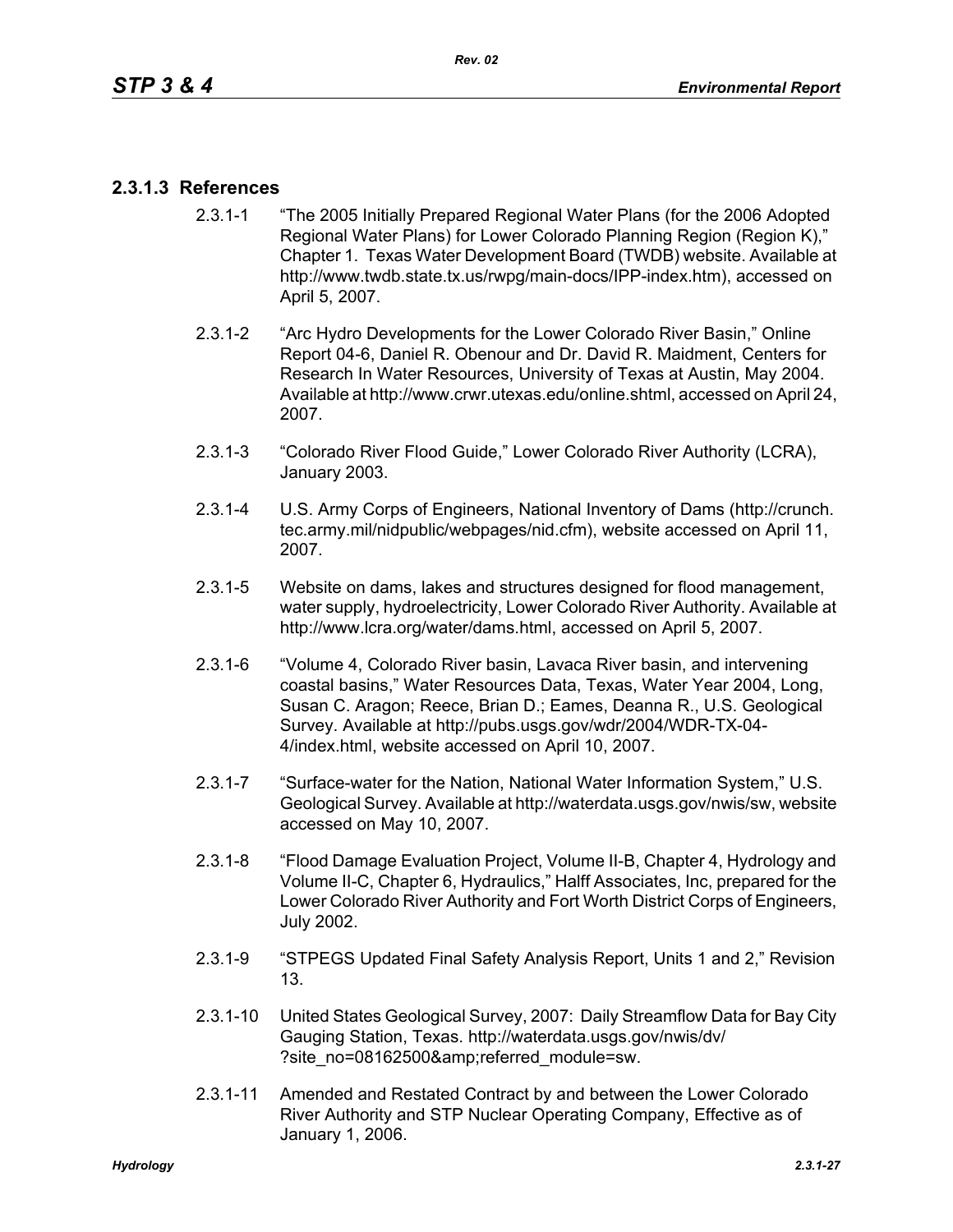### 2.3.1.3 References

2.3.1-1 "The 2005 Initially Prepared Regional Water Plans (for the 2006 Adopted Regional Water Plans) for Lower Colorado Planning Region (Region K)," Chapter 1. Texas Water Development Board (TWDB) website. Available at http://www.twdb.state.tx.us/rwpg/main-docs/IPP-index.htm), accessed on April 5, 2007.

2.3.1-2 "Arc Hydro Developments for the Lower Colorado River Basin," Online Report 04-6, Daniel R. Obenour and Dr. David R. Maidment, Centers for Research In Water Resources, University of Texas at Austin, May 2004. Available at http://www.crwr.utexas.edu/online.shtml, accessed on April 24, 2007.

2.3.1-3 "Colorado River Flood Guide," Lower Colorado River Authority (LCRA), January 2003.

2.3.1-4 U.S. Army Corps of Engineers, National Inventory of Dams (http://crunch.tec.army.mil/nidpublic/webpages/nid.cfm), website accessed on April 11, 2007.

2.3.1-5 Website on dams, lakes and structures designed for flood management, water supply, hydroelectricity, Lower Colorado River Authority. Available at http://www.lcra.org/water/dams.html, accessed on April 5, 2007.

2.3.1-6 "Volume 4, Colorado River basin, Lavaca River basin, and intervening coastal basins," Water Resources Data, Texas, Water Year 2004, Long, Susan C. Aragon; Reece, Brian D.; Eames, Deanna R., U.S. Geological Survey. Available at http://pubs.usgs.gov/wdr/2004/WDR-TX-04-4/index.html, website accessed on April 10, 2007.

2.3.1-7 "Surface-water for the Nation, National Water Information System," U.S. Geological Survey. Available at http://waterdata.usgs.gov/nwis/sw, website accessed on May 10, 2007.

2.3.1-8 "Flood Damage Evaluation Project, Volume II-B, Chapter 4, Hydrology and Volume II-C, Chapter 6, Hydraulics," Halff Associates, Inc, prepared for the Lower Colorado River Authority and Fort Worth District Corps of Engineers, July 2002.

2.3.1-9 "STPEGS Updated Final Safety Analysis Report, Units 1 and 2," Revision 13.

2.3.1-10 United States Geological Survey, 2007: Daily Streamflow Data for Bay City Gauging Station, Texas. http://waterdata.usgs.gov/nwis/dv/?site_no=08162500&amp;referred_module=sw.

2.3.1-11 Amended and Restated Contract by and between the Lower Colorado River Authority and STP Nuclear Operating Company, Effective as of January 1, 2006.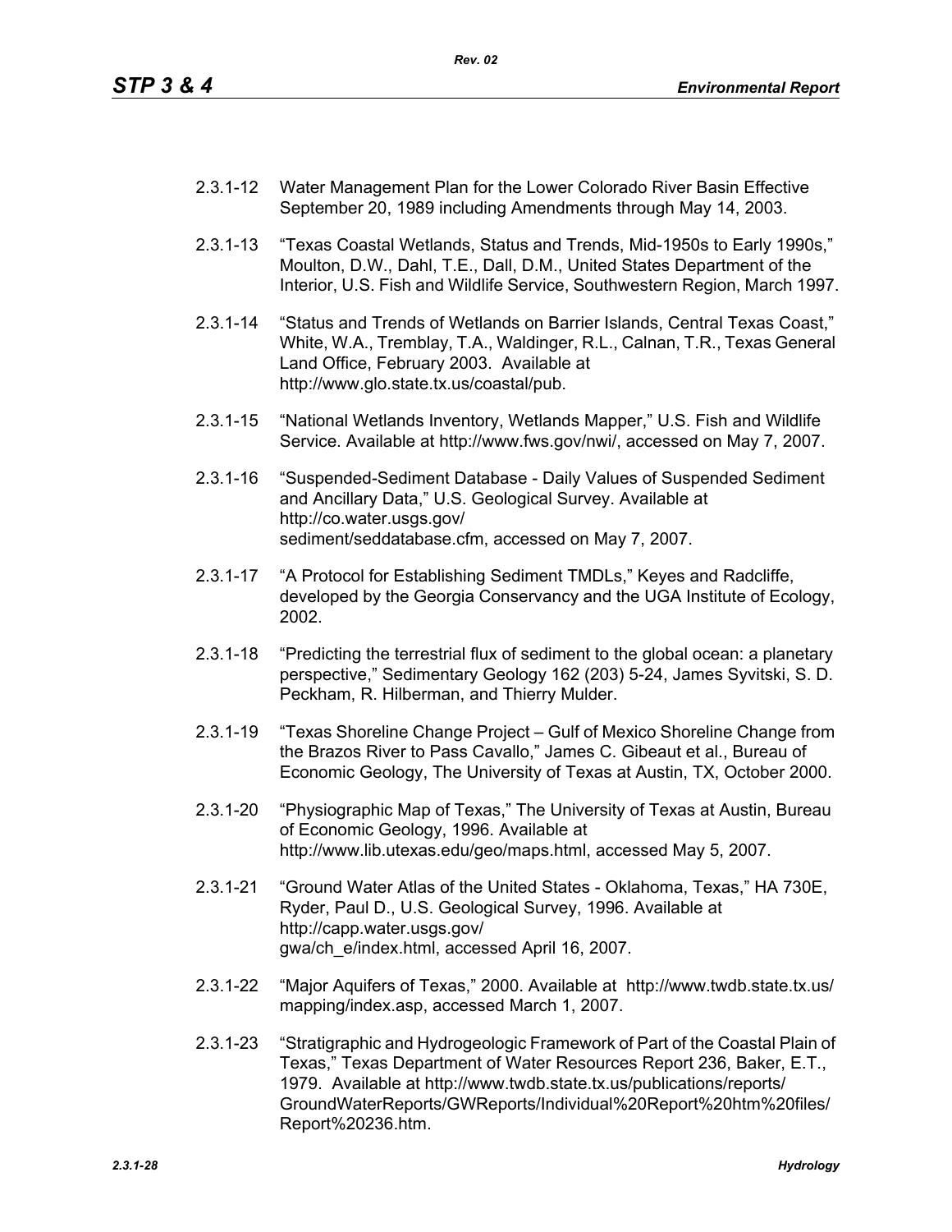2.3.1-12 Water Management Plan for the Lower Colorado River Basin Effective September 20, 1989 including Amendments through May 14, 2003.

2.3.1-13 "Texas Coastal Wetlands, Status and Trends, Mid-1950s to Early 1990s," Moulton, D.W., Dahl, T.E., Dall, D.M., United States Department of the Interior, U.S. Fish and Wildlife Service, Southwestern Region, March 1997.

2.3.1-14 "Status and Trends of Wetlands on Barrier Islands, Central Texas Coast," White, W.A., Tremblay, T.A., Waldinger, R.L., Calnan, T.R., Texas General Land Office, February 2003. Available at http://www.glo.state.tx.us/coastal/pub.

2.3.1-15 "National Wetlands Inventory, Wetlands Mapper," U.S. Fish and Wildlife Service. Available at http://www.fws.gov/nwi/, accessed on May 7, 2007.

2.3.1-16 "Suspended-Sediment Database - Daily Values of Suspended Sediment and Ancillary Data," U.S. Geological Survey. Available at http://co.water.usgs.gov/sediment/seddatabase.cfm, accessed on May 7, 2007.

2.3.1-17 "A Protocol for Establishing Sediment TMDLs," Keyes and Radcliffe, developed by the Georgia Conservancy and the UGA Institute of Ecology, 2002.

2.3.1-18 "Predicting the terrestrial flux of sediment to the global ocean: a planetary perspective," Sedimentary Geology 162 (203) 5-24, James Syvitski, S. D. Peckham, R. Hilberman, and Thierry Mulder.

2.3.1-19 "Texas Shoreline Change Project – Gulf of Mexico Shoreline Change from the Brazos River to Pass Cavallo," James C. Gibeaut et al., Bureau of Economic Geology, The University of Texas at Austin, TX, October 2000.

2.3.1-20 "Physiographic Map of Texas," The University of Texas at Austin, Bureau of Economic Geology, 1996. Available at http://www.lib.utexas.edu/geo/maps.html, accessed May 5, 2007.

2.3.1-21 "Ground Water Atlas of the United States - Oklahoma, Texas," HA 730E, Ryder, Paul D., U.S. Geological Survey, 1996. Available at http://capp.water.usgs.gov/gwa/ch_e/index.html, accessed April 16, 2007.

2.3.1-22 "Major Aquifers of Texas," 2000. Available at http://www.twdb.state.tx.us/mapping/index.asp, accessed March 1, 2007.

2.3.1-23 "Stratigraphic and Hydrogeologic Framework of Part of the Coastal Plain of Texas," Texas Department of Water Resources Report 236, Baker, E.T., 1979. Available at http://www.twdb.state.tx.us/publications/reports/GroundWaterReports/GWReports/Individual%20Report%20htm%20files/Report%20236.htm.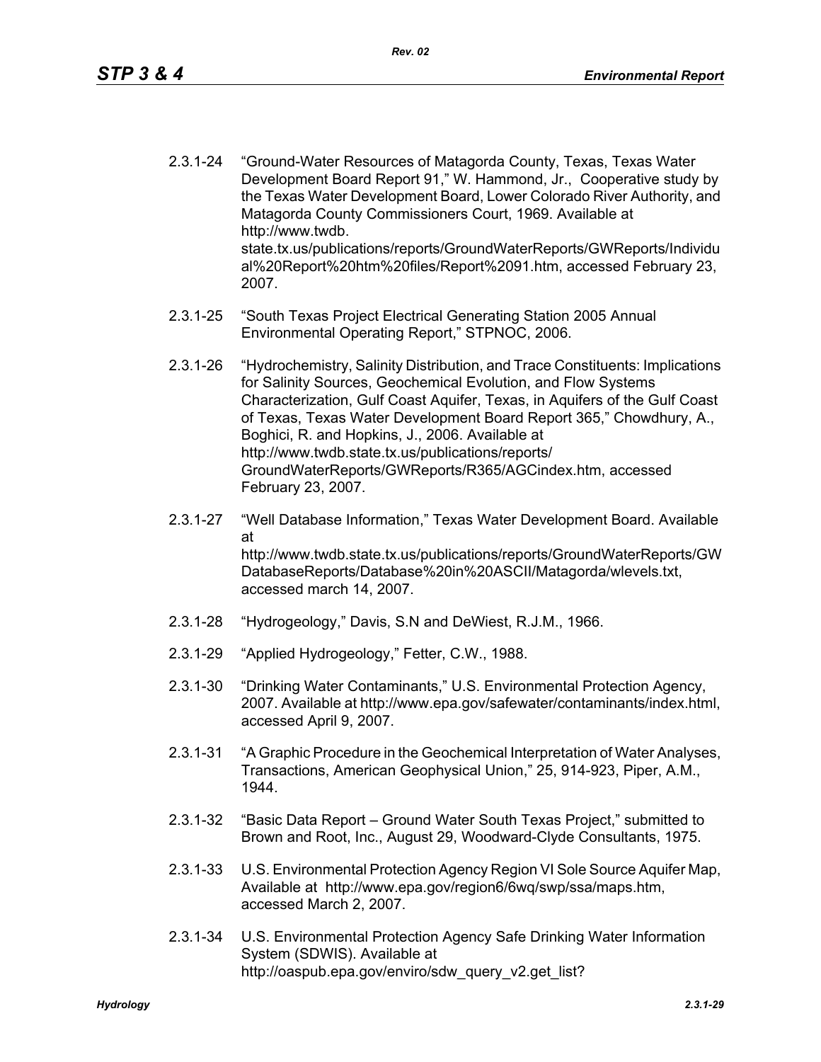2.3.1-24 "Ground-Water Resources of Matagorda County, Texas, Texas Water Development Board Report 91," W. Hammond, Jr., Cooperative study by the Texas Water Development Board, Lower Colorado River Authority, and Matagorda County Commissioners Court, 1969. Available at http://www.twdb.state.tx.us/publications/reports/GroundWaterReports/GWReports/Individual%20Report%20htm%20files/Report%2091.htm, accessed February 23, 2007.

2.3.1-25 "South Texas Project Electrical Generating Station 2005 Annual Environmental Operating Report," STPNOC, 2006.

2.3.1-26 "Hydrochemistry, Salinity Distribution, and Trace Constituents: Implications for Salinity Sources, Geochemical Evolution, and Flow Systems Characterization, Gulf Coast Aquifer, Texas, in Aquifers of the Gulf Coast of Texas, Texas Water Development Board Report 365," Chowdhury, A., Boghici, R. and Hopkins, J., 2006. Available at http://www.twdb.state.tx.us/publications/reports/GroundWaterReports/GWReports/R365/AGCindex.htm, accessed February 23, 2007.

2.3.1-27 "Well Database Information," Texas Water Development Board. Available at http://www.twdb.state.tx.us/publications/reports/GroundWaterReports/GWDatabaseReports/Database%20in%20ASCII/Matagorda/wlevels.txt, accessed march 14, 2007.

2.3.1-28 "Hydrogeology," Davis, S.N and DeWiest, R.J.M., 1966.

2.3.1-29 "Applied Hydrogeology," Fetter, C.W., 1988.

2.3.1-30 "Drinking Water Contaminants," U.S. Environmental Protection Agency, 2007. Available at http://www.epa.gov/safewater/contaminants/index.html, accessed April 9, 2007.

2.3.1-31 "A Graphic Procedure in the Geochemical Interpretation of Water Analyses, Transactions, American Geophysical Union," 25, 914-923, Piper, A.M., 1944.

2.3.1-32 "Basic Data Report – Ground Water South Texas Project," submitted to Brown and Root, Inc., August 29, Woodward-Clyde Consultants, 1975.

2.3.1-33 U.S. Environmental Protection Agency Region VI Sole Source Aquifer Map, Available at http://www.epa.gov/region6/6wq/swp/ssa/maps.htm, accessed March 2, 2007.

2.3.1-34 U.S. Environmental Protection Agency Safe Drinking Water Information System (SDWIS). Available at http://oaspub.epa.gov/enviro/sdw_query_v2.get_list?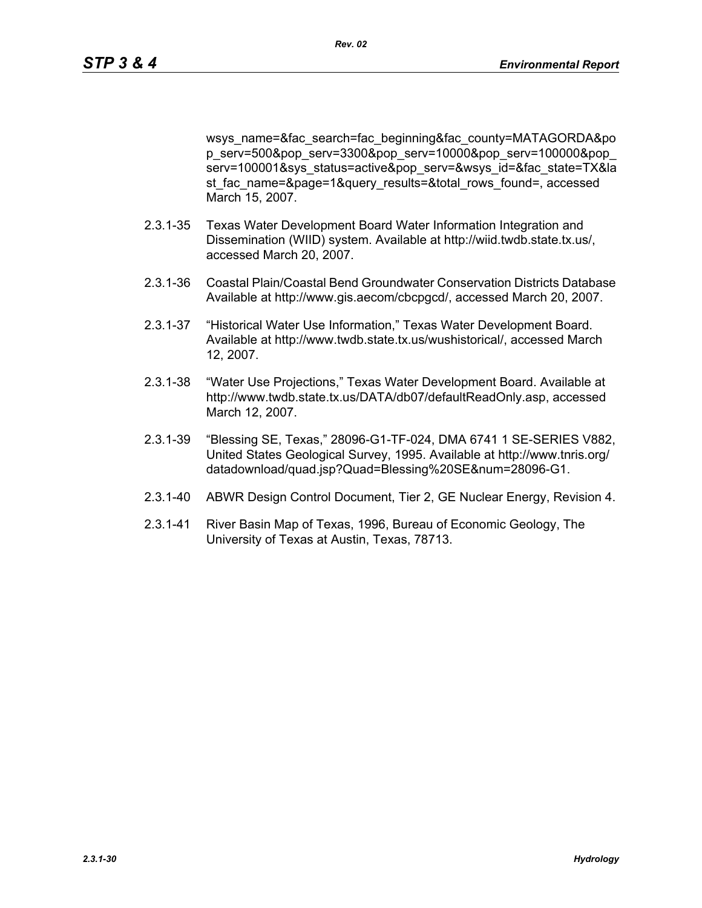wsys_name=&fac_search=fac_beginning&fac_county=MATAGORDA&pop_serv=500&pop_serv=3300&pop_serv=10000&pop_serv=100000&pop_serv=100001&sys_status=active&pop_serv=&wsys_id=&fac_state=TX&last_fac_name=&page=1&query_results=&total_rows_found=, accessed March 15, 2007.

2.3.1-35 Texas Water Development Board Water Information Integration and Dissemination (WIID) system. Available at http://wiid.twdb.state.tx.us/, accessed March 20, 2007.

2.3.1-36 Coastal Plain/Coastal Bend Groundwater Conservation Districts Database Available at http://www.gis.aecom/cbcpgcd/, accessed March 20, 2007.

2.3.1-37 "Historical Water Use Information," Texas Water Development Board. Available at http://www.twdb.state.tx.us/wushistorical/, accessed March 12, 2007.

2.3.1-38 "Water Use Projections," Texas Water Development Board. Available at http://www.twdb.state.tx.us/DATA/db07/defaultReadOnly.asp, accessed March 12, 2007.

2.3.1-39 "Blessing SE, Texas," 28096-G1-TF-024, DMA 6741 1 SE-SERIES V882, United States Geological Survey, 1995. Available at http://www.tnris.org/datadownload/quad.jsp?Quad=Blessing%20SE&num=28096-G1.

2.3.1-40 ABWR Design Control Document, Tier 2, GE Nuclear Energy, Revision 4.

2.3.1-41 River Basin Map of Texas, 1996, Bureau of Economic Geology, The University of Texas at Austin, Texas, 78713.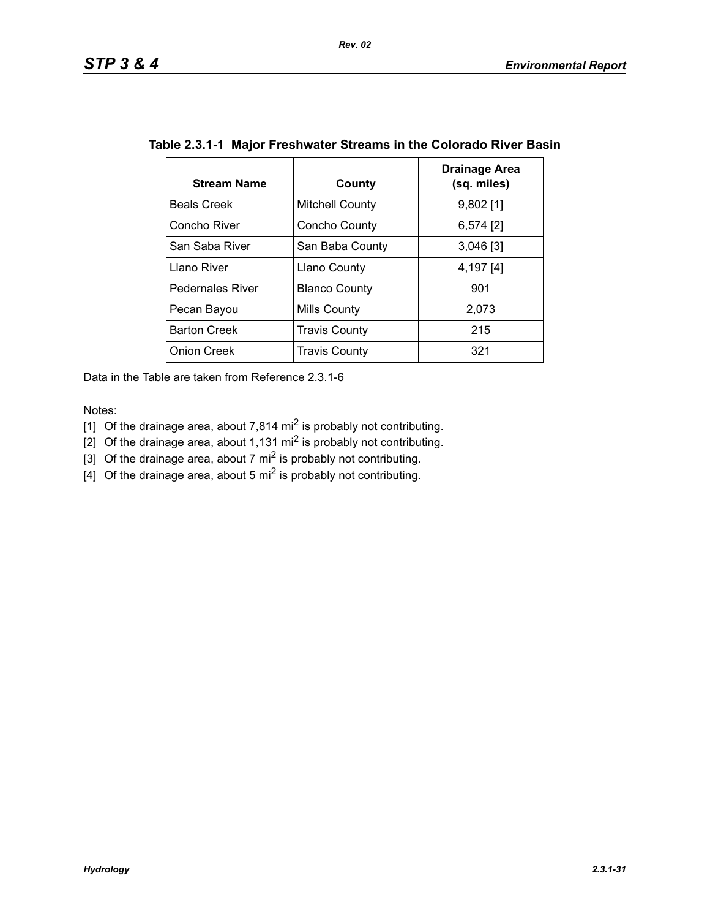**Table 2.3.1-1 Major Freshwater Streams in the Colorado River Basin**

| Stream Name | County | Drainage Area (sq. miles) |
|---|---|---|
| Beals Creek | Mitchell County | 9,802 [1] |
| Concho River | Concho County | 6,574 [2] |
| San Saba River | San Baba County | 3,046 [3] |
| Llano River | Llano County | 4,197 [4] |
| Pedernales River | Blanco County | 901 |
| Pecan Bayou | Mills County | 2,073 |
| Barton Creek | Travis County | 215 |
| Onion Creek | Travis County | 321 |

Data in the Table are taken from Reference 2.3.1-6

Notes:

[1] Of the drainage area, about 7,814 $mi^2$ is probably not contributing.
[2] Of the drainage area, about 1,131 $mi^2$ is probably not contributing.
[3] Of the drainage area, about 7 $mi^2$ is probably not contributing.
[4] Of the drainage area, about 5 $mi^2$ is probably not contributing.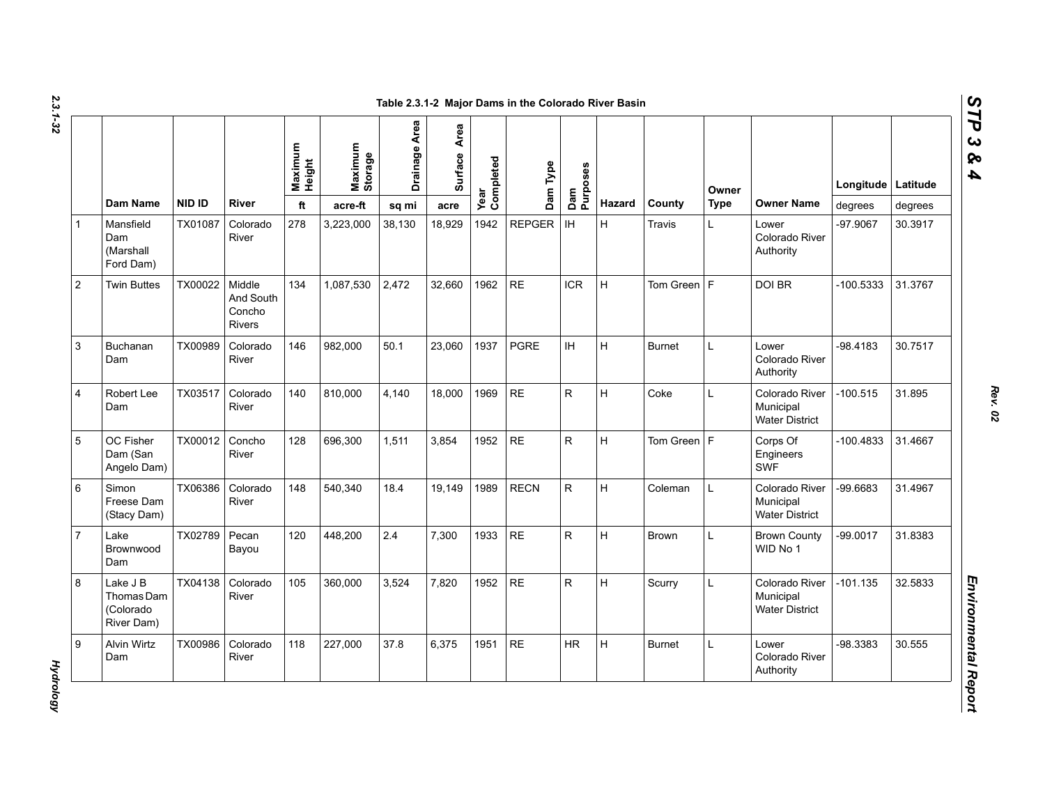Table 2.3.1-2 Major Dams in the Colorado River Basin

| | Dam Name | NID ID | River | Maximum Height | Maximum Storage | Drainage Area | Surface Area | Year Completed | Dam Type | Dam Purposes | Hazard | County | Owner Type | Owner Name | Longitude | Latitude |
|---|---|---|---|---|---|---|---|---|---|---|---|---|---|---|---|---|
| | | | | ft | acre-ft | sq mi | acre | | | | | | | | degrees | degrees |
| 1 | Mansfield Dam (Marshall Ford Dam) | TX01087 | Colorado River | 278 | 3,223,000 | 38,130 | 18,929 | 1942 | REPGER | IH | H | Travis | L | Lower Colorado River Authority | -97.9067 | 30.3917 |
| 2 | Twin Buttes | TX00022 | Middle And South Concho Rivers | 134 | 1,087,530 | 2,472 | 32,660 | 1962 | RE | ICR | H | Tom Green | F | DOI BR | -100.5333 | 31.3767 |
| 3 | Buchanan Dam | TX00989 | Colorado River | 146 | 982,000 | 50.1 | 23,060 | 1937 | PGRE | IH | H | Burnet | L | Lower Colorado River Authority | -98.4183 | 30.7517 |
| 4 | Robert Lee Dam | TX03517 | Colorado River | 140 | 810,000 | 4,140 | 18,000 | 1969 | RE | R | H | Coke | L | Colorado River Municipal Water District | -100.515 | 31.895 |
| 5 | OC Fisher Dam (San Angelo Dam) | TX00012 | Concho River | 128 | 696,300 | 1,511 | 3,854 | 1952 | RE | R | H | Tom Green | F | Corps Of Engineers SWF | -100.4833 | 31.4667 |
| 6 | Simon Freese Dam (Stacy Dam) | TX06386 | Colorado River | 148 | 540,340 | 18.4 | 19,149 | 1989 | RECN | R | H | Coleman | L | Colorado River Municipal Water District | -99.6683 | 31.4967 |
| 7 | Lake Brownwood Dam | TX02789 | Pecan Bayou | 120 | 448,200 | 2.4 | 7,300 | 1933 | RE | R | H | Brown | L | Brown County WID No 1 | -99.0017 | 31.8383 |
| 8 | Lake J B Thomas Dam (Colorado River Dam) | TX04138 | Colorado River | 105 | 360,000 | 3,524 | 7,820 | 1952 | RE | R | H | Scurry | L | Colorado River Municipal Water District | -101.135 | 32.5833 |
| 9 | Alvin Wirtz Dam | TX00986 | Colorado River | 118 | 227,000 | 37.8 | 6,375 | 1951 | RE | HR | H | Burnet | L | Lower Colorado River Authority | -98.3383 | 30.555 |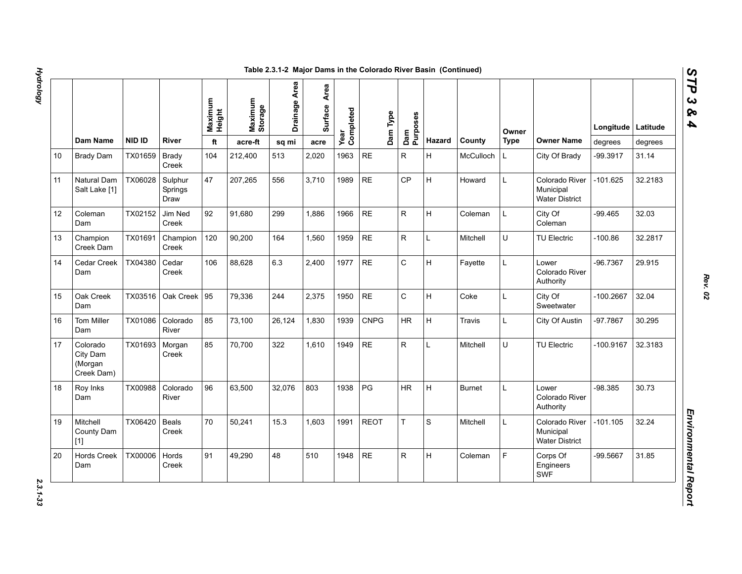### Table 2.3.1-2 Major Dams in the Colorado River Basin (Continued)

| | Dam Name | NID ID | River | Maximum Height | Maximum Storage | Drainage Area | Surface Area | Year Completed | Dam Type | Dam Purposes | Hazard | County | Owner Type | Owner Name | Longitude | Latitude |
|---|---|---|---|---|---|---|---|---|---|---|---|---|---|---|---|---|
| | | | | ft | acre-ft | sq mi | acre | | | | | | | | degrees | degrees |
| 10 | Brady Dam | TX01659 | Brady Creek | 104 | 212,400 | 513 | 2,020 | 1963 | RE | R | H | McCulloch | L | City Of Brady | -99.3917 | 31.14 |
| 11 | Natural Dam Salt Lake [1] | TX06028 | Sulphur Springs Draw | 47 | 207,265 | 556 | 3,710 | 1989 | RE | CP | H | Howard | L | Colorado River Municipal Water District | -101.625 | 32.2183 |
| 12 | Coleman Dam | TX02152 | Jim Ned Creek | 92 | 91,680 | 299 | 1,886 | 1966 | RE | R | H | Coleman | L | City Of Coleman | -99.465 | 32.03 |
| 13 | Champion Creek Dam | TX01691 | Champion Creek | 120 | 90,200 | 164 | 1,560 | 1959 | RE | R | L | Mitchell | U | TU Electric | -100.86 | 32.2817 |
| 14 | Cedar Creek Dam | TX04380 | Cedar Creek | 106 | 88,628 | 6.3 | 2,400 | 1977 | RE | C | H | Fayette | L | Lower Colorado River Authority | -96.7367 | 29.915 |
| 15 | Oak Creek Dam | TX03516 | Oak Creek | 95 | 79,336 | 244 | 2,375 | 1950 | RE | C | H | Coke | L | City Of Sweetwater | -100.2667 | 32.04 |
| 16 | Tom Miller Dam | TX01086 | Colorado River | 85 | 73,100 | 26,124 | 1,830 | 1939 | CNPG | HR | H | Travis | L | City Of Austin | -97.7867 | 30.295 |
| 17 | Colorado City Dam (Morgan Creek Dam) | TX01693 | Morgan Creek | 85 | 70,700 | 322 | 1,610 | 1949 | RE | R | L | Mitchell | U | TU Electric | -100.9167 | 32.3183 |
| 18 | Roy Inks Dam | TX00988 | Colorado River | 96 | 63,500 | 32,076 | 803 | 1938 | PG | HR | H | Burnet | L | Lower Colorado River Authority | -98.385 | 30.73 |
| 19 | Mitchell County Dam [1] | TX06420 | Beals Creek | 70 | 50,241 | 15.3 | 1,603 | 1991 | REOT | T | S | Mitchell | L | Colorado River Municipal Water District | -101.105 | 32.24 |
| 20 | Hords Creek Dam | TX00006 | Hords Creek | 91 | 49,290 | 48 | 510 | 1948 | RE | R | H | Coleman | F | Corps Of Engineers SWF | -99.5667 | 31.85 |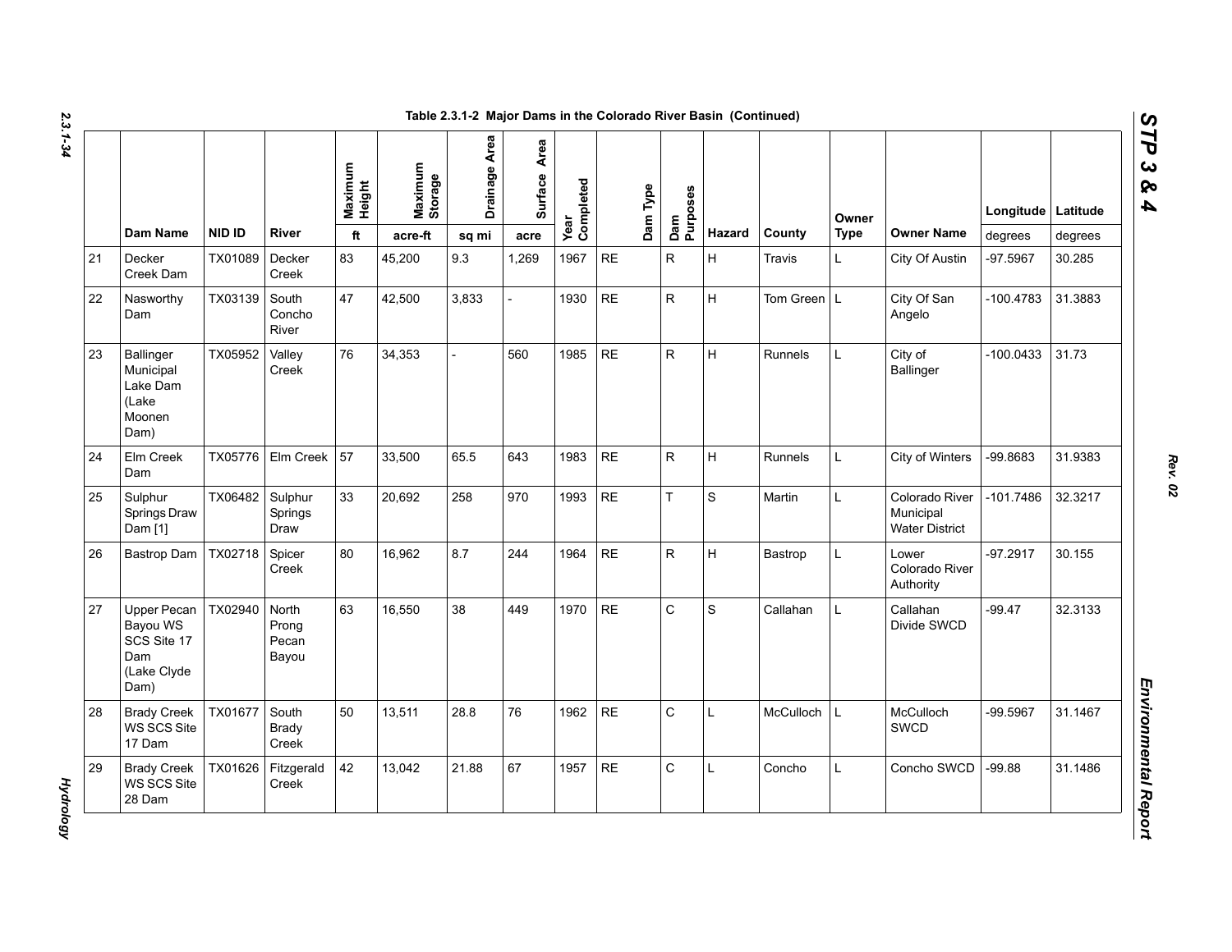Table 2.3.1-2 Major Dams in the Colorado River Basin (Continued)

| | Dam Name | NID ID | River | Maximum Height | Maximum Storage | Drainage Area | Surface Area | Year Completed | Dam Type | Dam Purposes | Hazard | County | Owner Type | Owner Name | Longitude | Latitude |
|---|---|---|---|---|---|---|---|---|---|---|---|---|---|---|---|---|
| | | | | ft | acre-ft | sq mi | acre | | | | | | | | degrees | degrees |
| 21 | Decker Creek Dam | TX01089 | Decker Creek | 83 | 45,200 | 9.3 | 1,269 | 1967 | RE | R | H | Travis | L | City Of Austin | -97.5967 | 30.285 |
| 22 | Nasworthy Dam | TX03139 | South Concho River | 47 | 42,500 | 3,833 | - | 1930 | RE | R | H | Tom Green | L | City Of San Angelo | -100.4783 | 31.3883 |
| 23 | Ballinger Municipal Lake Dam (Lake Moonen Dam) | TX05952 | Valley Creek | 76 | 34,353 | - | 560 | 1985 | RE | R | H | Runnels | L | City of Ballinger | -100.0433 | 31.73 |
| 24 | Elm Creek Dam | TX05776 | Elm Creek | 57 | 33,500 | 65.5 | 643 | 1983 | RE | R | H | Runnels | L | City of Winters | -99.8683 | 31.9383 |
| 25 | Sulphur Springs Draw Dam [1] | TX06482 | Sulphur Springs Draw | 33 | 20,692 | 258 | 970 | 1993 | RE | T | S | Martin | L | Colorado River Municipal Water District | -101.7486 | 32.3217 |
| 26 | Bastrop Dam | TX02718 | Spicer Creek | 80 | 16,962 | 8.7 | 244 | 1964 | RE | R | H | Bastrop | L | Lower Colorado River Authority | -97.2917 | 30.155 |
| 27 | Upper Pecan Bayou WS SCS Site 17 Dam (Lake Clyde Dam) | TX02940 | North Prong Pecan Bayou | 63 | 16,550 | 38 | 449 | 1970 | RE | C | S | Callahan | L | Callahan Divide SWCD | -99.47 | 32.3133 |
| 28 | Brady Creek WS SCS Site 17 Dam | TX01677 | South Brady Creek | 50 | 13,511 | 28.8 | 76 | 1962 | RE | C | L | McCulloch | L | McCulloch SWCD | -99.5967 | 31.1467 |
| 29 | Brady Creek WS SCS Site 28 Dam | TX01626 | Fitzgerald Creek | 42 | 13,042 | 21.88 | 67 | 1957 | RE | C | L | Concho | L | Concho SWCD | -99.88 | 31.1486 |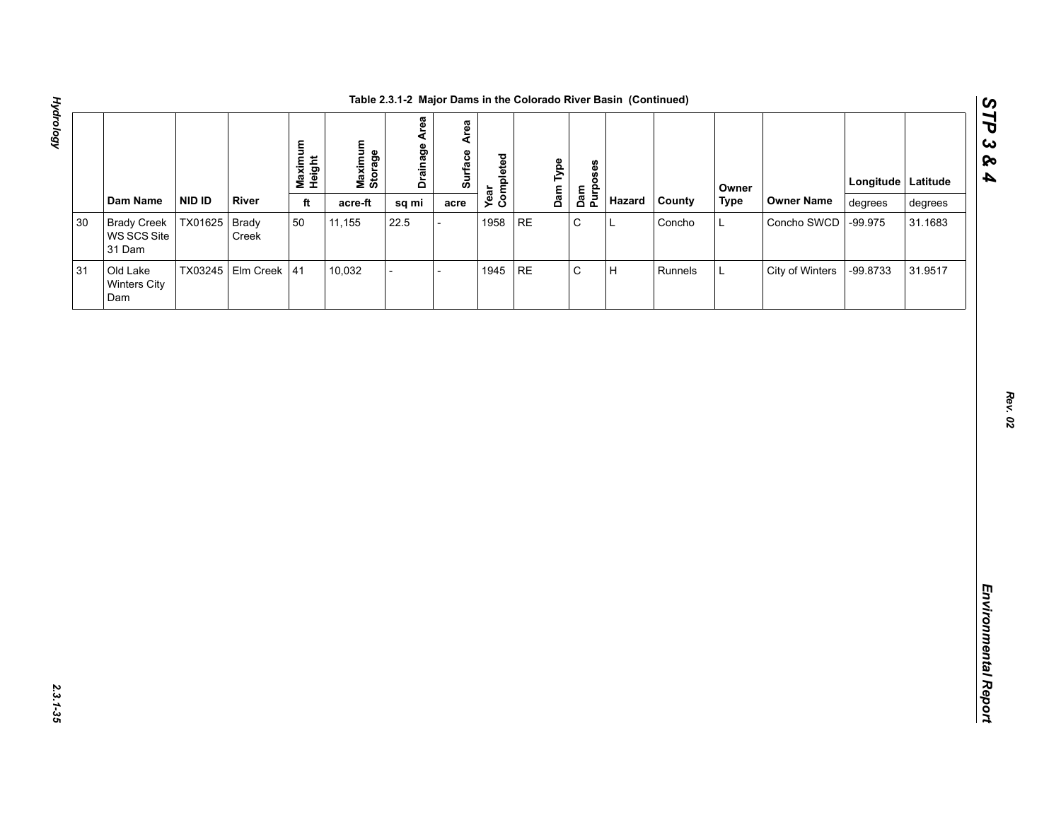Table 2.3.1-2 Major Dams in the Colorado River Basin (Continued)

| | Dam Name | NID ID | River | Maximum Height | Maximum Storage | Drainage Area | Surface Area | Year Completed | Dam Type | Dam Purposes | Hazard | County | Owner Type | Owner Name | Longitude | Latitude |
|---|---|---|---|---|---|---|---|---|---|---|---|---|---|---|---|---|
| | | | | ft | acre-ft | sq mi | acre | | | | | | | | degrees | degrees |
| 30 | Brady Creek WS SCS Site 31 Dam | TX01625 | Brady Creek | 50 | 11,155 | 22.5 | - | 1958 | RE | C | L | Concho | L | Concho SWCD | -99.975 | 31.1683 |
| 31 | Old Lake Winters City Dam | TX03245 | Elm Creek | 41 | 10,032 | - | - | 1945 | RE | C | H | Runnels | L | City of Winters | -99.8733 | 31.9517 |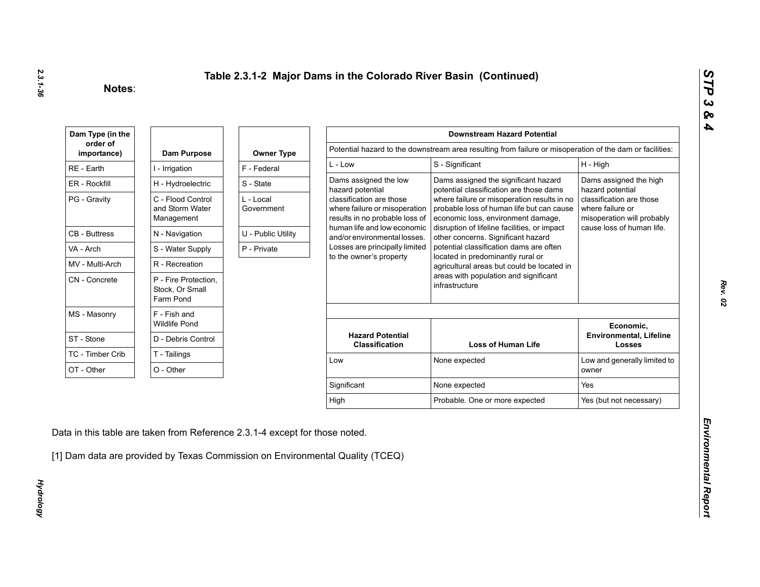# Table 2.3.1-2 Major Dams in the Colorado River Basin (Continued)

**Notes**:

| Dam Type (in the order of importance) |
|---|
| RE - Earth |
| ER - Rockfill |
| PG - Gravity |
| CB - Buttress |
| VA - Arch |
| MV - Multi-Arch |
| CN - Concrete |
| MS - Masonry |
| ST - Stone |
| TC - Timber Crib |
| OT - Other |

| Dam Purpose |
|---|
| I - Irrigation |
| H - Hydroelectric |
| C - Flood Control and Storm Water Management |
| N - Navigation |
| S - Water Supply |
| R - Recreation |
| P - Fire Protection, Stock, Or Small Farm Pond |
| F - Fish and Wildlife Pond |
| D - Debris Control |
| T - Tailings |
| O - Other |

| Owner Type |
|---|
| F - Federal |
| S - State |
| L - Local Government |
| U - Public Utility |
| P - Private |

| Downstream Hazard Potential | | |
|---|---|---|
| Potential hazard to the downstream area resulting from failure or misoperation of the dam or facilities: | | |
| L - Low | S - Significant | H - High |
| Dams assigned the low hazard potential classification are those where failure or misoperation results in no probable loss of human life and low economic and/or environmental losses. Losses are principally limited to the owner's property | Dams assigned the significant hazard potential classification are those dams where failure or misoperation results in no probable loss of human life but can cause economic loss, environment damage, disruption of lifeline facilities, or impact other concerns. Significant hazard potential classification dams are often located in predominantly rural or agricultural areas but could be located in areas with population and significant infrastructure | Dams assigned the high hazard potential classification are those where failure or misoperation will probably cause loss of human life. |

| Hazard Potential Classification | Loss of Human Life | Economic, Environmental, Lifeline Losses |
|---|---|---|
| Low | None expected | Low and generally limited to owner |
| Significant | None expected | Yes |
| High | Probable. One or more expected | Yes (but not necessary) |

Data in this table are taken from Reference 2.3.1-4 except for those noted.

[1] Dam data are provided by Texas Commission on Environmental Quality (TCEQ)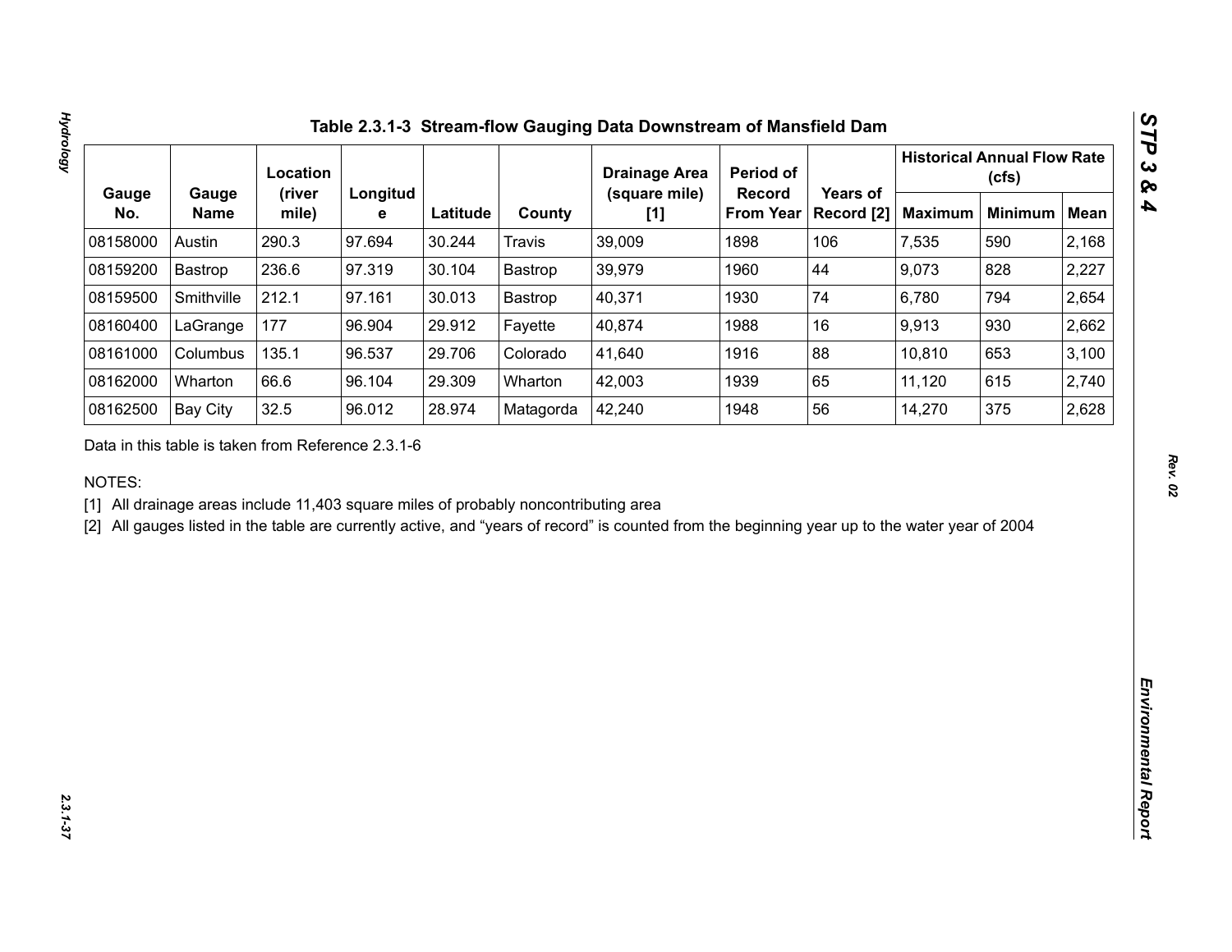# Table 2.3.1-3 Stream-flow Gauging Data Downstream of Mansfield Dam

| Gauge No. | Gauge Name | Location (river mile) | Longitude | Latitude | County | Drainage Area (square mile) [1] | Period of Record From Year | Years of Record [2] | Historical Annual Flow Rate (cfs) | | |
|---|---|---|---|---|---|---|---|---|---|---|---|
| | | | | | | | | | Maximum | Minimum | Mean |
| 08158000 | Austin | 290.3 | 97.694 | 30.244 | Travis | 39,009 | 1898 | 106 | 7,535 | 590 | 2,168 |
| 08159200 | Bastrop | 236.6 | 97.319 | 30.104 | Bastrop | 39,979 | 1960 | 44 | 9,073 | 828 | 2,227 |
| 08159500 | Smithville | 212.1 | 97.161 | 30.013 | Bastrop | 40,371 | 1930 | 74 | 6,780 | 794 | 2,654 |
| 08160400 | LaGrange | 177 | 96.904 | 29.912 | Fayette | 40,874 | 1988 | 16 | 9,913 | 930 | 2,662 |
| 08161000 | Columbus | 135.1 | 96.537 | 29.706 | Colorado | 41,640 | 1916 | 88 | 10,810 | 653 | 3,100 |
| 08162000 | Wharton | 66.6 | 96.104 | 29.309 | Wharton | 42,003 | 1939 | 65 | 11,120 | 615 | 2,740 |
| 08162500 | Bay City | 32.5 | 96.012 | 28.974 | Matagorda | 42,240 | 1948 | 56 | 14,270 | 375 | 2,628 |

Data in this table is taken from Reference 2.3.1-6

NOTES:

[1] All drainage areas include 11,403 square miles of probably noncontributing area

[2] All gauges listed in the table are currently active, and "years of record" is counted from the beginning year up to the water year of 2004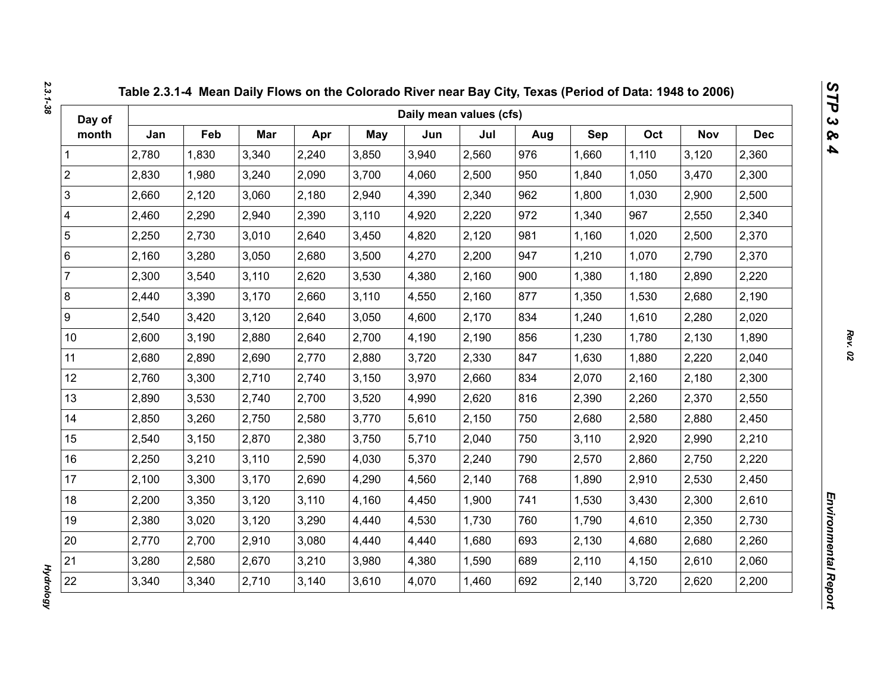## Table 2.3.1-4 Mean Daily Flows on the Colorado River near Bay City, Texas (Period of Data: 1948 to 2006)

| Day of month | Daily mean values (cfs) | | | | | | | | | | | |
|---|---|---|---|---|---|---|---|---|---|---|---|---|
| | Jan | Feb | Mar | Apr | May | Jun | Jul | Aug | Sep | Oct | Nov | Dec |
| 1 | 2,780 | 1,830 | 3,340 | 2,240 | 3,850 | 3,940 | 2,560 | 976 | 1,660 | 1,110 | 3,120 | 2,360 |
| 2 | 2,830 | 1,980 | 3,240 | 2,090 | 3,700 | 4,060 | 2,500 | 950 | 1,840 | 1,050 | 3,470 | 2,300 |
| 3 | 2,660 | 2,120 | 3,060 | 2,180 | 2,940 | 4,390 | 2,340 | 962 | 1,800 | 1,030 | 2,900 | 2,500 |
| 4 | 2,460 | 2,290 | 2,940 | 2,390 | 3,110 | 4,920 | 2,220 | 972 | 1,340 | 967 | 2,550 | 2,340 |
| 5 | 2,250 | 2,730 | 3,010 | 2,640 | 3,450 | 4,820 | 2,120 | 981 | 1,160 | 1,020 | 2,500 | 2,370 |
| 6 | 2,160 | 3,280 | 3,050 | 2,680 | 3,500 | 4,270 | 2,200 | 947 | 1,210 | 1,070 | 2,790 | 2,370 |
| 7 | 2,300 | 3,540 | 3,110 | 2,620 | 3,530 | 4,380 | 2,160 | 900 | 1,380 | 1,180 | 2,890 | 2,220 |
| 8 | 2,440 | 3,390 | 3,170 | 2,660 | 3,110 | 4,550 | 2,160 | 877 | 1,350 | 1,530 | 2,680 | 2,190 |
| 9 | 2,540 | 3,420 | 3,120 | 2,640 | 3,050 | 4,600 | 2,170 | 834 | 1,240 | 1,610 | 2,280 | 2,020 |
| 10 | 2,600 | 3,190 | 2,880 | 2,640 | 2,700 | 4,190 | 2,190 | 856 | 1,230 | 1,780 | 2,130 | 1,890 |
| 11 | 2,680 | 2,890 | 2,690 | 2,770 | 2,880 | 3,720 | 2,330 | 847 | 1,630 | 1,880 | 2,220 | 2,040 |
| 12 | 2,760 | 3,300 | 2,710 | 2,740 | 3,150 | 3,970 | 2,660 | 834 | 2,070 | 2,160 | 2,180 | 2,300 |
| 13 | 2,890 | 3,530 | 2,740 | 2,700 | 3,520 | 4,990 | 2,620 | 816 | 2,390 | 2,260 | 2,370 | 2,550 |
| 14 | 2,850 | 3,260 | 2,750 | 2,580 | 3,770 | 5,610 | 2,150 | 750 | 2,680 | 2,580 | 2,880 | 2,450 |
| 15 | 2,540 | 3,150 | 2,870 | 2,380 | 3,750 | 5,710 | 2,040 | 750 | 3,110 | 2,920 | 2,990 | 2,210 |
| 16 | 2,250 | 3,210 | 3,110 | 2,590 | 4,030 | 5,370 | 2,240 | 790 | 2,570 | 2,860 | 2,750 | 2,220 |
| 17 | 2,100 | 3,300 | 3,170 | 2,690 | 4,290 | 4,560 | 2,140 | 768 | 1,890 | 2,910 | 2,530 | 2,450 |
| 18 | 2,200 | 3,350 | 3,120 | 3,110 | 4,160 | 4,450 | 1,900 | 741 | 1,530 | 3,430 | 2,300 | 2,610 |
| 19 | 2,380 | 3,020 | 3,120 | 3,290 | 4,440 | 4,530 | 1,730 | 760 | 1,790 | 4,610 | 2,350 | 2,730 |
| 20 | 2,770 | 2,700 | 2,910 | 3,080 | 4,440 | 4,440 | 1,680 | 693 | 2,130 | 4,680 | 2,680 | 2,260 |
| 21 | 3,280 | 2,580 | 2,670 | 3,210 | 3,980 | 4,380 | 1,590 | 689 | 2,110 | 4,150 | 2,610 | 2,060 |
| 22 | 3,340 | 3,340 | 2,710 | 3,140 | 3,610 | 4,070 | 1,460 | 692 | 2,140 | 3,720 | 2,620 | 2,200 |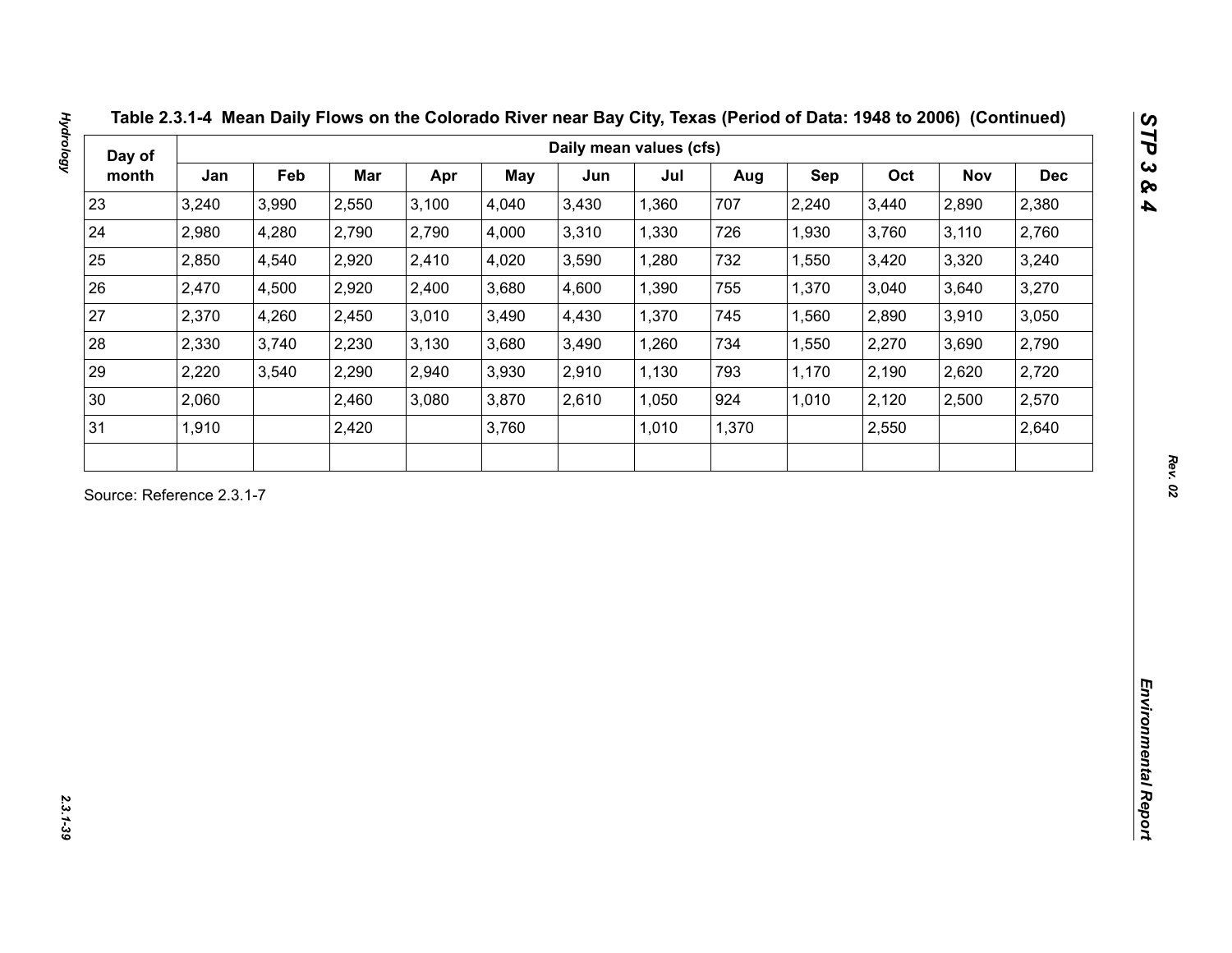**Table 2.3.1-4 Mean Daily Flows on the Colorado River near Bay City, Texas (Period of Data: 1948 to 2006) (Continued)**

| Day of month | Daily mean values (cfs) | | | | | | | | | | | |
|---|---|---|---|---|---|---|---|---|---|---|---|---|
| | Jan | Feb | Mar | Apr | May | Jun | Jul | Aug | Sep | Oct | Nov | Dec |
| 23 | 3,240 | 3,990 | 2,550 | 3,100 | 4,040 | 3,430 | 1,360 | 707 | 2,240 | 3,440 | 2,890 | 2,380 |
| 24 | 2,980 | 4,280 | 2,790 | 2,790 | 4,000 | 3,310 | 1,330 | 726 | 1,930 | 3,760 | 3,110 | 2,760 |
| 25 | 2,850 | 4,540 | 2,920 | 2,410 | 4,020 | 3,590 | 1,280 | 732 | 1,550 | 3,420 | 3,320 | 3,240 |
| 26 | 2,470 | 4,500 | 2,920 | 2,400 | 3,680 | 4,600 | 1,390 | 755 | 1,370 | 3,040 | 3,640 | 3,270 |
| 27 | 2,370 | 4,260 | 2,450 | 3,010 | 3,490 | 4,430 | 1,370 | 745 | 1,560 | 2,890 | 3,910 | 3,050 |
| 28 | 2,330 | 3,740 | 2,230 | 3,130 | 3,680 | 3,490 | 1,260 | 734 | 1,550 | 2,270 | 3,690 | 2,790 |
| 29 | 2,220 | 3,540 | 2,290 | 2,940 | 3,930 | 2,910 | 1,130 | 793 | 1,170 | 2,190 | 2,620 | 2,720 |
| 30 | 2,060 | | 2,460 | 3,080 | 3,870 | 2,610 | 1,050 | 924 | 1,010 | 2,120 | 2,500 | 2,570 |
| 31 | 1,910 | | 2,420 | | 3,760 | | 1,010 | 1,370 | | 2,550 | | 2,640 |
| | | | | | | | | | | | | |

Source: Reference 2.3.1-7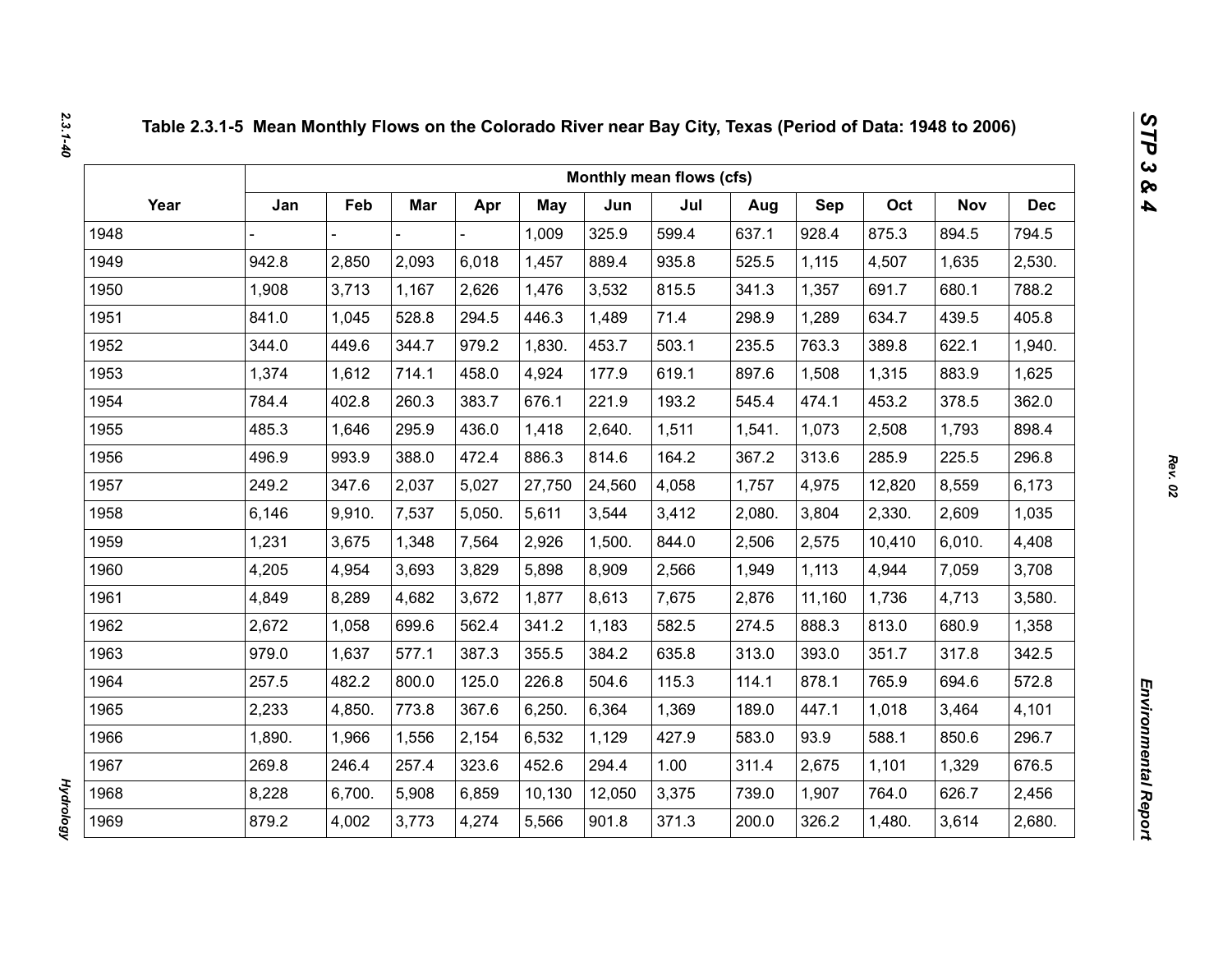### Table 2.3.1-5 Mean Monthly Flows on the Colorado River near Bay City, Texas (Period of Data: 1948 to 2006)

| Year | Monthly mean flows (cfs) | | | | | | | | | | | |
|---|---|---|---|---|---|---|---|---|---|---|---|---|
| | Jan | Feb | Mar | Apr | May | Jun | Jul | Aug | Sep | Oct | Nov | Dec |
| 1948 | - | - | - | - | 1,009 | 325.9 | 599.4 | 637.1 | 928.4 | 875.3 | 894.5 | 794.5 |
| 1949 | 942.8 | 2,850 | 2,093 | 6,018 | 1,457 | 889.4 | 935.8 | 525.5 | 1,115 | 4,507 | 1,635 | 2,530. |
| 1950 | 1,908 | 3,713 | 1,167 | 2,626 | 1,476 | 3,532 | 815.5 | 341.3 | 1,357 | 691.7 | 680.1 | 788.2 |
| 1951 | 841.0 | 1,045 | 528.8 | 294.5 | 446.3 | 1,489 | 71.4 | 298.9 | 1,289 | 634.7 | 439.5 | 405.8 |
| 1952 | 344.0 | 449.6 | 344.7 | 979.2 | 1,830. | 453.7 | 503.1 | 235.5 | 763.3 | 389.8 | 622.1 | 1,940. |
| 1953 | 1,374 | 1,612 | 714.1 | 458.0 | 4,924 | 177.9 | 619.1 | 897.6 | 1,508 | 1,315 | 883.9 | 1,625 |
| 1954 | 784.4 | 402.8 | 260.3 | 383.7 | 676.1 | 221.9 | 193.2 | 545.4 | 474.1 | 453.2 | 378.5 | 362.0 |
| 1955 | 485.3 | 1,646 | 295.9 | 436.0 | 1,418 | 2,640. | 1,511 | 1,541. | 1,073 | 2,508 | 1,793 | 898.4 |
| 1956 | 496.9 | 993.9 | 388.0 | 472.4 | 886.3 | 814.6 | 164.2 | 367.2 | 313.6 | 285.9 | 225.5 | 296.8 |
| 1957 | 249.2 | 347.6 | 2,037 | 5,027 | 27,750 | 24,560 | 4,058 | 1,757 | 4,975 | 12,820 | 8,559 | 6,173 |
| 1958 | 6,146 | 9,910. | 7,537 | 5,050. | 5,611 | 3,544 | 3,412 | 2,080. | 3,804 | 2,330. | 2,609 | 1,035 |
| 1959 | 1,231 | 3,675 | 1,348 | 7,564 | 2,926 | 1,500. | 844.0 | 2,506 | 2,575 | 10,410 | 6,010. | 4,408 |
| 1960 | 4,205 | 4,954 | 3,693 | 3,829 | 5,898 | 8,909 | 2,566 | 1,949 | 1,113 | 4,944 | 7,059 | 3,708 |
| 1961 | 4,849 | 8,289 | 4,682 | 3,672 | 1,877 | 8,613 | 7,675 | 2,876 | 11,160 | 1,736 | 4,713 | 3,580. |
| 1962 | 2,672 | 1,058 | 699.6 | 562.4 | 341.2 | 1,183 | 582.5 | 274.5 | 888.3 | 813.0 | 680.9 | 1,358 |
| 1963 | 979.0 | 1,637 | 577.1 | 387.3 | 355.5 | 384.2 | 635.8 | 313.0 | 393.0 | 351.7 | 317.8 | 342.5 |
| 1964 | 257.5 | 482.2 | 800.0 | 125.0 | 226.8 | 504.6 | 115.3 | 114.1 | 878.1 | 765.9 | 694.6 | 572.8 |
| 1965 | 2,233 | 4,850. | 773.8 | 367.6 | 6,250. | 6,364 | 1,369 | 189.0 | 447.1 | 1,018 | 3,464 | 4,101 |
| 1966 | 1,890. | 1,966 | 1,556 | 2,154 | 6,532 | 1,129 | 427.9 | 583.0 | 93.9 | 588.1 | 850.6 | 296.7 |
| 1967 | 269.8 | 246.4 | 257.4 | 323.6 | 452.6 | 294.4 | 1.00 | 311.4 | 2,675 | 1,101 | 1,329 | 676.5 |
| 1968 | 8,228 | 6,700. | 5,908 | 6,859 | 10,130 | 12,050 | 3,375 | 739.0 | 1,907 | 764.0 | 626.7 | 2,456 |
| 1969 | 879.2 | 4,002 | 3,773 | 4,274 | 5,566 | 901.8 | 371.3 | 200.0 | 326.2 | 1,480. | 3,614 | 2,680. |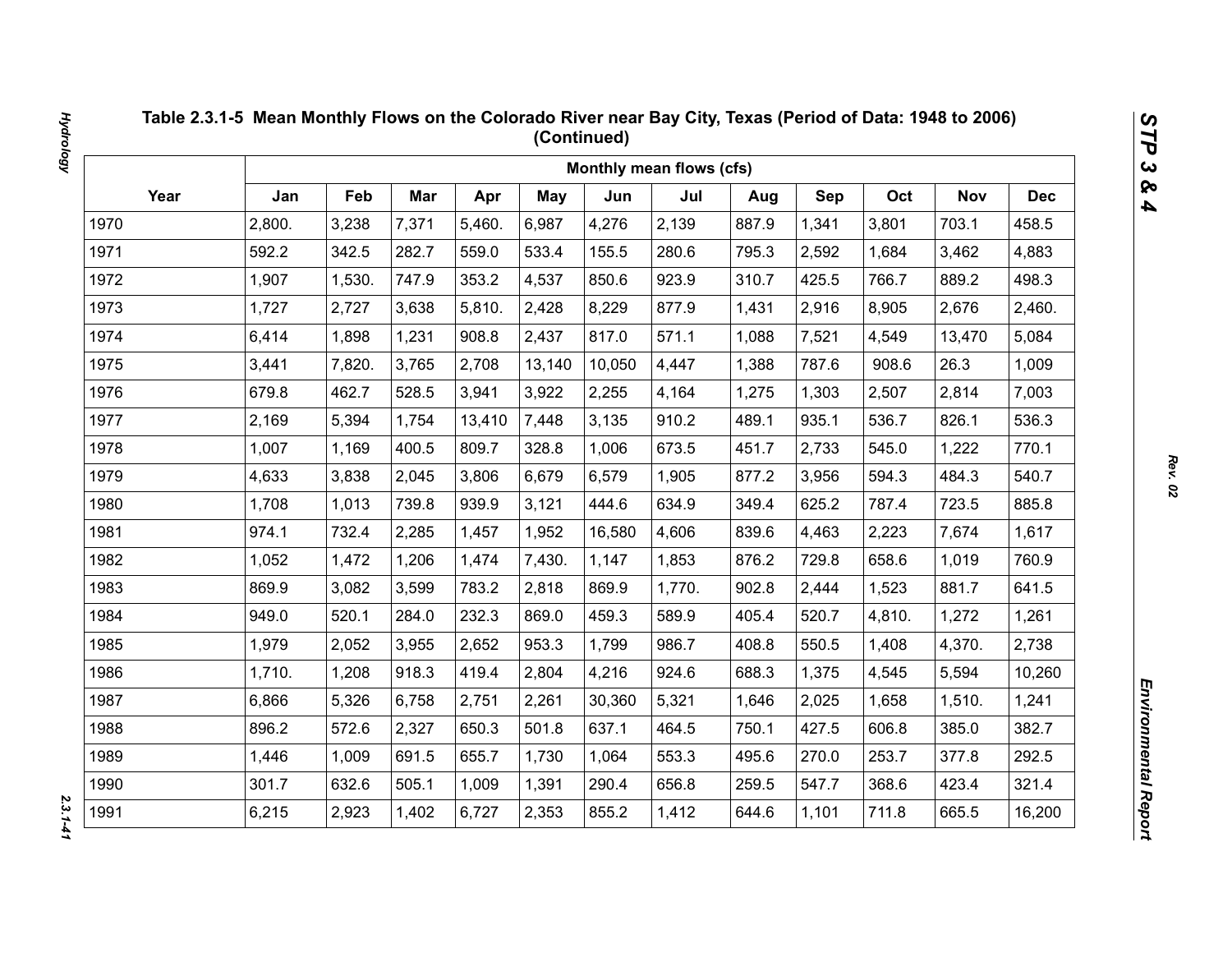**Table 2.3.1-5 Mean Monthly Flows on the Colorado River near Bay City, Texas (Period of Data: 1948 to 2006) (Continued)**

| Year | Monthly mean flows (cfs) | | | | | | | | | | | |
|---|---|---|---|---|---|---|---|---|---|---|---|---|
| | Jan | Feb | Mar | Apr | May | Jun | Jul | Aug | Sep | Oct | Nov | Dec |
| 1970 | 2,800. | 3,238 | 7,371 | 5,460. | 6,987 | 4,276 | 2,139 | 887.9 | 1,341 | 3,801 | 703.1 | 458.5 |
| 1971 | 592.2 | 342.5 | 282.7 | 559.0 | 533.4 | 155.5 | 280.6 | 795.3 | 2,592 | 1,684 | 3,462 | 4,883 |
| 1972 | 1,907 | 1,530. | 747.9 | 353.2 | 4,537 | 850.6 | 923.9 | 310.7 | 425.5 | 766.7 | 889.2 | 498.3 |
| 1973 | 1,727 | 2,727 | 3,638 | 5,810. | 2,428 | 8,229 | 877.9 | 1,431 | 2,916 | 8,905 | 2,676 | 2,460. |
| 1974 | 6,414 | 1,898 | 1,231 | 908.8 | 2,437 | 817.0 | 571.1 | 1,088 | 7,521 | 4,549 | 13,470 | 5,084 |
| 1975 | 3,441 | 7,820. | 3,765 | 2,708 | 13,140 | 10,050 | 4,447 | 1,388 | 787.6 | 908.6 | 26.3 | 1,009 |
| 1976 | 679.8 | 462.7 | 528.5 | 3,941 | 3,922 | 2,255 | 4,164 | 1,275 | 1,303 | 2,507 | 2,814 | 7,003 |
| 1977 | 2,169 | 5,394 | 1,754 | 13,410 | 7,448 | 3,135 | 910.2 | 489.1 | 935.1 | 536.7 | 826.1 | 536.3 |
| 1978 | 1,007 | 1,169 | 400.5 | 809.7 | 328.8 | 1,006 | 673.5 | 451.7 | 2,733 | 545.0 | 1,222 | 770.1 |
| 1979 | 4,633 | 3,838 | 2,045 | 3,806 | 6,679 | 6,579 | 1,905 | 877.2 | 3,956 | 594.3 | 484.3 | 540.7 |
| 1980 | 1,708 | 1,013 | 739.8 | 939.9 | 3,121 | 444.6 | 634.9 | 349.4 | 625.2 | 787.4 | 723.5 | 885.8 |
| 1981 | 974.1 | 732.4 | 2,285 | 1,457 | 1,952 | 16,580 | 4,606 | 839.6 | 4,463 | 2,223 | 7,674 | 1,617 |
| 1982 | 1,052 | 1,472 | 1,206 | 1,474 | 7,430. | 1,147 | 1,853 | 876.2 | 729.8 | 658.6 | 1,019 | 760.9 |
| 1983 | 869.9 | 3,082 | 3,599 | 783.2 | 2,818 | 869.9 | 1,770. | 902.8 | 2,444 | 1,523 | 881.7 | 641.5 |
| 1984 | 949.0 | 520.1 | 284.0 | 232.3 | 869.0 | 459.3 | 589.9 | 405.4 | 520.7 | 4,810. | 1,272 | 1,261 |
| 1985 | 1,979 | 2,052 | 3,955 | 2,652 | 953.3 | 1,799 | 986.7 | 408.8 | 550.5 | 1,408 | 4,370. | 2,738 |
| 1986 | 1,710. | 1,208 | 918.3 | 419.4 | 2,804 | 4,216 | 924.6 | 688.3 | 1,375 | 4,545 | 5,594 | 10,260 |
| 1987 | 6,866 | 5,326 | 6,758 | 2,751 | 2,261 | 30,360 | 5,321 | 1,646 | 2,025 | 1,658 | 1,510. | 1,241 |
| 1988 | 896.2 | 572.6 | 2,327 | 650.3 | 501.8 | 637.1 | 464.5 | 750.1 | 427.5 | 606.8 | 385.0 | 382.7 |
| 1989 | 1,446 | 1,009 | 691.5 | 655.7 | 1,730 | 1,064 | 553.3 | 495.6 | 270.0 | 253.7 | 377.8 | 292.5 |
| 1990 | 301.7 | 632.6 | 505.1 | 1,009 | 1,391 | 290.4 | 656.8 | 259.5 | 547.7 | 368.6 | 423.4 | 321.4 |
| 1991 | 6,215 | 2,923 | 1,402 | 6,727 | 2,353 | 855.2 | 1,412 | 644.6 | 1,101 | 711.8 | 665.5 | 16,200 |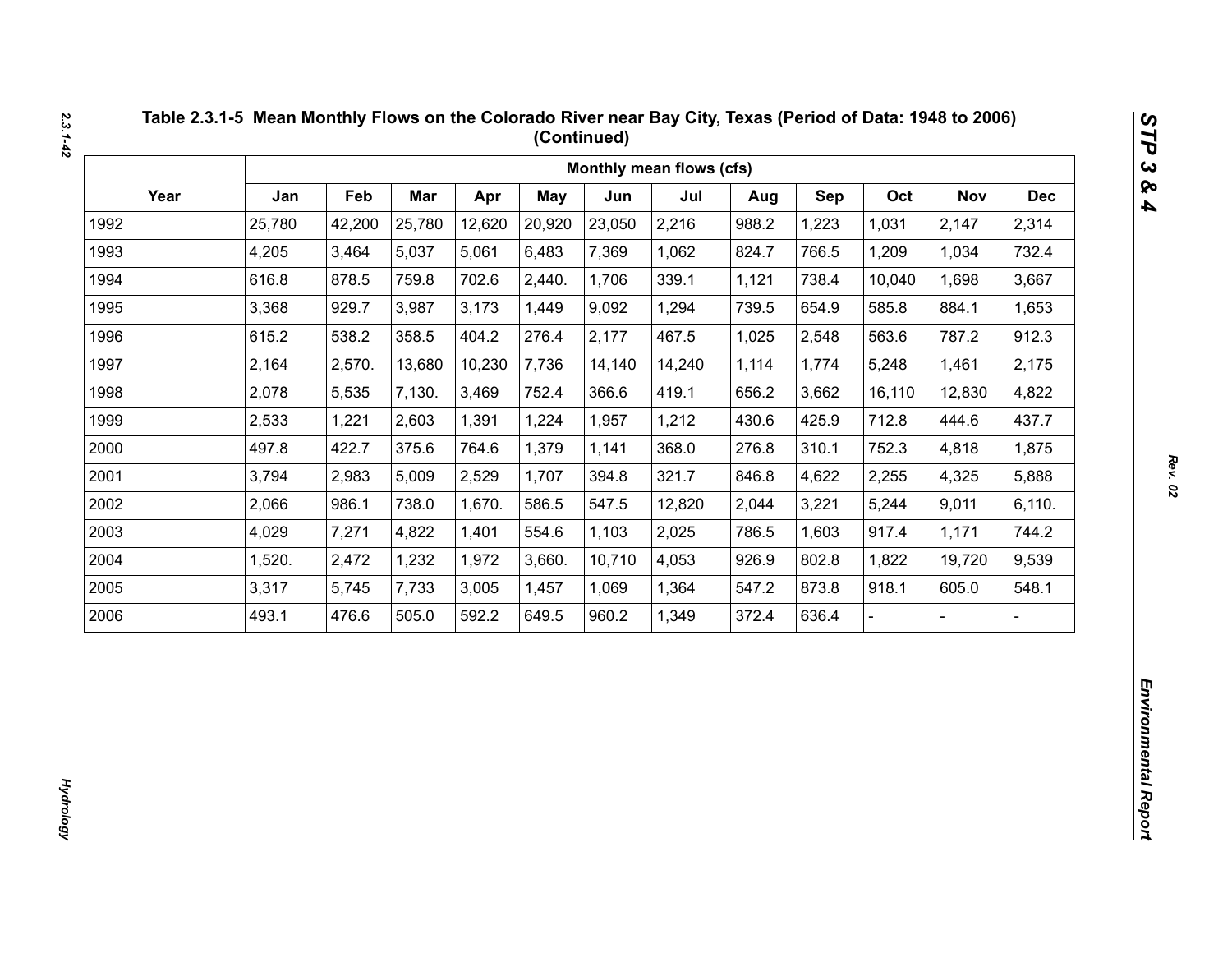**Table 2.3.1-5 Mean Monthly Flows on the Colorado River near Bay City, Texas (Period of Data: 1948 to 2006) (Continued)**

| Year | Monthly mean flows (cfs) | | | | | | | | | | | |
|---|---|---|---|---|---|---|---|---|---|---|---|---|
| | Jan | Feb | Mar | Apr | May | Jun | Jul | Aug | Sep | Oct | Nov | Dec |
| 1992 | 25,780 | 42,200 | 25,780 | 12,620 | 20,920 | 23,050 | 2,216 | 988.2 | 1,223 | 1,031 | 2,147 | 2,314 |
| 1993 | 4,205 | 3,464 | 5,037 | 5,061 | 6,483 | 7,369 | 1,062 | 824.7 | 766.5 | 1,209 | 1,034 | 732.4 |
| 1994 | 616.8 | 878.5 | 759.8 | 702.6 | 2,440. | 1,706 | 339.1 | 1,121 | 738.4 | 10,040 | 1,698 | 3,667 |
| 1995 | 3,368 | 929.7 | 3,987 | 3,173 | 1,449 | 9,092 | 1,294 | 739.5 | 654.9 | 585.8 | 884.1 | 1,653 |
| 1996 | 615.2 | 538.2 | 358.5 | 404.2 | 276.4 | 2,177 | 467.5 | 1,025 | 2,548 | 563.6 | 787.2 | 912.3 |
| 1997 | 2,164 | 2,570. | 13,680 | 10,230 | 7,736 | 14,140 | 14,240 | 1,114 | 1,774 | 5,248 | 1,461 | 2,175 |
| 1998 | 2,078 | 5,535 | 7,130. | 3,469 | 752.4 | 366.6 | 419.1 | 656.2 | 3,662 | 16,110 | 12,830 | 4,822 |
| 1999 | 2,533 | 1,221 | 2,603 | 1,391 | 1,224 | 1,957 | 1,212 | 430.6 | 425.9 | 712.8 | 444.6 | 437.7 |
| 2000 | 497.8 | 422.7 | 375.6 | 764.6 | 1,379 | 1,141 | 368.0 | 276.8 | 310.1 | 752.3 | 4,818 | 1,875 |
| 2001 | 3,794 | 2,983 | 5,009 | 2,529 | 1,707 | 394.8 | 321.7 | 846.8 | 4,622 | 2,255 | 4,325 | 5,888 |
| 2002 | 2,066 | 986.1 | 738.0 | 1,670. | 586.5 | 547.5 | 12,820 | 2,044 | 3,221 | 5,244 | 9,011 | 6,110. |
| 2003 | 4,029 | 7,271 | 4,822 | 1,401 | 554.6 | 1,103 | 2,025 | 786.5 | 1,603 | 917.4 | 1,171 | 744.2 |
| 2004 | 1,520. | 2,472 | 1,232 | 1,972 | 3,660. | 10,710 | 4,053 | 926.9 | 802.8 | 1,822 | 19,720 | 9,539 |
| 2005 | 3,317 | 5,745 | 7,733 | 3,005 | 1,457 | 1,069 | 1,364 | 547.2 | 873.8 | 918.1 | 605.0 | 548.1 |
| 2006 | 493.1 | 476.6 | 505.0 | 592.2 | 649.5 | 960.2 | 1,349 | 372.4 | 636.4 | - | - | - |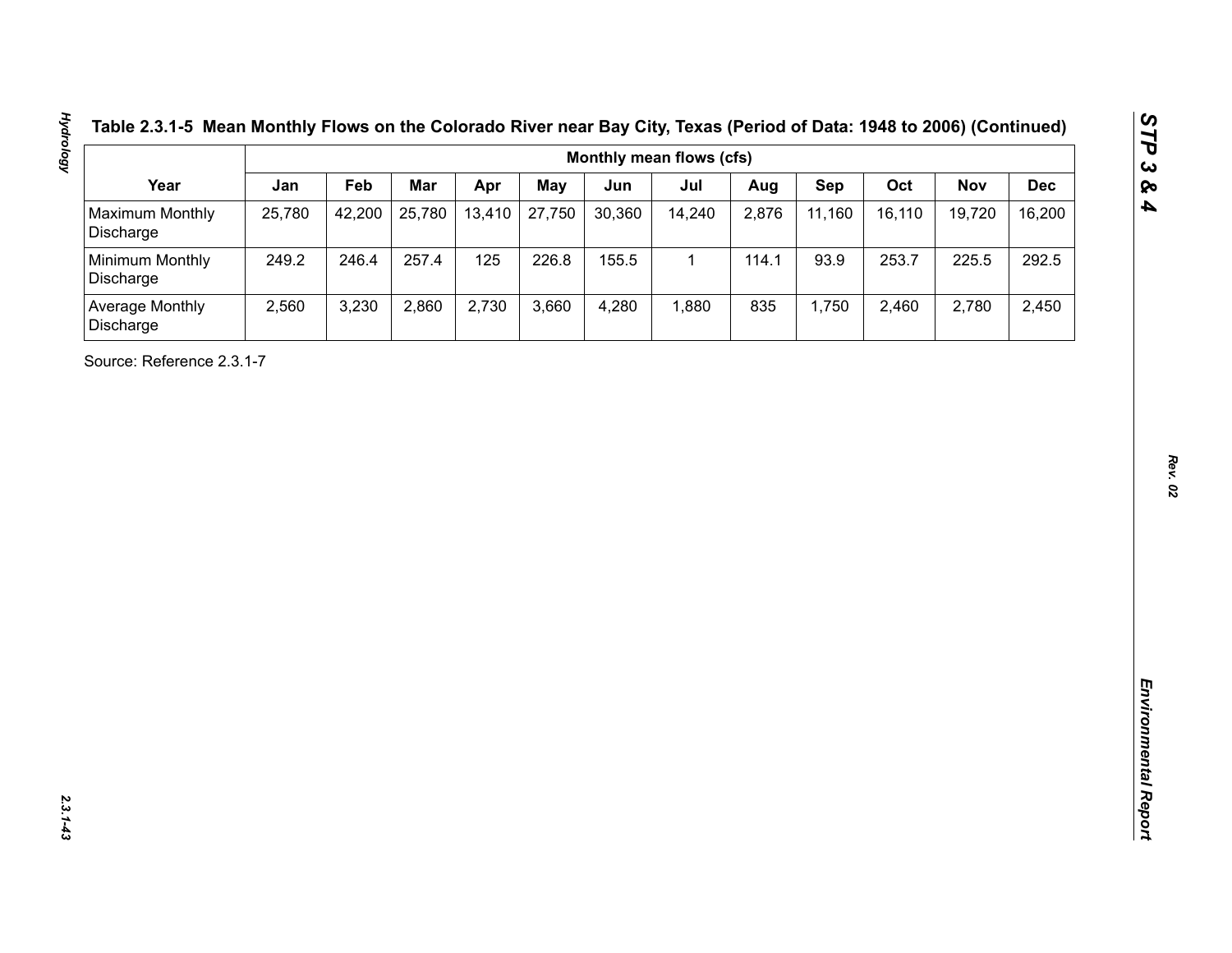**Table 2.3.1-5 Mean Monthly Flows on the Colorado River near Bay City, Texas (Period of Data: 1948 to 2006) (Continued)**

| Year | Monthly mean flows (cfs) | | | | | | | | | | | |
|---|---|---|---|---|---|---|---|---|---|---|---|---|
| | Jan | Feb | Mar | Apr | May | Jun | Jul | Aug | Sep | Oct | Nov | Dec |
| Maximum Monthly Discharge | 25,780 | 42,200 | 25,780 | 13,410 | 27,750 | 30,360 | 14,240 | 2,876 | 11,160 | 16,110 | 19,720 | 16,200 |
| Minimum Monthly Discharge | 249.2 | 246.4 | 257.4 | 125 | 226.8 | 155.5 | 1 | 114.1 | 93.9 | 253.7 | 225.5 | 292.5 |
| Average Monthly Discharge | 2,560 | 3,230 | 2,860 | 2,730 | 3,660 | 4,280 | 1,880 | 835 | 1,750 | 2,460 | 2,780 | 2,450 |

Source: Reference 2.3.1-7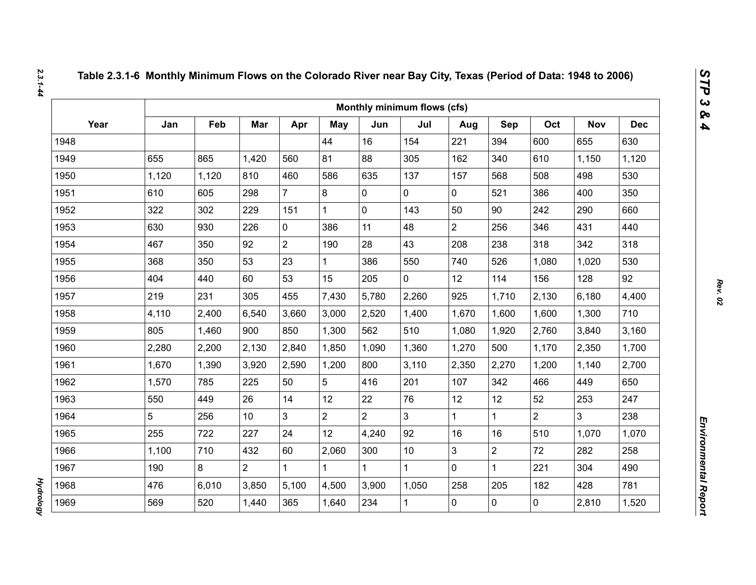## Table 2.3.1-6 Monthly Minimum Flows on the Colorado River near Bay City, Texas (Period of Data: 1948 to 2006)

| Year | Monthly minimum flows (cfs) | | | | | | | | | | | |
|---|---|---|---|---|---|---|---|---|---|---|---|---|
| | Jan | Feb | Mar | Apr | May | Jun | Jul | Aug | Sep | Oct | Nov | Dec |
| 1948 | | | | | 44 | 16 | 154 | 221 | 394 | 600 | 655 | 630 |
| 1949 | 655 | 865 | 1,420 | 560 | 81 | 88 | 305 | 162 | 340 | 610 | 1,150 | 1,120 |
| 1950 | 1,120 | 1,120 | 810 | 460 | 586 | 635 | 137 | 157 | 568 | 508 | 498 | 530 |
| 1951 | 610 | 605 | 298 | 7 | 8 | 0 | 0 | 0 | 521 | 386 | 400 | 350 |
| 1952 | 322 | 302 | 229 | 151 | 1 | 0 | 143 | 50 | 90 | 242 | 290 | 660 |
| 1953 | 630 | 930 | 226 | 0 | 386 | 11 | 48 | 2 | 256 | 346 | 431 | 440 |
| 1954 | 467 | 350 | 92 | 2 | 190 | 28 | 43 | 208 | 238 | 318 | 342 | 318 |
| 1955 | 368 | 350 | 53 | 23 | 1 | 386 | 550 | 740 | 526 | 1,080 | 1,020 | 530 |
| 1956 | 404 | 440 | 60 | 53 | 15 | 205 | 0 | 12 | 114 | 156 | 128 | 92 |
| 1957 | 219 | 231 | 305 | 455 | 7,430 | 5,780 | 2,260 | 925 | 1,710 | 2,130 | 6,180 | 4,400 |
| 1958 | 4,110 | 2,400 | 6,540 | 3,660 | 3,000 | 2,520 | 1,400 | 1,670 | 1,600 | 1,600 | 1,300 | 710 |
| 1959 | 805 | 1,460 | 900 | 850 | 1,300 | 562 | 510 | 1,080 | 1,920 | 2,760 | 3,840 | 3,160 |
| 1960 | 2,280 | 2,200 | 2,130 | 2,840 | 1,850 | 1,090 | 1,360 | 1,270 | 500 | 1,170 | 2,350 | 1,700 |
| 1961 | 1,670 | 1,390 | 3,920 | 2,590 | 1,200 | 800 | 3,110 | 2,350 | 2,270 | 1,200 | 1,140 | 2,700 |
| 1962 | 1,570 | 785 | 225 | 50 | 5 | 416 | 201 | 107 | 342 | 466 | 449 | 650 |
| 1963 | 550 | 449 | 26 | 14 | 12 | 22 | 76 | 12 | 12 | 52 | 253 | 247 |
| 1964 | 5 | 256 | 10 | 3 | 2 | 2 | 3 | 1 | 1 | 2 | 3 | 238 |
| 1965 | 255 | 722 | 227 | 24 | 12 | 4,240 | 92 | 16 | 16 | 510 | 1,070 | 1,070 |
| 1966 | 1,100 | 710 | 432 | 60 | 2,060 | 300 | 10 | 3 | 2 | 72 | 282 | 258 |
| 1967 | 190 | 8 | 2 | 1 | 1 | 1 | 1 | 0 | 1 | 221 | 304 | 490 |
| 1968 | 476 | 6,010 | 3,850 | 5,100 | 4,500 | 3,900 | 1,050 | 258 | 205 | 182 | 428 | 781 |
| 1969 | 569 | 520 | 1,440 | 365 | 1,640 | 234 | 1 | 0 | 0 | 0 | 2,810 | 1,520 |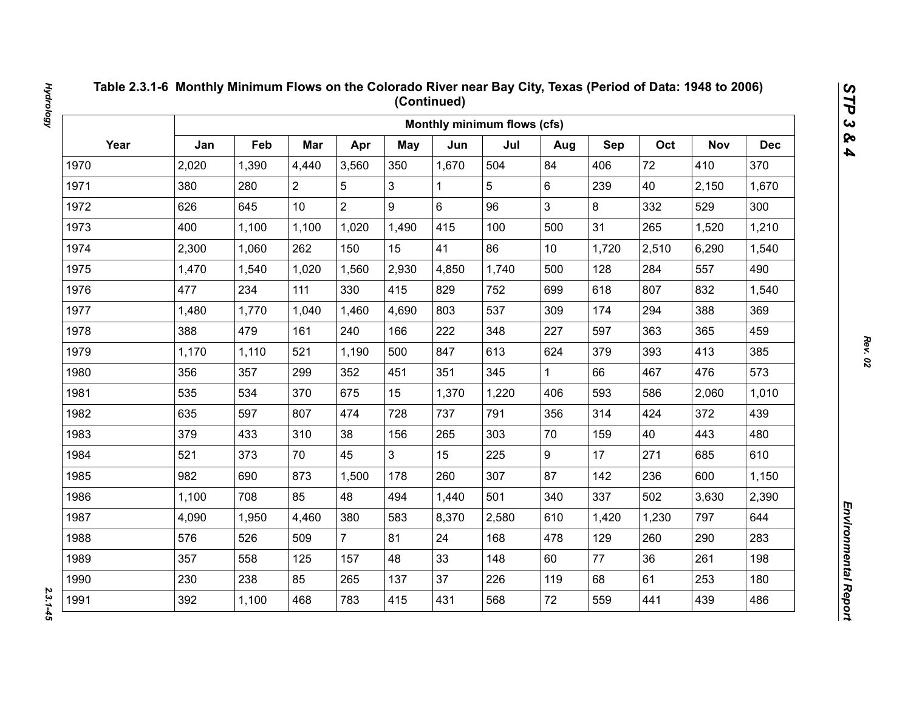**Table 2.3.1-6 Monthly Minimum Flows on the Colorado River near Bay City, Texas (Period of Data: 1948 to 2006) (Continued)**

| Year | Monthly minimum flows (cfs) | | | | | | | | | | | |
|---|---|---|---|---|---|---|---|---|---|---|---|---|
| | Jan | Feb | Mar | Apr | May | Jun | Jul | Aug | Sep | Oct | Nov | Dec |
| 1970 | 2,020 | 1,390 | 4,440 | 3,560 | 350 | 1,670 | 504 | 84 | 406 | 72 | 410 | 370 |
| 1971 | 380 | 280 | 2 | 5 | 3 | 1 | 5 | 6 | 239 | 40 | 2,150 | 1,670 |
| 1972 | 626 | 645 | 10 | 2 | 9 | 6 | 96 | 3 | 8 | 332 | 529 | 300 |
| 1973 | 400 | 1,100 | 1,100 | 1,020 | 1,490 | 415 | 100 | 500 | 31 | 265 | 1,520 | 1,210 |
| 1974 | 2,300 | 1,060 | 262 | 150 | 15 | 41 | 86 | 10 | 1,720 | 2,510 | 6,290 | 1,540 |
| 1975 | 1,470 | 1,540 | 1,020 | 1,560 | 2,930 | 4,850 | 1,740 | 500 | 128 | 284 | 557 | 490 |
| 1976 | 477 | 234 | 111 | 330 | 415 | 829 | 752 | 699 | 618 | 807 | 832 | 1,540 |
| 1977 | 1,480 | 1,770 | 1,040 | 1,460 | 4,690 | 803 | 537 | 309 | 174 | 294 | 388 | 369 |
| 1978 | 388 | 479 | 161 | 240 | 166 | 222 | 348 | 227 | 597 | 363 | 365 | 459 |
| 1979 | 1,170 | 1,110 | 521 | 1,190 | 500 | 847 | 613 | 624 | 379 | 393 | 413 | 385 |
| 1980 | 356 | 357 | 299 | 352 | 451 | 351 | 345 | 1 | 66 | 467 | 476 | 573 |
| 1981 | 535 | 534 | 370 | 675 | 15 | 1,370 | 1,220 | 406 | 593 | 586 | 2,060 | 1,010 |
| 1982 | 635 | 597 | 807 | 474 | 728 | 737 | 791 | 356 | 314 | 424 | 372 | 439 |
| 1983 | 379 | 433 | 310 | 38 | 156 | 265 | 303 | 70 | 159 | 40 | 443 | 480 |
| 1984 | 521 | 373 | 70 | 45 | 3 | 15 | 225 | 9 | 17 | 271 | 685 | 610 |
| 1985 | 982 | 690 | 873 | 1,500 | 178 | 260 | 307 | 87 | 142 | 236 | 600 | 1,150 |
| 1986 | 1,100 | 708 | 85 | 48 | 494 | 1,440 | 501 | 340 | 337 | 502 | 3,630 | 2,390 |
| 1987 | 4,090 | 1,950 | 4,460 | 380 | 583 | 8,370 | 2,580 | 610 | 1,420 | 1,230 | 797 | 644 |
| 1988 | 576 | 526 | 509 | 7 | 81 | 24 | 168 | 478 | 129 | 260 | 290 | 283 |
| 1989 | 357 | 558 | 125 | 157 | 48 | 33 | 148 | 60 | 77 | 36 | 261 | 198 |
| 1990 | 230 | 238 | 85 | 265 | 137 | 37 | 226 | 119 | 68 | 61 | 253 | 180 |
| 1991 | 392 | 1,100 | 468 | 783 | 415 | 431 | 568 | 72 | 559 | 441 | 439 | 486 |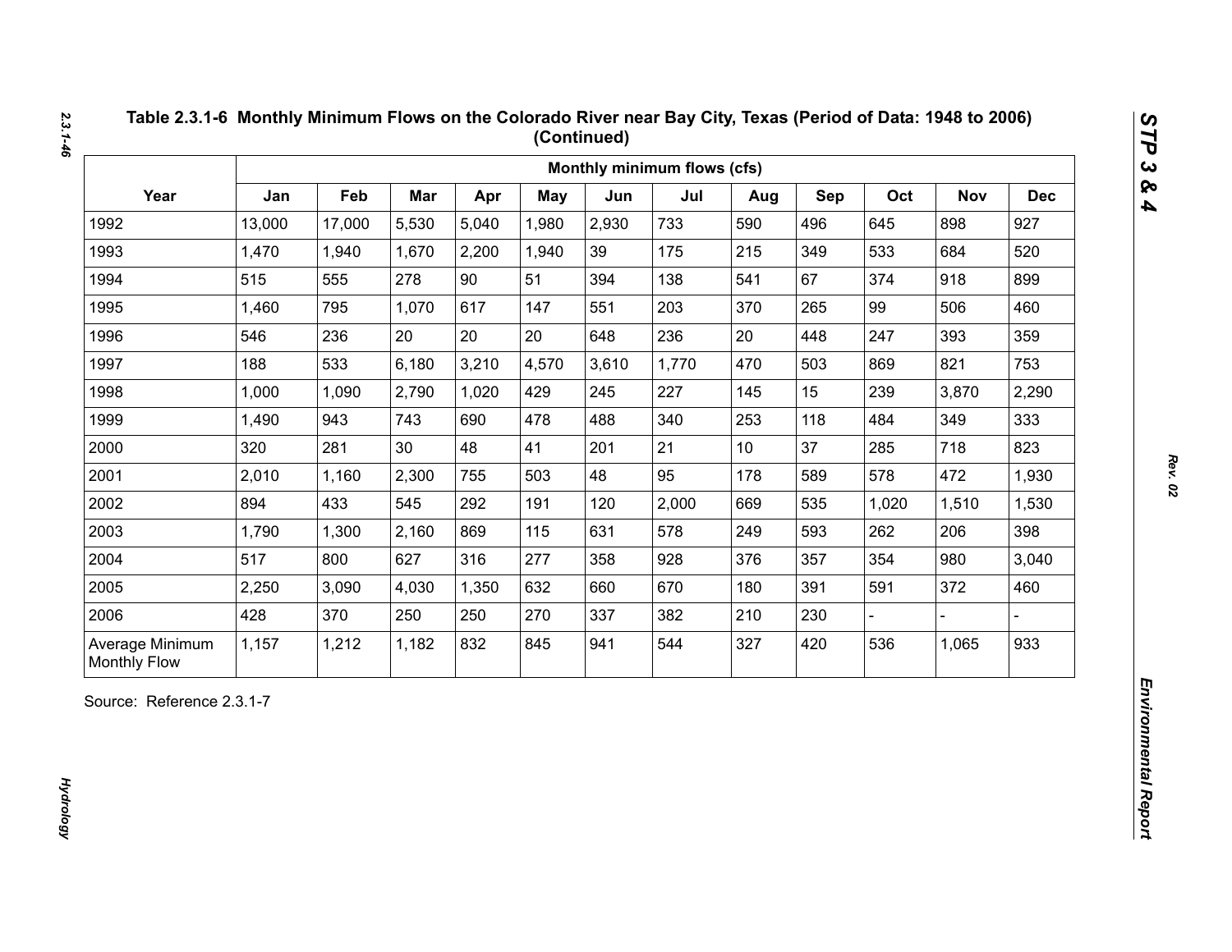**Table 2.3.1-6 Monthly Minimum Flows on the Colorado River near Bay City, Texas (Period of Data: 1948 to 2006) (Continued)**

| Year | Monthly minimum flows (cfs) | | | | | | | | | | | |
|---|---|---|---|---|---|---|---|---|---|---|---|---|
| | Jan | Feb | Mar | Apr | May | Jun | Jul | Aug | Sep | Oct | Nov | Dec |
| 1992 | 13,000 | 17,000 | 5,530 | 5,040 | 1,980 | 2,930 | 733 | 590 | 496 | 645 | 898 | 927 |
| 1993 | 1,470 | 1,940 | 1,670 | 2,200 | 1,940 | 39 | 175 | 215 | 349 | 533 | 684 | 520 |
| 1994 | 515 | 555 | 278 | 90 | 51 | 394 | 138 | 541 | 67 | 374 | 918 | 899 |
| 1995 | 1,460 | 795 | 1,070 | 617 | 147 | 551 | 203 | 370 | 265 | 99 | 506 | 460 |
| 1996 | 546 | 236 | 20 | 20 | 20 | 648 | 236 | 20 | 448 | 247 | 393 | 359 |
| 1997 | 188 | 533 | 6,180 | 3,210 | 4,570 | 3,610 | 1,770 | 470 | 503 | 869 | 821 | 753 |
| 1998 | 1,000 | 1,090 | 2,790 | 1,020 | 429 | 245 | 227 | 145 | 15 | 239 | 3,870 | 2,290 |
| 1999 | 1,490 | 943 | 743 | 690 | 478 | 488 | 340 | 253 | 118 | 484 | 349 | 333 |
| 2000 | 320 | 281 | 30 | 48 | 41 | 201 | 21 | 10 | 37 | 285 | 718 | 823 |
| 2001 | 2,010 | 1,160 | 2,300 | 755 | 503 | 48 | 95 | 178 | 589 | 578 | 472 | 1,930 |
| 2002 | 894 | 433 | 545 | 292 | 191 | 120 | 2,000 | 669 | 535 | 1,020 | 1,510 | 1,530 |
| 2003 | 1,790 | 1,300 | 2,160 | 869 | 115 | 631 | 578 | 249 | 593 | 262 | 206 | 398 |
| 2004 | 517 | 800 | 627 | 316 | 277 | 358 | 928 | 376 | 357 | 354 | 980 | 3,040 |
| 2005 | 2,250 | 3,090 | 4,030 | 1,350 | 632 | 660 | 670 | 180 | 391 | 591 | 372 | 460 |
| 2006 | 428 | 370 | 250 | 250 | 270 | 337 | 382 | 210 | 230 | - | - | - |
| Average Minimum Monthly Flow | 1,157 | 1,212 | 1,182 | 832 | 845 | 941 | 544 | 327 | 420 | 536 | 1,065 | 933 |

Source: Reference 2.3.1-7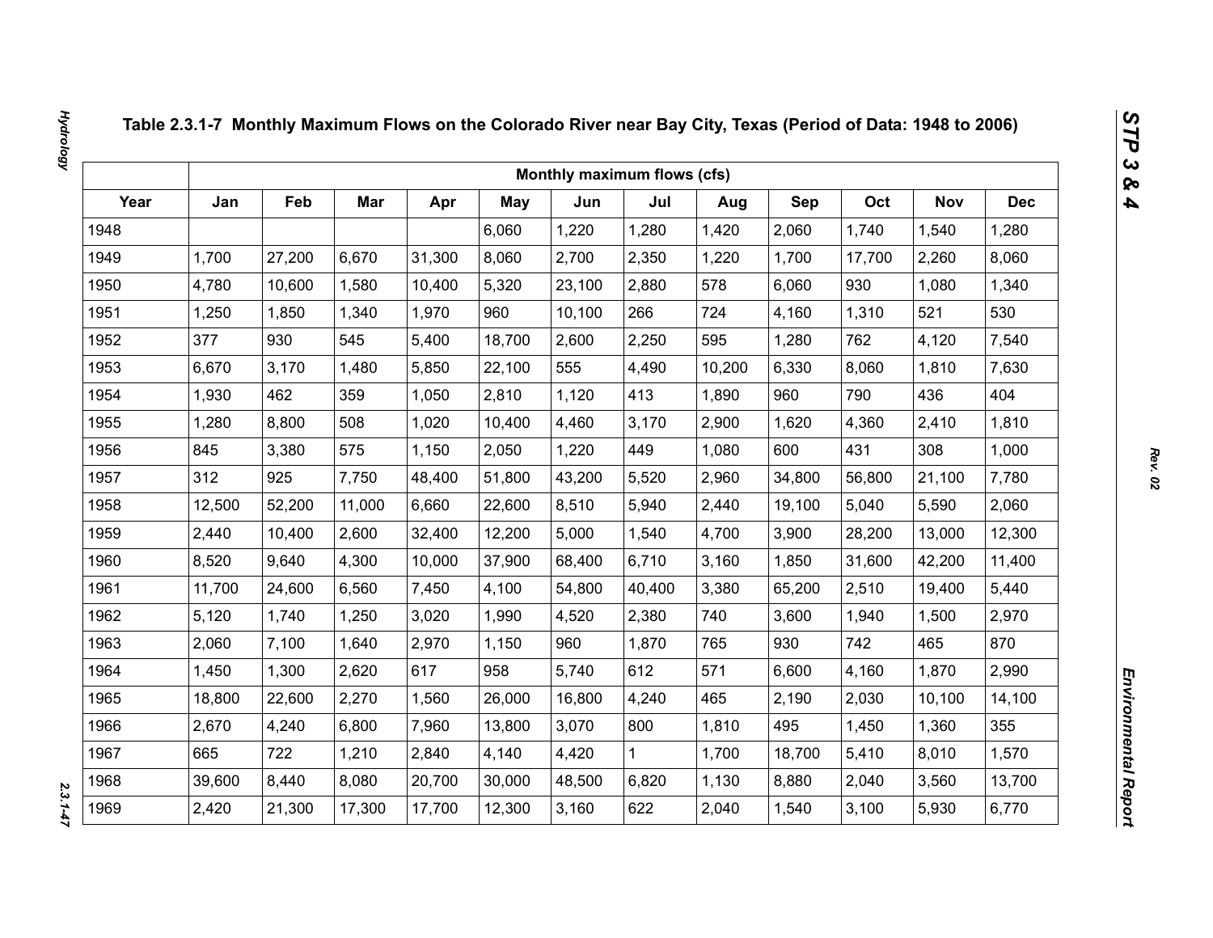**Table 2.3.1-7 Monthly Maximum Flows on the Colorado River near Bay City, Texas (Period of Data: 1948 to 2006)**

| | Monthly maximum flows (cfs) | | | | | | | | | | | |
|---|---|---|---|---|---|---|---|---|---|---|---|---|
| Year | Jan | Feb | Mar | Apr | May | Jun | Jul | Aug | Sep | Oct | Nov | Dec |
| 1948 | | | | | 6,060 | 1,220 | 1,280 | 1,420 | 2,060 | 1,740 | 1,540 | 1,280 |
| 1949 | 1,700 | 27,200 | 6,670 | 31,300 | 8,060 | 2,700 | 2,350 | 1,220 | 1,700 | 17,700 | 2,260 | 8,060 |
| 1950 | 4,780 | 10,600 | 1,580 | 10,400 | 5,320 | 23,100 | 2,880 | 578 | 6,060 | 930 | 1,080 | 1,340 |
| 1951 | 1,250 | 1,850 | 1,340 | 1,970 | 960 | 10,100 | 266 | 724 | 4,160 | 1,310 | 521 | 530 |
| 1952 | 377 | 930 | 545 | 5,400 | 18,700 | 2,600 | 2,250 | 595 | 1,280 | 762 | 4,120 | 7,540 |
| 1953 | 6,670 | 3,170 | 1,480 | 5,850 | 22,100 | 555 | 4,490 | 10,200 | 6,330 | 8,060 | 1,810 | 7,630 |
| 1954 | 1,930 | 462 | 359 | 1,050 | 2,810 | 1,120 | 413 | 1,890 | 960 | 790 | 436 | 404 |
| 1955 | 1,280 | 8,800 | 508 | 1,020 | 10,400 | 4,460 | 3,170 | 2,900 | 1,620 | 4,360 | 2,410 | 1,810 |
| 1956 | 845 | 3,380 | 575 | 1,150 | 2,050 | 1,220 | 449 | 1,080 | 600 | 431 | 308 | 1,000 |
| 1957 | 312 | 925 | 7,750 | 48,400 | 51,800 | 43,200 | 5,520 | 2,960 | 34,800 | 56,800 | 21,100 | 7,780 |
| 1958 | 12,500 | 52,200 | 11,000 | 6,660 | 22,600 | 8,510 | 5,940 | 2,440 | 19,100 | 5,040 | 5,590 | 2,060 |
| 1959 | 2,440 | 10,400 | 2,600 | 32,400 | 12,200 | 5,000 | 1,540 | 4,700 | 3,900 | 28,200 | 13,000 | 12,300 |
| 1960 | 8,520 | 9,640 | 4,300 | 10,000 | 37,900 | 68,400 | 6,710 | 3,160 | 1,850 | 31,600 | 42,200 | 11,400 |
| 1961 | 11,700 | 24,600 | 6,560 | 7,450 | 4,100 | 54,800 | 40,400 | 3,380 | 65,200 | 2,510 | 19,400 | 5,440 |
| 1962 | 5,120 | 1,740 | 1,250 | 3,020 | 1,990 | 4,520 | 2,380 | 740 | 3,600 | 1,940 | 1,500 | 2,970 |
| 1963 | 2,060 | 7,100 | 1,640 | 2,970 | 1,150 | 960 | 1,870 | 765 | 930 | 742 | 465 | 870 |
| 1964 | 1,450 | 1,300 | 2,620 | 617 | 958 | 5,740 | 612 | 571 | 6,600 | 4,160 | 1,870 | 2,990 |
| 1965 | 18,800 | 22,600 | 2,270 | 1,560 | 26,000 | 16,800 | 4,240 | 465 | 2,190 | 2,030 | 10,100 | 14,100 |
| 1966 | 2,670 | 4,240 | 6,800 | 7,960 | 13,800 | 3,070 | 800 | 1,810 | 495 | 1,450 | 1,360 | 355 |
| 1967 | 665 | 722 | 1,210 | 2,840 | 4,140 | 4,420 | 1 | 1,700 | 18,700 | 5,410 | 8,010 | 1,570 |
| 1968 | 39,600 | 8,440 | 8,080 | 20,700 | 30,000 | 48,500 | 6,820 | 1,130 | 8,880 | 2,040 | 3,560 | 13,700 |
| 1969 | 2,420 | 21,300 | 17,300 | 17,700 | 12,300 | 3,160 | 622 | 2,040 | 1,540 | 3,100 | 5,930 | 6,770 |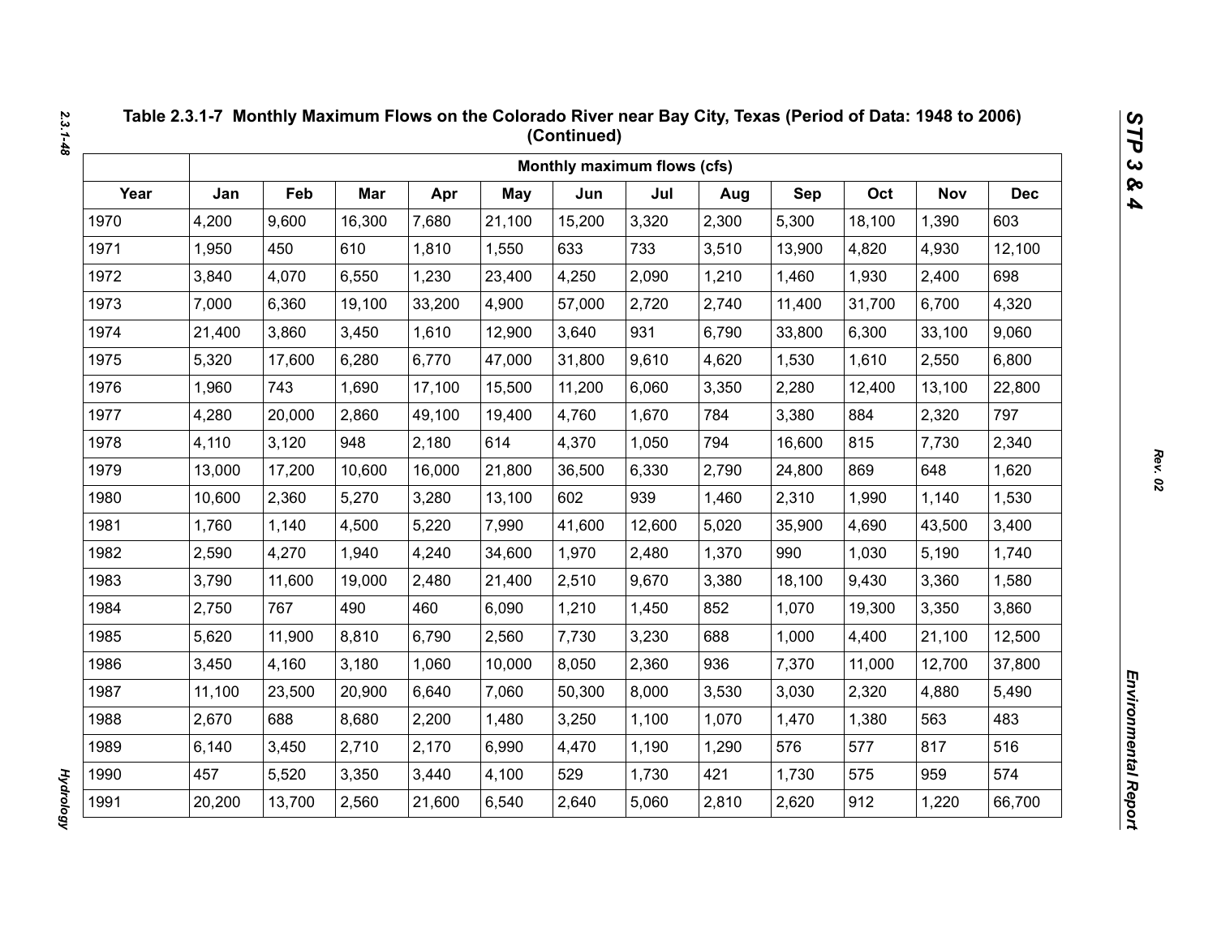**Table 2.3.1-7 Monthly Maximum Flows on the Colorado River near Bay City, Texas (Period of Data: 1948 to 2006) (Continued)**

| | Monthly maximum flows (cfs) | | | | | | | | | | | |
|---|---|---|---|---|---|---|---|---|---|---|---|---|
| Year | Jan | Feb | Mar | Apr | May | Jun | Jul | Aug | Sep | Oct | Nov | Dec |
| 1970 | 4,200 | 9,600 | 16,300 | 7,680 | 21,100 | 15,200 | 3,320 | 2,300 | 5,300 | 18,100 | 1,390 | 603 |
| 1971 | 1,950 | 450 | 610 | 1,810 | 1,550 | 633 | 733 | 3,510 | 13,900 | 4,820 | 4,930 | 12,100 |
| 1972 | 3,840 | 4,070 | 6,550 | 1,230 | 23,400 | 4,250 | 2,090 | 1,210 | 1,460 | 1,930 | 2,400 | 698 |
| 1973 | 7,000 | 6,360 | 19,100 | 33,200 | 4,900 | 57,000 | 2,720 | 2,740 | 11,400 | 31,700 | 6,700 | 4,320 |
| 1974 | 21,400 | 3,860 | 3,450 | 1,610 | 12,900 | 3,640 | 931 | 6,790 | 33,800 | 6,300 | 33,100 | 9,060 |
| 1975 | 5,320 | 17,600 | 6,280 | 6,770 | 47,000 | 31,800 | 9,610 | 4,620 | 1,530 | 1,610 | 2,550 | 6,800 |
| 1976 | 1,960 | 743 | 1,690 | 17,100 | 15,500 | 11,200 | 6,060 | 3,350 | 2,280 | 12,400 | 13,100 | 22,800 |
| 1977 | 4,280 | 20,000 | 2,860 | 49,100 | 19,400 | 4,760 | 1,670 | 784 | 3,380 | 884 | 2,320 | 797 |
| 1978 | 4,110 | 3,120 | 948 | 2,180 | 614 | 4,370 | 1,050 | 794 | 16,600 | 815 | 7,730 | 2,340 |
| 1979 | 13,000 | 17,200 | 10,600 | 16,000 | 21,800 | 36,500 | 6,330 | 2,790 | 24,800 | 869 | 648 | 1,620 |
| 1980 | 10,600 | 2,360 | 5,270 | 3,280 | 13,100 | 602 | 939 | 1,460 | 2,310 | 1,990 | 1,140 | 1,530 |
| 1981 | 1,760 | 1,140 | 4,500 | 5,220 | 7,990 | 41,600 | 12,600 | 5,020 | 35,900 | 4,690 | 43,500 | 3,400 |
| 1982 | 2,590 | 4,270 | 1,940 | 4,240 | 34,600 | 1,970 | 2,480 | 1,370 | 990 | 1,030 | 5,190 | 1,740 |
| 1983 | 3,790 | 11,600 | 19,000 | 2,480 | 21,400 | 2,510 | 9,670 | 3,380 | 18,100 | 9,430 | 3,360 | 1,580 |
| 1984 | 2,750 | 767 | 490 | 460 | 6,090 | 1,210 | 1,450 | 852 | 1,070 | 19,300 | 3,350 | 3,860 |
| 1985 | 5,620 | 11,900 | 8,810 | 6,790 | 2,560 | 7,730 | 3,230 | 688 | 1,000 | 4,400 | 21,100 | 12,500 |
| 1986 | 3,450 | 4,160 | 3,180 | 1,060 | 10,000 | 8,050 | 2,360 | 936 | 7,370 | 11,000 | 12,700 | 37,800 |
| 1987 | 11,100 | 23,500 | 20,900 | 6,640 | 7,060 | 50,300 | 8,000 | 3,530 | 3,030 | 2,320 | 4,880 | 5,490 |
| 1988 | 2,670 | 688 | 8,680 | 2,200 | 1,480 | 3,250 | 1,100 | 1,070 | 1,470 | 1,380 | 563 | 483 |
| 1989 | 6,140 | 3,450 | 2,710 | 2,170 | 6,990 | 4,470 | 1,190 | 1,290 | 576 | 577 | 817 | 516 |
| 1990 | 457 | 5,520 | 3,350 | 3,440 | 4,100 | 529 | 1,730 | 421 | 1,730 | 575 | 959 | 574 |
| 1991 | 20,200 | 13,700 | 2,560 | 21,600 | 6,540 | 2,640 | 5,060 | 2,810 | 2,620 | 912 | 1,220 | 66,700 |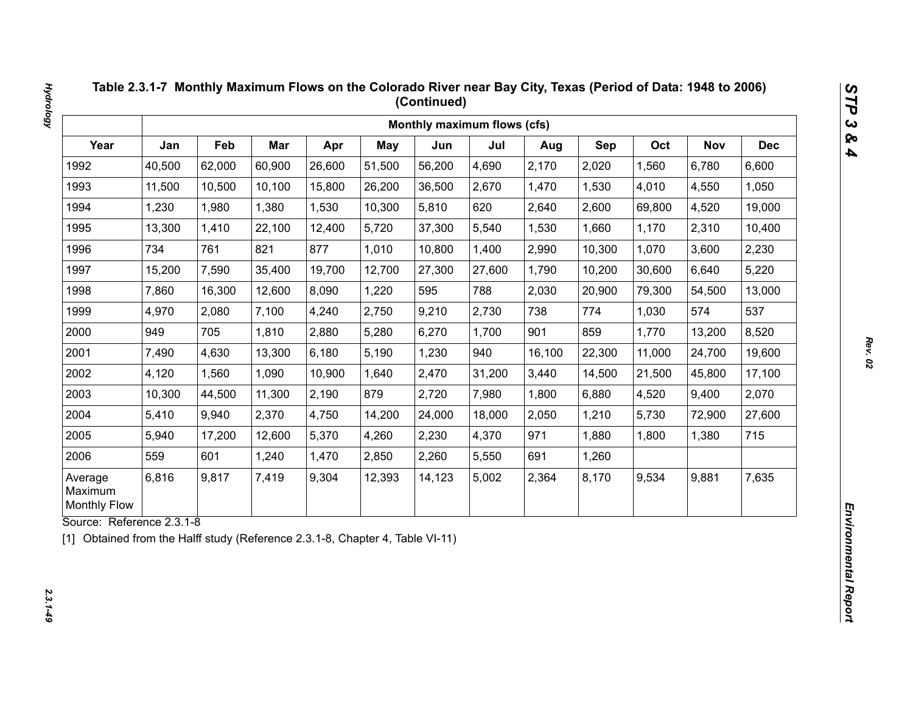# Table 2.3.1-7 Monthly Maximum Flows on the Colorado River near Bay City, Texas (Period of Data: 1948 to 2006) (Continued)

| | Monthly maximum flows (cfs) | | | | | | | | | | | |
|---|---|---|---|---|---|---|---|---|---|---|---|---|
| Year | Jan | Feb | Mar | Apr | May | Jun | Jul | Aug | Sep | Oct | Nov | Dec |
| 1992 | 40,500 | 62,000 | 60,900 | 26,600 | 51,500 | 56,200 | 4,690 | 2,170 | 2,020 | 1,560 | 6,780 | 6,600 |
| 1993 | 11,500 | 10,500 | 10,100 | 15,800 | 26,200 | 36,500 | 2,670 | 1,470 | 1,530 | 4,010 | 4,550 | 1,050 |
| 1994 | 1,230 | 1,980 | 1,380 | 1,530 | 10,300 | 5,810 | 620 | 2,640 | 2,600 | 69,800 | 4,520 | 19,000 |
| 1995 | 13,300 | 1,410 | 22,100 | 12,400 | 5,720 | 37,300 | 5,540 | 1,530 | 1,660 | 1,170 | 2,310 | 10,400 |
| 1996 | 734 | 761 | 821 | 877 | 1,010 | 10,800 | 1,400 | 2,990 | 10,300 | 1,070 | 3,600 | 2,230 |
| 1997 | 15,200 | 7,590 | 35,400 | 19,700 | 12,700 | 27,300 | 27,600 | 1,790 | 10,200 | 30,600 | 6,640 | 5,220 |
| 1998 | 7,860 | 16,300 | 12,600 | 8,090 | 1,220 | 595 | 788 | 2,030 | 20,900 | 79,300 | 54,500 | 13,000 |
| 1999 | 4,970 | 2,080 | 7,100 | 4,240 | 2,750 | 9,210 | 2,730 | 738 | 774 | 1,030 | 574 | 537 |
| 2000 | 949 | 705 | 1,810 | 2,880 | 5,280 | 6,270 | 1,700 | 901 | 859 | 1,770 | 13,200 | 8,520 |
| 2001 | 7,490 | 4,630 | 13,300 | 6,180 | 5,190 | 1,230 | 940 | 16,100 | 22,300 | 11,000 | 24,700 | 19,600 |
| 2002 | 4,120 | 1,560 | 1,090 | 10,900 | 1,640 | 2,470 | 31,200 | 3,440 | 14,500 | 21,500 | 45,800 | 17,100 |
| 2003 | 10,300 | 44,500 | 11,300 | 2,190 | 879 | 2,720 | 7,980 | 1,800 | 6,880 | 4,520 | 9,400 | 2,070 |
| 2004 | 5,410 | 9,940 | 2,370 | 4,750 | 14,200 | 24,000 | 18,000 | 2,050 | 1,210 | 5,730 | 72,900 | 27,600 |
| 2005 | 5,940 | 17,200 | 12,600 | 5,370 | 4,260 | 2,230 | 4,370 | 971 | 1,880 | 1,800 | 1,380 | 715 |
| 2006 | 559 | 601 | 1,240 | 1,470 | 2,850 | 2,260 | 5,550 | 691 | 1,260 | | | |
| Average Maximum Monthly Flow | 6,816 | 9,817 | 7,419 | 9,304 | 12,393 | 14,123 | 5,002 | 2,364 | 8,170 | 9,534 | 9,881 | 7,635 |

Source: Reference 2.3.1-8

[1] Obtained from the Halff study (Reference 2.3.1-8, Chapter 4, Table VI-11)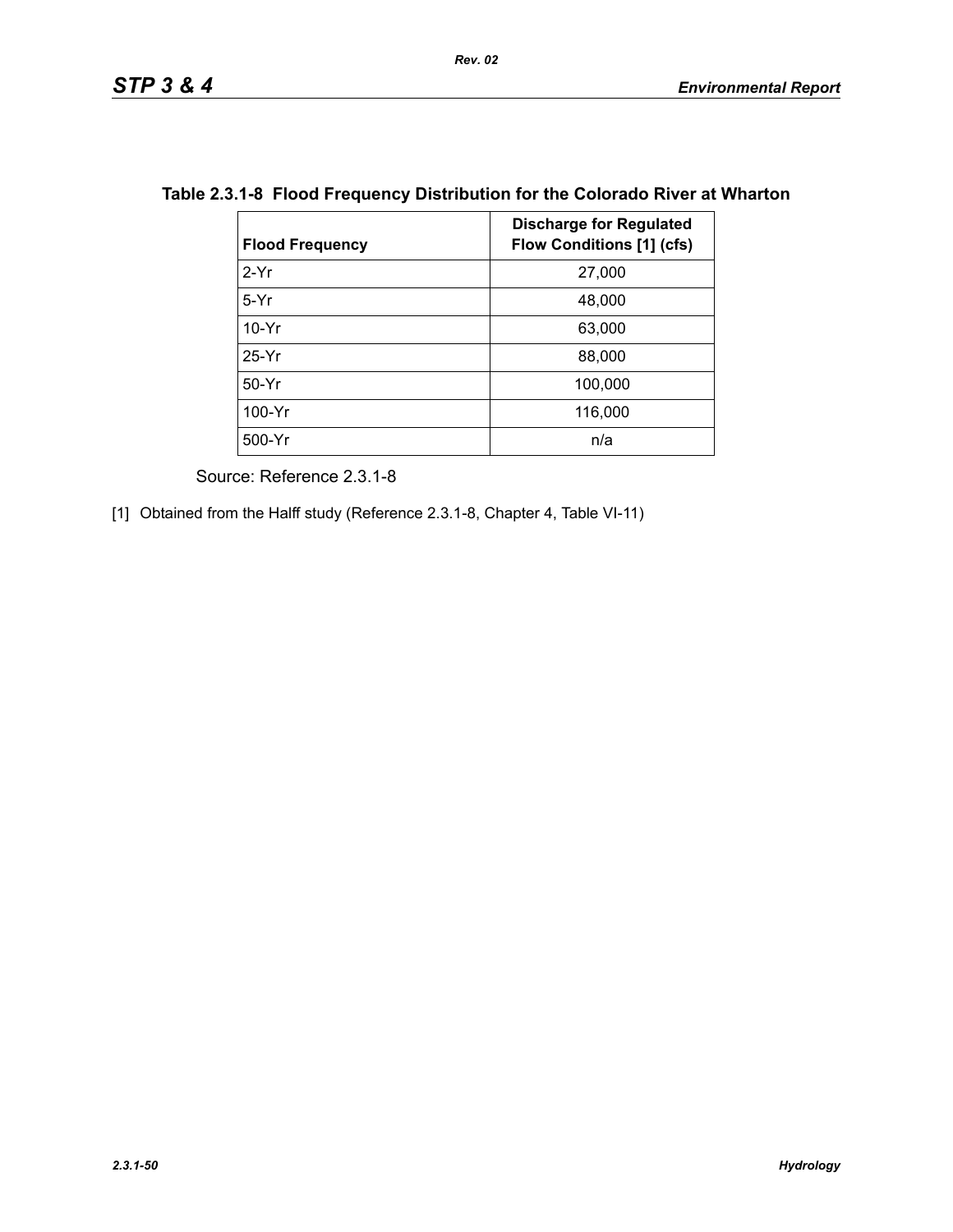**Table 2.3.1-8 Flood Frequency Distribution for the Colorado River at Wharton**

| Flood Frequency | Discharge for Regulated Flow Conditions [1] (cfs) |
|---|---|
| 2-Yr | 27,000 |
| 5-Yr | 48,000 |
| 10-Yr | 63,000 |
| 25-Yr | 88,000 |
| 50-Yr | 100,000 |
| 100-Yr | 116,000 |
| 500-Yr | n/a |

Source: Reference 2.3.1-8

[1] Obtained from the Halff study (Reference 2.3.1-8, Chapter 4, Table VI-11)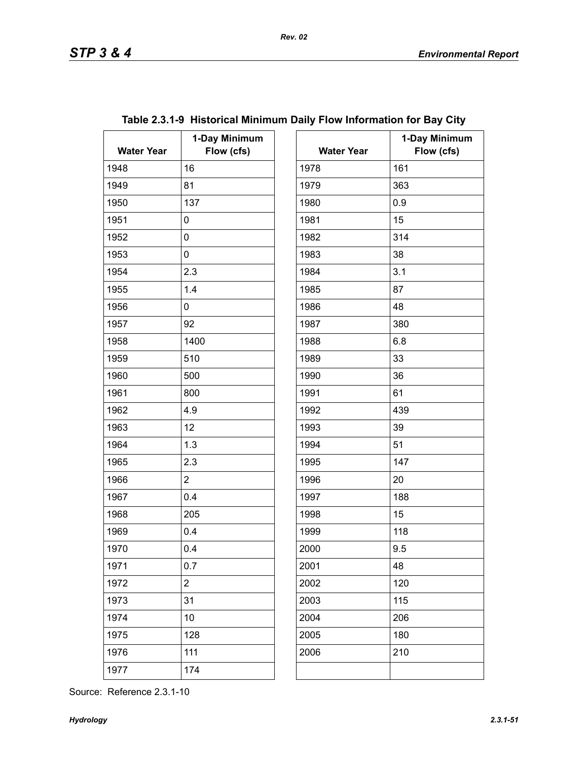**Table 2.3.1-9 Historical Minimum Daily Flow Information for Bay City**

| Water Year | 1-Day Minimum Flow (cfs) | Water Year | 1-Day Minimum Flow (cfs) |
|---|---|---|---|
| 1948 | 16 | 1978 | 161 |
| 1949 | 81 | 1979 | 363 |
| 1950 | 137 | 1980 | 0.9 |
| 1951 | 0 | 1981 | 15 |
| 1952 | 0 | 1982 | 314 |
| 1953 | 0 | 1983 | 38 |
| 1954 | 2.3 | 1984 | 3.1 |
| 1955 | 1.4 | 1985 | 87 |
| 1956 | 0 | 1986 | 48 |
| 1957 | 92 | 1987 | 380 |
| 1958 | 1400 | 1988 | 6.8 |
| 1959 | 510 | 1989 | 33 |
| 1960 | 500 | 1990 | 36 |
| 1961 | 800 | 1991 | 61 |
| 1962 | 4.9 | 1992 | 439 |
| 1963 | 12 | 1993 | 39 |
| 1964 | 1.3 | 1994 | 51 |
| 1965 | 2.3 | 1995 | 147 |
| 1966 | 2 | 1996 | 20 |
| 1967 | 0.4 | 1997 | 188 |
| 1968 | 205 | 1998 | 15 |
| 1969 | 0.4 | 1999 | 118 |
| 1970 | 0.4 | 2000 | 9.5 |
| 1971 | 0.7 | 2001 | 48 |
| 1972 | 2 | 2002 | 120 |
| 1973 | 31 | 2003 | 115 |
| 1974 | 10 | 2004 | 206 |
| 1975 | 128 | 2005 | 180 |
| 1976 | 111 | 2006 | 210 |
| 1977 | 174 | | |

Source: Reference 2.3.1-10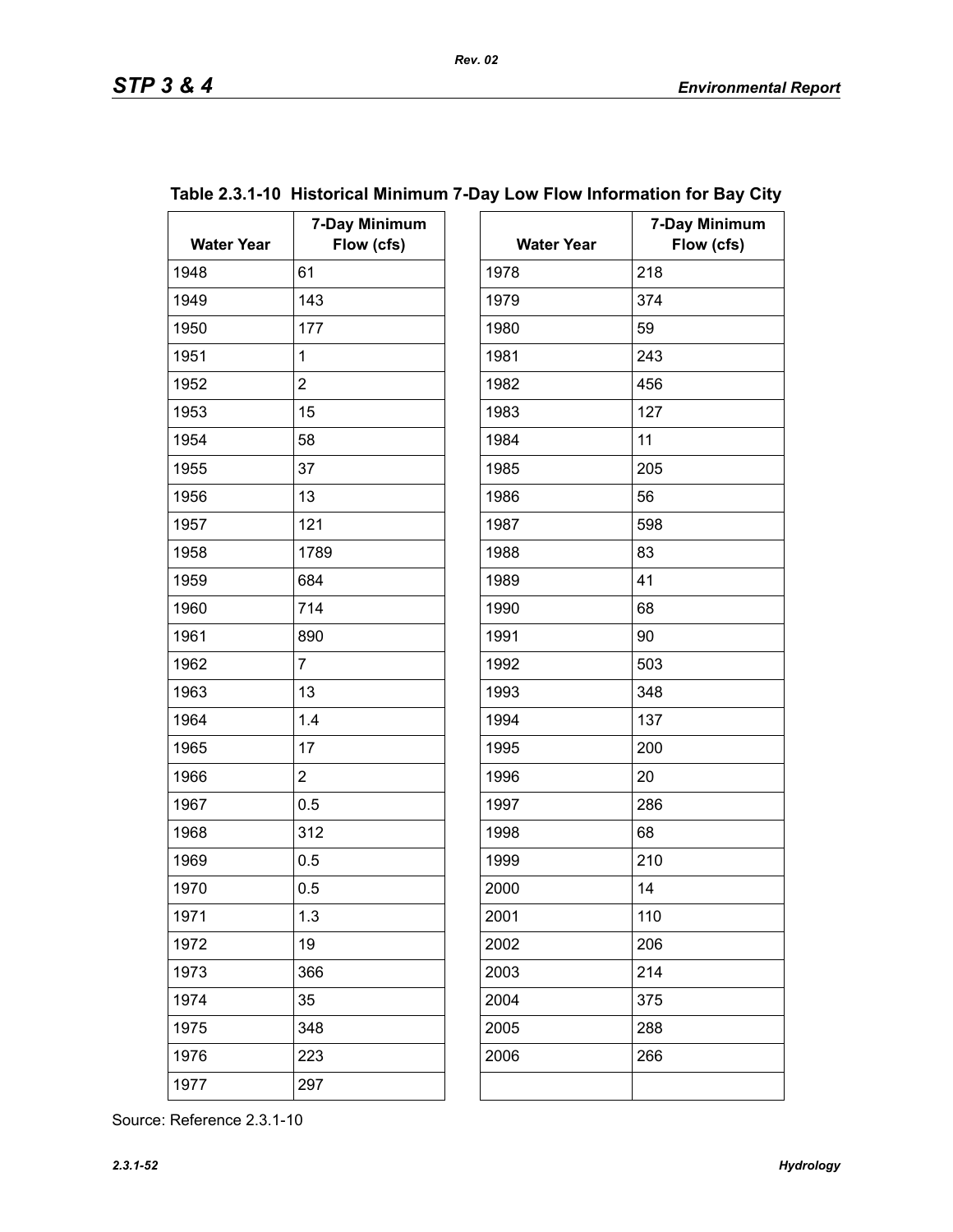**Table 2.3.1-10 Historical Minimum 7-Day Low Flow Information for Bay City**

| Water Year | 7-Day Minimum Flow (cfs) | Water Year | 7-Day Minimum Flow (cfs) |
|---|---|---|---|
| 1948 | 61 | 1978 | 218 |
| 1949 | 143 | 1979 | 374 |
| 1950 | 177 | 1980 | 59 |
| 1951 | 1 | 1981 | 243 |
| 1952 | 2 | 1982 | 456 |
| 1953 | 15 | 1983 | 127 |
| 1954 | 58 | 1984 | 11 |
| 1955 | 37 | 1985 | 205 |
| 1956 | 13 | 1986 | 56 |
| 1957 | 121 | 1987 | 598 |
| 1958 | 1789 | 1988 | 83 |
| 1959 | 684 | 1989 | 41 |
| 1960 | 714 | 1990 | 68 |
| 1961 | 890 | 1991 | 90 |
| 1962 | 7 | 1992 | 503 |
| 1963 | 13 | 1993 | 348 |
| 1964 | 1.4 | 1994 | 137 |
| 1965 | 17 | 1995 | 200 |
| 1966 | 2 | 1996 | 20 |
| 1967 | 0.5 | 1997 | 286 |
| 1968 | 312 | 1998 | 68 |
| 1969 | 0.5 | 1999 | 210 |
| 1970 | 0.5 | 2000 | 14 |
| 1971 | 1.3 | 2001 | 110 |
| 1972 | 19 | 2002 | 206 |
| 1973 | 366 | 2003 | 214 |
| 1974 | 35 | 2004 | 375 |
| 1975 | 348 | 2005 | 288 |
| 1976 | 223 | 2006 | 266 |
| 1977 | 297 | | |

Source: Reference 2.3.1-10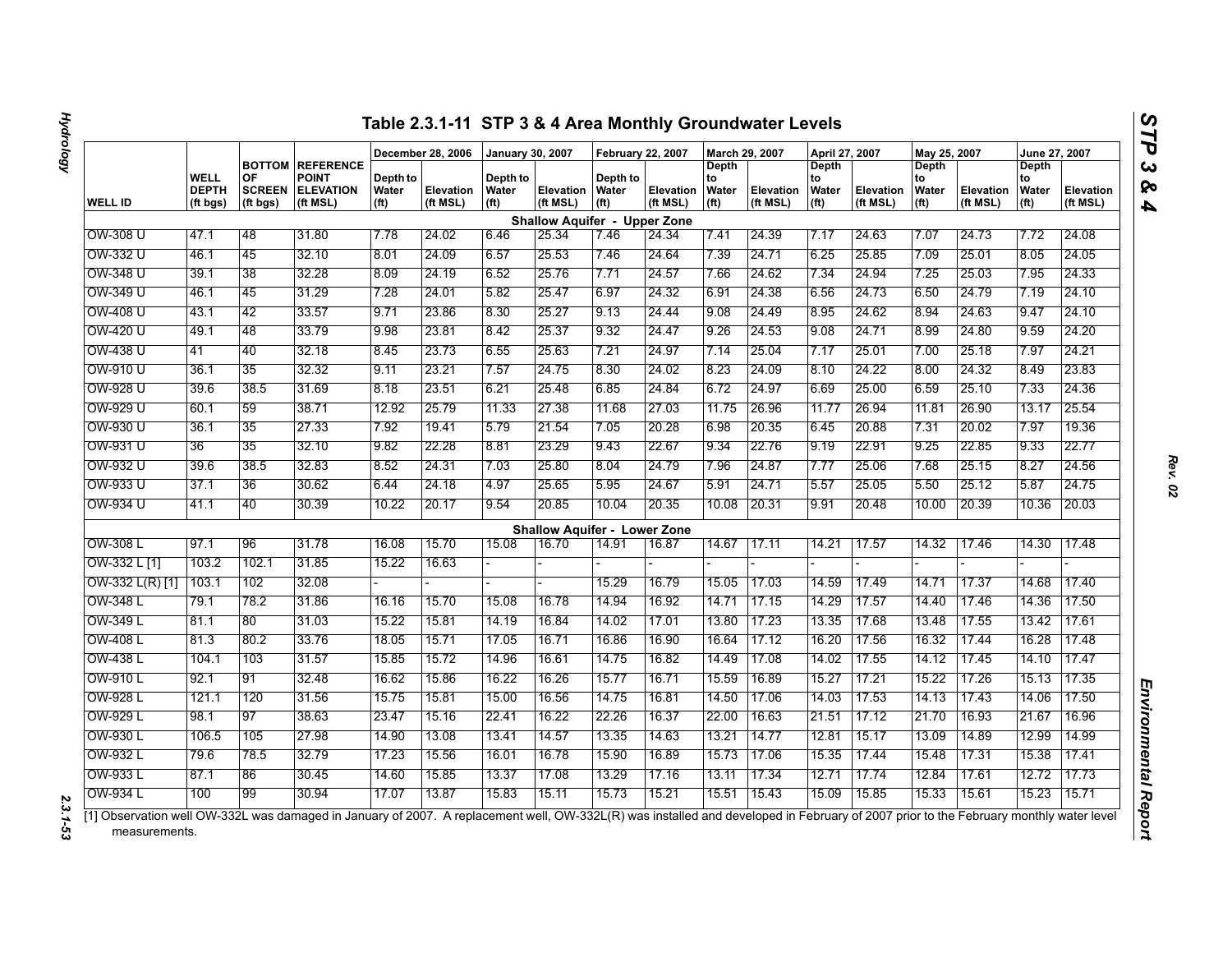## Table 2.3.1-11 STP 3 & 4 Area Monthly Groundwater Levels

| WELL ID | WELL DEPTH (ft bgs) | BOTTOM OF SCREEN (ft bgs) | REFERENCE POINT ELEVATION (ft MSL) | December 28, 2006 | | January 30, 2007 | | February 22, 2007 | | March 29, 2007 | | April 27, 2007 | | May 25, 2007 | | June 27, 2007 | |
|---|---|---|---|---|---|---|---|---|---|---|---|---|---|---|---|---|---|
| | | | | Depth to Water (ft) | Elevation (ft MSL) | Depth to Water (ft) | Elevation (ft MSL) | Depth to Water (ft) | Elevation (ft MSL) | Depth to Water (ft) | Elevation (ft MSL) | Depth to Water (ft) | Elevation (ft MSL) | Depth to Water (ft) | Elevation (ft MSL) | Depth to Water (ft) | Elevation (ft MSL) |
| **Shallow Aquifer - Upper Zone** | | | | | | | | | | | | | | | | | |
| OW-308 U | 47.1 | 48 | 31.80 | 7.78 | 24.02 | 6.46 | 25.34 | 7.46 | 24.34 | 7.41 | 24.39 | 7.17 | 24.63 | 7.07 | 24.73 | 7.72 | 24.08 |
| OW-332 U | 46.1 | 45 | 32.10 | 8.01 | 24.09 | 6.57 | 25.53 | 7.46 | 24.64 | 7.39 | 24.71 | 6.25 | 25.85 | 7.09 | 25.01 | 8.05 | 24.05 |
| OW-348 U | 39.1 | 38 | 32.28 | 8.09 | 24.19 | 6.52 | 25.76 | 7.71 | 24.57 | 7.66 | 24.62 | 7.34 | 24.94 | 7.25 | 25.03 | 7.95 | 24.33 |
| OW-349 U | 46.1 | 45 | 31.29 | 7.28 | 24.01 | 5.82 | 25.47 | 6.97 | 24.32 | 6.91 | 24.38 | 6.56 | 24.73 | 6.50 | 24.79 | 7.19 | 24.10 |
| OW-408 U | 43.1 | 42 | 33.57 | 9.71 | 23.86 | 8.30 | 25.27 | 9.13 | 24.44 | 9.08 | 24.49 | 8.95 | 24.62 | 8.94 | 24.63 | 9.47 | 24.10 |
| OW-420 U | 49.1 | 48 | 33.79 | 9.98 | 23.81 | 8.42 | 25.37 | 9.32 | 24.47 | 9.26 | 24.53 | 9.08 | 24.71 | 8.99 | 24.80 | 9.59 | 24.20 |
| OW-438 U | 41 | 40 | 32.18 | 8.45 | 23.73 | 6.55 | 25.63 | 7.21 | 24.97 | 7.14 | 25.04 | 7.17 | 25.01 | 7.00 | 25.18 | 7.97 | 24.21 |
| OW-910 U | 36.1 | 35 | 32.32 | 9.11 | 23.21 | 7.57 | 24.75 | 8.30 | 24.02 | 8.23 | 24.09 | 8.10 | 24.22 | 8.00 | 24.32 | 8.49 | 23.83 |
| OW-928 U | 39.6 | 38.5 | 31.69 | 8.18 | 23.51 | 6.21 | 25.48 | 6.85 | 24.84 | 6.72 | 24.97 | 6.69 | 25.00 | 6.59 | 25.10 | 7.33 | 24.36 |
| OW-929 U | 60.1 | 59 | 38.71 | 12.92 | 25.79 | 11.33 | 27.38 | 11.68 | 27.03 | 11.75 | 26.96 | 11.77 | 26.94 | 11.81 | 26.90 | 13.17 | 25.54 |
| OW-930 U | 36.1 | 35 | 27.33 | 7.92 | 19.41 | 5.79 | 21.54 | 7.05 | 20.28 | 6.98 | 20.35 | 6.45 | 20.88 | 7.31 | 20.02 | 7.97 | 19.36 |
| OW-931 U | 36 | 35 | 32.10 | 9.82 | 22.28 | 8.81 | 23.29 | 9.43 | 22.67 | 9.34 | 22.76 | 9.19 | 22.91 | 9.25 | 22.85 | 9.33 | 22.77 |
| OW-932 U | 39.6 | 38.5 | 32.83 | 8.52 | 24.31 | 7.03 | 25.80 | 8.04 | 24.79 | 7.96 | 24.87 | 7.77 | 25.06 | 7.68 | 25.15 | 8.27 | 24.56 |
| OW-933 U | 37.1 | 36 | 30.62 | 6.44 | 24.18 | 4.97 | 25.65 | 5.95 | 24.67 | 5.91 | 24.71 | 5.57 | 25.05 | 5.50 | 25.12 | 5.87 | 24.75 |
| OW-934 U | 41.1 | 40 | 30.39 | 10.22 | 20.17 | 9.54 | 20.85 | 10.04 | 20.35 | 10.08 | 20.31 | 9.91 | 20.48 | 10.00 | 20.39 | 10.36 | 20.03 |
| **Shallow Aquifer - Lower Zone** | | | | | | | | | | | | | | | | | |
| OW-308 L | 97.1 | 96 | 31.78 | 16.08 | 15.70 | 15.08 | 16.70 | 14.91 | 16.87 | 14.67 | 17.11 | 14.21 | 17.57 | 14.32 | 17.46 | 14.30 | 17.48 |
| OW-332 L [1] | 103.2 | 102.1 | 31.85 | 15.22 | 16.63 | - | - | - | - | - | - | - | - | - | - | - | - |
| OW-332 L(R) [1] | 103.1 | 102 | 32.08 | - | - | - | - | 15.29 | 16.79 | 15.05 | 17.03 | 14.59 | 17.49 | 14.71 | 17.37 | 14.68 | 17.40 |
| OW-348 L | 79.1 | 78.2 | 31.86 | 16.16 | 15.70 | 15.08 | 16.78 | 14.94 | 16.92 | 14.71 | 17.15 | 14.29 | 17.57 | 14.40 | 17.46 | 14.36 | 17.50 |
| OW-349 L | 81.1 | 80 | 31.03 | 15.22 | 15.81 | 14.19 | 16.84 | 14.02 | 17.01 | 13.80 | 17.23 | 13.35 | 17.68 | 13.48 | 17.55 | 13.42 | 17.61 |
| OW-408 L | 81.3 | 80.2 | 33.76 | 18.05 | 15.71 | 17.05 | 16.71 | 16.86 | 16.90 | 16.64 | 17.12 | 16.20 | 17.56 | 16.32 | 17.44 | 16.28 | 17.48 |
| OW-438 L | 104.1 | 103 | 31.57 | 15.85 | 15.72 | 14.96 | 16.61 | 14.75 | 16.82 | 14.49 | 17.08 | 14.02 | 17.55 | 14.12 | 17.45 | 14.10 | 17.47 |
| OW-910 L | 92.1 | 91 | 32.48 | 16.62 | 15.86 | 16.22 | 16.26 | 15.77 | 16.71 | 15.59 | 16.89 | 15.27 | 17.21 | 15.22 | 17.26 | 15.13 | 17.35 |
| OW-928 L | 121.1 | 120 | 31.56 | 15.75 | 15.81 | 15.00 | 16.56 | 14.75 | 16.81 | 14.50 | 17.06 | 14.03 | 17.53 | 14.13 | 17.43 | 14.06 | 17.50 |
| OW-929 L | 98.1 | 97 | 38.63 | 23.47 | 15.16 | 22.41 | 16.22 | 22.26 | 16.37 | 22.00 | 16.63 | 21.51 | 17.12 | 21.70 | 16.93 | 21.67 | 16.96 |
| OW-930 L | 106.5 | 105 | 27.98 | 14.90 | 13.08 | 13.41 | 14.57 | 13.35 | 14.63 | 13.21 | 14.77 | 12.81 | 15.17 | 13.09 | 14.89 | 12.99 | 14.99 |
| OW-932 L | 79.6 | 78.5 | 32.79 | 17.23 | 15.56 | 16.01 | 16.78 | 15.90 | 16.89 | 15.73 | 17.06 | 15.35 | 17.44 | 15.48 | 17.31 | 15.38 | 17.41 |
| OW-933 L | 87.1 | 86 | 30.45 | 14.60 | 15.85 | 13.37 | 17.08 | 13.29 | 17.16 | 13.11 | 17.34 | 12.71 | 17.74 | 12.84 | 17.61 | 12.72 | 17.73 |
| OW-934 L | 100 | 99 | 30.94 | 17.07 | 13.87 | 15.83 | 15.11 | 15.73 | 15.21 | 15.51 | 15.43 | 15.09 | 15.85 | 15.33 | 15.61 | 15.23 | 15.71 |

[1] Observation well OW-332L was damaged in January of 2007. A replacement well, OW-332L(R) was installed and developed in February of 2007 prior to the February monthly water level measurements.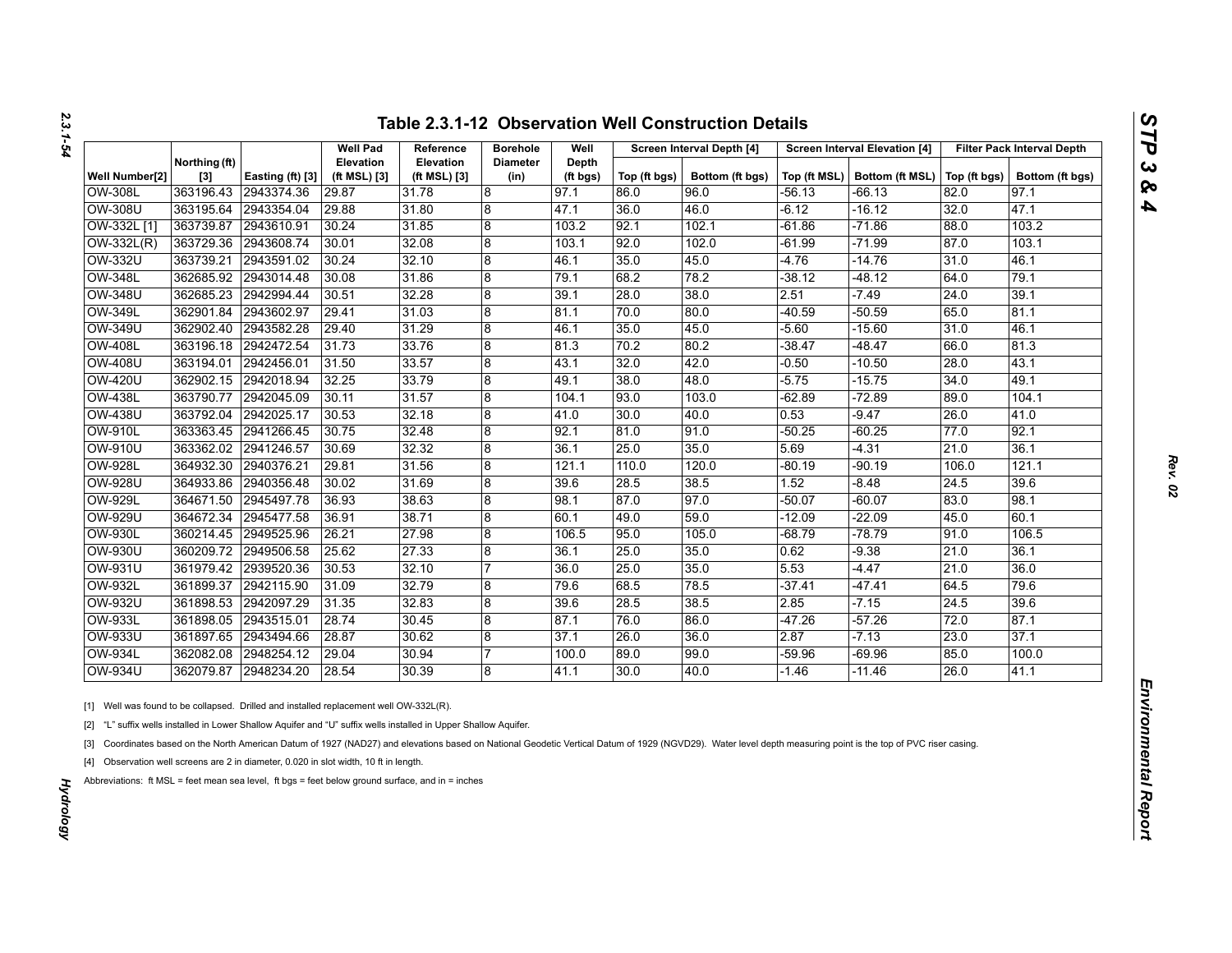## Table 2.3.1-12 Observation Well Construction Details

| Well Number[2] | Northing (ft) [3] | Easting (ft) [3] | Well Pad Elevation (ft MSL) [3] | Reference Elevation (ft MSL) [3] | Borehole Diameter (in) | Well Depth (ft bgs) | Screen Interval Depth [4] | | Screen Interval Elevation [4] | | Filter Pack Interval Depth | |
|---|---|---|---|---|---|---|---|---|---|---|---|---|
| | | | | | | | Top (ft bgs) | Bottom (ft bgs) | Top (ft MSL) | Bottom (ft MSL) | Top (ft bgs) | Bottom (ft bgs) |
| OW-308L | 363196.43 | 2943374.36 | 29.87 | 31.78 | 8 | 97.1 | 86.0 | 96.0 | -56.13 | -66.13 | 82.0 | 97.1 |
| OW-308U | 363195.64 | 2943354.04 | 29.88 | 31.80 | 8 | 47.1 | 36.0 | 46.0 | -6.12 | -16.12 | 32.0 | 47.1 |
| OW-332L [1] | 363739.87 | 2943610.91 | 30.24 | 31.85 | 8 | 103.2 | 92.1 | 102.1 | -61.86 | -71.86 | 88.0 | 103.2 |
| OW-332L(R) | 363729.36 | 2943608.74 | 30.01 | 32.08 | 8 | 103.1 | 92.0 | 102.0 | -61.99 | -71.99 | 87.0 | 103.1 |
| OW-332U | 363739.21 | 2943591.02 | 30.24 | 32.10 | 8 | 46.1 | 35.0 | 45.0 | -4.76 | -14.76 | 31.0 | 46.1 |
| OW-348L | 362685.92 | 2943014.48 | 30.08 | 31.86 | 8 | 79.1 | 68.2 | 78.2 | -38.12 | -48.12 | 64.0 | 79.1 |
| OW-348U | 362685.23 | 2942994.44 | 30.51 | 32.28 | 8 | 39.1 | 28.0 | 38.0 | 2.51 | -7.49 | 24.0 | 39.1 |
| OW-349L | 362901.84 | 2943602.97 | 29.41 | 31.03 | 8 | 81.1 | 70.0 | 80.0 | -40.59 | -50.59 | 65.0 | 81.1 |
| OW-349U | 362902.40 | 2943582.28 | 29.40 | 31.29 | 8 | 46.1 | 35.0 | 45.0 | -5.60 | -15.60 | 31.0 | 46.1 |
| OW-408L | 363196.18 | 2942472.54 | 31.73 | 33.76 | 8 | 81.3 | 70.2 | 80.2 | -38.47 | -48.47 | 66.0 | 81.3 |
| OW-408U | 363194.01 | 2942456.01 | 31.50 | 33.57 | 8 | 43.1 | 32.0 | 42.0 | -0.50 | -10.50 | 28.0 | 43.1 |
| OW-420U | 362902.15 | 2942018.94 | 32.25 | 33.79 | 8 | 49.1 | 38.0 | 48.0 | -5.75 | -15.75 | 34.0 | 49.1 |
| OW-438L | 363790.77 | 2942045.09 | 30.11 | 31.57 | 8 | 104.1 | 93.0 | 103.0 | -62.89 | -72.89 | 89.0 | 104.1 |
| OW-438U | 363792.04 | 2942025.17 | 30.53 | 32.18 | 8 | 41.0 | 30.0 | 40.0 | 0.53 | -9.47 | 26.0 | 41.0 |
| OW-910L | 363363.45 | 2941266.45 | 30.75 | 32.48 | 8 | 92.1 | 81.0 | 91.0 | -50.25 | -60.25 | 77.0 | 92.1 |
| OW-910U | 363362.02 | 2941246.57 | 30.69 | 32.32 | 8 | 36.1 | 25.0 | 35.0 | 5.69 | -4.31 | 21.0 | 36.1 |
| OW-928L | 364932.30 | 2940376.21 | 29.81 | 31.56 | 8 | 121.1 | 110.0 | 120.0 | -80.19 | -90.19 | 106.0 | 121.1 |
| OW-928U | 364933.86 | 2940356.48 | 30.02 | 31.69 | 8 | 39.6 | 28.5 | 38.5 | 1.52 | -8.48 | 24.5 | 39.6 |
| OW-929L | 364671.50 | 2945497.78 | 36.93 | 38.63 | 8 | 98.1 | 87.0 | 97.0 | -50.07 | -60.07 | 83.0 | 98.1 |
| OW-929U | 364672.34 | 2945477.58 | 36.91 | 38.71 | 8 | 60.1 | 49.0 | 59.0 | -12.09 | -22.09 | 45.0 | 60.1 |
| OW-930L | 360214.45 | 2949525.96 | 26.21 | 27.98 | 8 | 106.5 | 95.0 | 105.0 | -68.79 | -78.79 | 91.0 | 106.5 |
| OW-930U | 360209.72 | 2949506.58 | 25.62 | 27.33 | 8 | 36.1 | 25.0 | 35.0 | 0.62 | -9.38 | 21.0 | 36.1 |
| OW-931U | 361979.42 | 2939520.36 | 30.53 | 32.10 | 7 | 36.0 | 25.0 | 35.0 | 5.53 | -4.47 | 21.0 | 36.0 |
| OW-932L | 361899.37 | 2942115.90 | 31.09 | 32.79 | 8 | 79.6 | 68.5 | 78.5 | -37.41 | -47.41 | 64.5 | 79.6 |
| OW-932U | 361898.53 | 2942097.29 | 31.35 | 32.83 | 8 | 39.6 | 28.5 | 38.5 | 2.85 | -7.15 | 24.5 | 39.6 |
| OW-933L | 361898.05 | 2943515.01 | 28.74 | 30.45 | 8 | 87.1 | 76.0 | 86.0 | -47.26 | -57.26 | 72.0 | 87.1 |
| OW-933U | 361897.65 | 2943494.66 | 28.87 | 30.62 | 8 | 37.1 | 26.0 | 36.0 | 2.87 | -7.13 | 23.0 | 37.1 |
| OW-934L | 362082.08 | 2948254.12 | 29.04 | 30.94 | 7 | 100.0 | 89.0 | 99.0 | -59.96 | -69.96 | 85.0 | 100.0 |
| OW-934U | 362079.87 | 2948234.20 | 28.54 | 30.39 | 8 | 41.1 | 30.0 | 40.0 | -1.46 | -11.46 | 26.0 | 41.1 |

[1] Well was found to be collapsed. Drilled and installed replacement well OW-332L(R).

[2] "L" suffix wells installed in Lower Shallow Aquifer and "U" suffix wells installed in Upper Shallow Aquifer.

[3] Coordinates based on the North American Datum of 1927 (NAD27) and elevations based on National Geodetic Vertical Datum of 1929 (NGVD29). Water level depth measuring point is the top of PVC riser casing.

[4] Observation well screens are 2 in diameter, 0.020 in slot width, 10 ft in length.

Abbreviations: ft MSL = feet mean sea level, ft bgs = feet below ground surface, and in = inches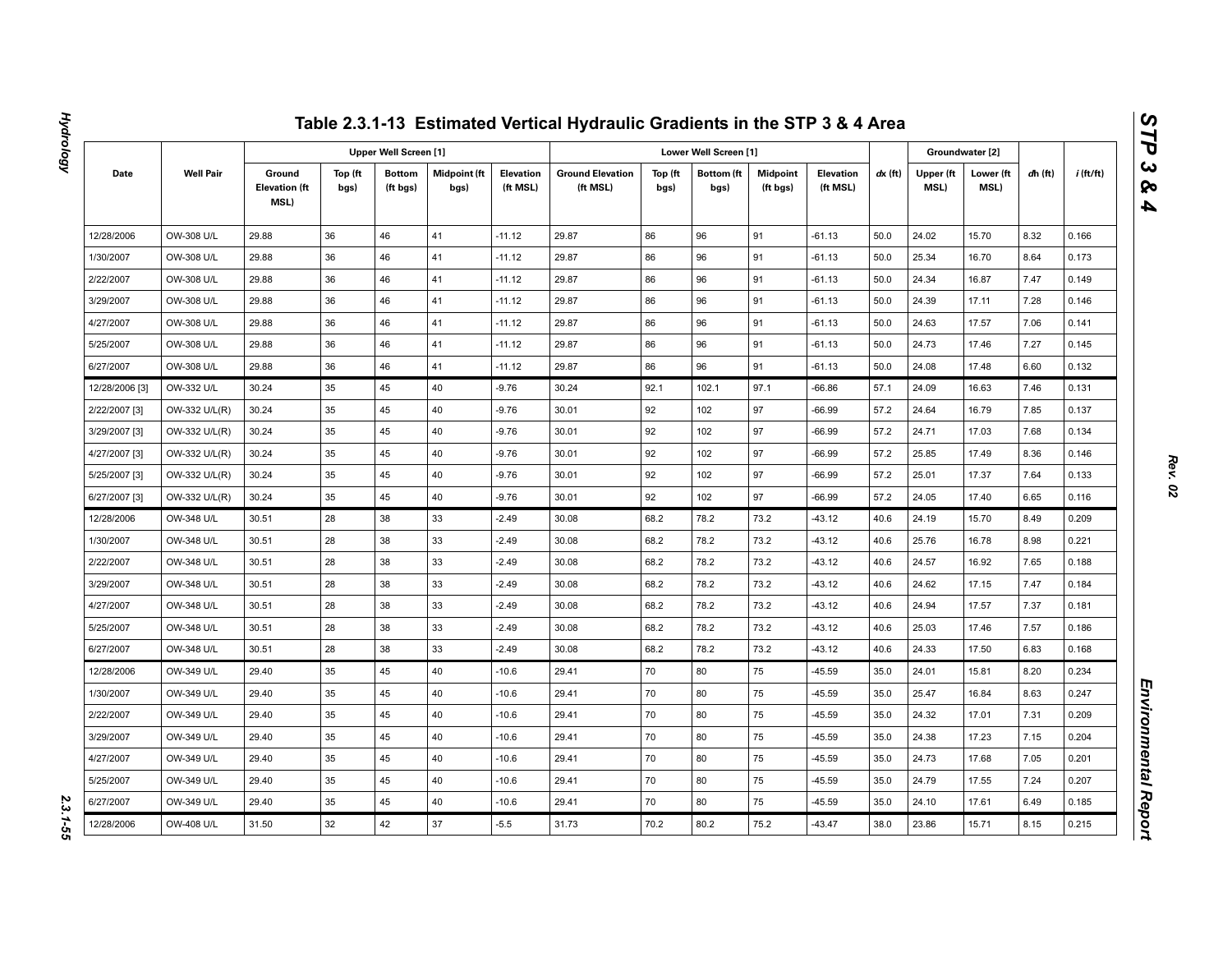# Table 2.3.1-13 Estimated Vertical Hydraulic Gradients in the STP 3 & 4 Area

| Date | Well Pair | Upper Well Screen [1] | | | | | Lower Well Screen [1] | | | | | *dx* (ft) | Groundwater [2] | | *d*h (ft) | *i* (ft/ft) |
|---|---|---|---|---|---|---|---|---|---|---|---|---|---|---|---|---|
| | | Ground Elevation (ft MSL) | Top (ft bgs) | Bottom (ft bgs) | Midpoint (ft bgs) | Elevation (ft MSL) | Ground Elevation (ft MSL) | Top (ft bgs) | Bottom (ft bgs) | Midpoint (ft bgs) | Elevation (ft MSL) | | Upper (ft MSL) | Lower (ft MSL) | | |
| 12/28/2006 | OW-308 U/L | 29.88 | 36 | 46 | 41 | -11.12 | 29.87 | 86 | 96 | 91 | -61.13 | 50.0 | 24.02 | 15.70 | 8.32 | 0.166 |
| 1/30/2007 | OW-308 U/L | 29.88 | 36 | 46 | 41 | -11.12 | 29.87 | 86 | 96 | 91 | -61.13 | 50.0 | 25.34 | 16.70 | 8.64 | 0.173 |
| 2/22/2007 | OW-308 U/L | 29.88 | 36 | 46 | 41 | -11.12 | 29.87 | 86 | 96 | 91 | -61.13 | 50.0 | 24.34 | 16.87 | 7.47 | 0.149 |
| 3/29/2007 | OW-308 U/L | 29.88 | 36 | 46 | 41 | -11.12 | 29.87 | 86 | 96 | 91 | -61.13 | 50.0 | 24.39 | 17.11 | 7.28 | 0.146 |
| 4/27/2007 | OW-308 U/L | 29.88 | 36 | 46 | 41 | -11.12 | 29.87 | 86 | 96 | 91 | -61.13 | 50.0 | 24.63 | 17.57 | 7.06 | 0.141 |
| 5/25/2007 | OW-308 U/L | 29.88 | 36 | 46 | 41 | -11.12 | 29.87 | 86 | 96 | 91 | -61.13 | 50.0 | 24.73 | 17.46 | 7.27 | 0.145 |
| 6/27/2007 | OW-308 U/L | 29.88 | 36 | 46 | 41 | -11.12 | 29.87 | 86 | 96 | 91 | -61.13 | 50.0 | 24.08 | 17.48 | 6.60 | 0.132 |
| 12/28/2006 [3] | OW-332 U/L | 30.24 | 35 | 45 | 40 | -9.76 | 30.24 | 92.1 | 102.1 | 97.1 | -66.86 | 57.1 | 24.09 | 16.63 | 7.46 | 0.131 |
| 2/22/2007 [3] | OW-332 U/L(R) | 30.24 | 35 | 45 | 40 | -9.76 | 30.01 | 92 | 102 | 97 | -66.99 | 57.2 | 24.64 | 16.79 | 7.85 | 0.137 |
| 3/29/2007 [3] | OW-332 U/L(R) | 30.24 | 35 | 45 | 40 | -9.76 | 30.01 | 92 | 102 | 97 | -66.99 | 57.2 | 24.71 | 17.03 | 7.68 | 0.134 |
| 4/27/2007 [3] | OW-332 U/L(R) | 30.24 | 35 | 45 | 40 | -9.76 | 30.01 | 92 | 102 | 97 | -66.99 | 57.2 | 25.85 | 17.49 | 8.36 | 0.146 |
| 5/25/2007 [3] | OW-332 U/L(R) | 30.24 | 35 | 45 | 40 | -9.76 | 30.01 | 92 | 102 | 97 | -66.99 | 57.2 | 25.01 | 17.37 | 7.64 | 0.133 |
| 6/27/2007 [3] | OW-332 U/L(R) | 30.24 | 35 | 45 | 40 | -9.76 | 30.01 | 92 | 102 | 97 | -66.99 | 57.2 | 24.05 | 17.40 | 6.65 | 0.116 |
| 12/28/2006 | OW-348 U/L | 30.51 | 28 | 38 | 33 | -2.49 | 30.08 | 68.2 | 78.2 | 73.2 | -43.12 | 40.6 | 24.19 | 15.70 | 8.49 | 0.209 |
| 1/30/2007 | OW-348 U/L | 30.51 | 28 | 38 | 33 | -2.49 | 30.08 | 68.2 | 78.2 | 73.2 | -43.12 | 40.6 | 25.76 | 16.78 | 8.98 | 0.221 |
| 2/22/2007 | OW-348 U/L | 30.51 | 28 | 38 | 33 | -2.49 | 30.08 | 68.2 | 78.2 | 73.2 | -43.12 | 40.6 | 24.57 | 16.92 | 7.65 | 0.188 |
| 3/29/2007 | OW-348 U/L | 30.51 | 28 | 38 | 33 | -2.49 | 30.08 | 68.2 | 78.2 | 73.2 | -43.12 | 40.6 | 24.62 | 17.15 | 7.47 | 0.184 |
| 4/27/2007 | OW-348 U/L | 30.51 | 28 | 38 | 33 | -2.49 | 30.08 | 68.2 | 78.2 | 73.2 | -43.12 | 40.6 | 24.94 | 17.57 | 7.37 | 0.181 |
| 5/25/2007 | OW-348 U/L | 30.51 | 28 | 38 | 33 | -2.49 | 30.08 | 68.2 | 78.2 | 73.2 | -43.12 | 40.6 | 25.03 | 17.46 | 7.57 | 0.186 |
| 6/27/2007 | OW-348 U/L | 30.51 | 28 | 38 | 33 | -2.49 | 30.08 | 68.2 | 78.2 | 73.2 | -43.12 | 40.6 | 24.33 | 17.50 | 6.83 | 0.168 |
| 12/28/2006 | OW-349 U/L | 29.40 | 35 | 45 | 40 | -10.6 | 29.41 | 70 | 80 | 75 | -45.59 | 35.0 | 24.01 | 15.81 | 8.20 | 0.234 |
| 1/30/2007 | OW-349 U/L | 29.40 | 35 | 45 | 40 | -10.6 | 29.41 | 70 | 80 | 75 | -45.59 | 35.0 | 25.47 | 16.84 | 8.63 | 0.247 |
| 2/22/2007 | OW-349 U/L | 29.40 | 35 | 45 | 40 | -10.6 | 29.41 | 70 | 80 | 75 | -45.59 | 35.0 | 24.32 | 17.01 | 7.31 | 0.209 |
| 3/29/2007 | OW-349 U/L | 29.40 | 35 | 45 | 40 | -10.6 | 29.41 | 70 | 80 | 75 | -45.59 | 35.0 | 24.38 | 17.23 | 7.15 | 0.204 |
| 4/27/2007 | OW-349 U/L | 29.40 | 35 | 45 | 40 | -10.6 | 29.41 | 70 | 80 | 75 | -45.59 | 35.0 | 24.73 | 17.68 | 7.05 | 0.201 |
| 5/25/2007 | OW-349 U/L | 29.40 | 35 | 45 | 40 | -10.6 | 29.41 | 70 | 80 | 75 | -45.59 | 35.0 | 24.79 | 17.55 | 7.24 | 0.207 |
| 6/27/2007 | OW-349 U/L | 29.40 | 35 | 45 | 40 | -10.6 | 29.41 | 70 | 80 | 75 | -45.59 | 35.0 | 24.10 | 17.61 | 6.49 | 0.185 |
| 12/28/2006 | OW-408 U/L | 31.50 | 32 | 42 | 37 | -5.5 | 31.73 | 70.2 | 80.2 | 75.2 | -43.47 | 38.0 | 23.86 | 15.71 | 8.15 | 0.215 |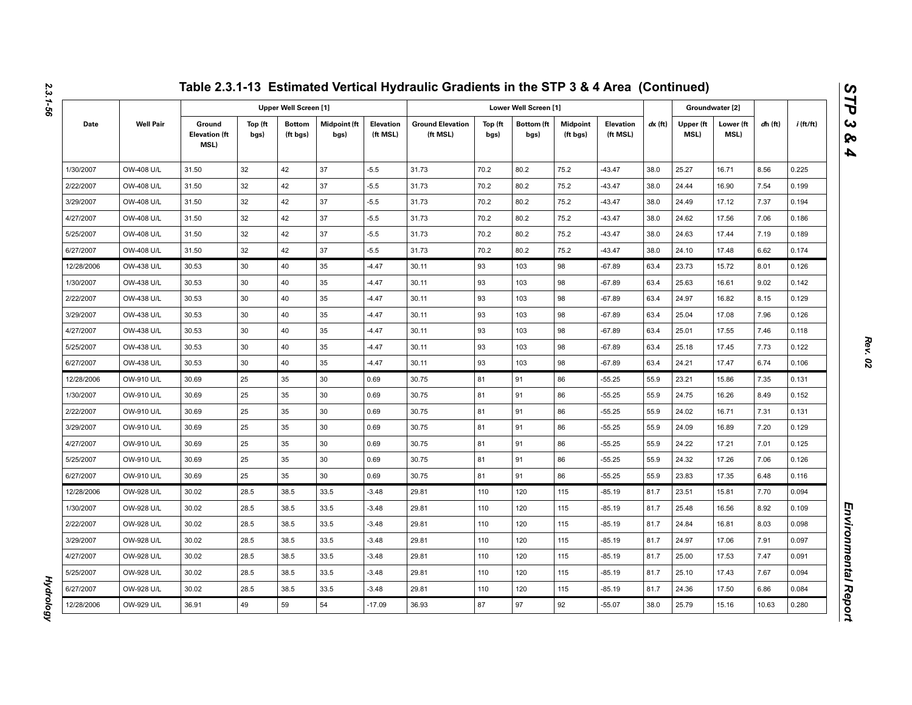# Table 2.3.1-13 Estimated Vertical Hydraulic Gradients in the STP 3 & 4 Area (Continued)

| Date | Well Pair | Upper Well Screen [1] | | | | | Lower Well Screen [1] | | | | | dx (ft) | Groundwater [2] | | dh (ft) | i (ft/ft) |
|---|---|---|---|---|---|---|---|---|---|---|---|---|---|---|---|---|
| | | Ground Elevation (ft MSL) | Top (ft bgs) | Bottom (ft bgs) | Midpoint (ft bgs) | Elevation (ft MSL) | Ground Elevation (ft MSL) | Top (ft bgs) | Bottom (ft bgs) | Midpoint (ft bgs) | Elevation (ft MSL) | | Upper (ft MSL) | Lower (ft MSL) | | |
| 1/30/2007 | OW-408 U/L | 31.50 | 32 | 42 | 37 | -5.5 | 31.73 | 70.2 | 80.2 | 75.2 | -43.47 | 38.0 | 25.27 | 16.71 | 8.56 | 0.225 |
| 2/22/2007 | OW-408 U/L | 31.50 | 32 | 42 | 37 | -5.5 | 31.73 | 70.2 | 80.2 | 75.2 | -43.47 | 38.0 | 24.44 | 16.90 | 7.54 | 0.199 |
| 3/29/2007 | OW-408 U/L | 31.50 | 32 | 42 | 37 | -5.5 | 31.73 | 70.2 | 80.2 | 75.2 | -43.47 | 38.0 | 24.49 | 17.12 | 7.37 | 0.194 |
| 4/27/2007 | OW-408 U/L | 31.50 | 32 | 42 | 37 | -5.5 | 31.73 | 70.2 | 80.2 | 75.2 | -43.47 | 38.0 | 24.62 | 17.56 | 7.06 | 0.186 |
| 5/25/2007 | OW-408 U/L | 31.50 | 32 | 42 | 37 | -5.5 | 31.73 | 70.2 | 80.2 | 75.2 | -43.47 | 38.0 | 24.63 | 17.44 | 7.19 | 0.189 |
| 6/27/2007 | OW-408 U/L | 31.50 | 32 | 42 | 37 | -5.5 | 31.73 | 70.2 | 80.2 | 75.2 | -43.47 | 38.0 | 24.10 | 17.48 | 6.62 | 0.174 |
| 12/28/2006 | OW-438 U/L | 30.53 | 30 | 40 | 35 | -4.47 | 30.11 | 93 | 103 | 98 | -67.89 | 63.4 | 23.73 | 15.72 | 8.01 | 0.126 |
| 1/30/2007 | OW-438 U/L | 30.53 | 30 | 40 | 35 | -4.47 | 30.11 | 93 | 103 | 98 | -67.89 | 63.4 | 25.63 | 16.61 | 9.02 | 0.142 |
| 2/22/2007 | OW-438 U/L | 30.53 | 30 | 40 | 35 | -4.47 | 30.11 | 93 | 103 | 98 | -67.89 | 63.4 | 24.97 | 16.82 | 8.15 | 0.129 |
| 3/29/2007 | OW-438 U/L | 30.53 | 30 | 40 | 35 | -4.47 | 30.11 | 93 | 103 | 98 | -67.89 | 63.4 | 25.04 | 17.08 | 7.96 | 0.126 |
| 4/27/2007 | OW-438 U/L | 30.53 | 30 | 40 | 35 | -4.47 | 30.11 | 93 | 103 | 98 | -67.89 | 63.4 | 25.01 | 17.55 | 7.46 | 0.118 |
| 5/25/2007 | OW-438 U/L | 30.53 | 30 | 40 | 35 | -4.47 | 30.11 | 93 | 103 | 98 | -67.89 | 63.4 | 25.18 | 17.45 | 7.73 | 0.122 |
| 6/27/2007 | OW-438 U/L | 30.53 | 30 | 40 | 35 | -4.47 | 30.11 | 93 | 103 | 98 | -67.89 | 63.4 | 24.21 | 17.47 | 6.74 | 0.106 |
| 12/28/2006 | OW-910 U/L | 30.69 | 25 | 35 | 30 | 0.69 | 30.75 | 81 | 91 | 86 | -55.25 | 55.9 | 23.21 | 15.86 | 7.35 | 0.131 |
| 1/30/2007 | OW-910 U/L | 30.69 | 25 | 35 | 30 | 0.69 | 30.75 | 81 | 91 | 86 | -55.25 | 55.9 | 24.75 | 16.26 | 8.49 | 0.152 |
| 2/22/2007 | OW-910 U/L | 30.69 | 25 | 35 | 30 | 0.69 | 30.75 | 81 | 91 | 86 | -55.25 | 55.9 | 24.02 | 16.71 | 7.31 | 0.131 |
| 3/29/2007 | OW-910 U/L | 30.69 | 25 | 35 | 30 | 0.69 | 30.75 | 81 | 91 | 86 | -55.25 | 55.9 | 24.09 | 16.89 | 7.20 | 0.129 |
| 4/27/2007 | OW-910 U/L | 30.69 | 25 | 35 | 30 | 0.69 | 30.75 | 81 | 91 | 86 | -55.25 | 55.9 | 24.22 | 17.21 | 7.01 | 0.125 |
| 5/25/2007 | OW-910 U/L | 30.69 | 25 | 35 | 30 | 0.69 | 30.75 | 81 | 91 | 86 | -55.25 | 55.9 | 24.32 | 17.26 | 7.06 | 0.126 |
| 6/27/2007 | OW-910 U/L | 30.69 | 25 | 35 | 30 | 0.69 | 30.75 | 81 | 91 | 86 | -55.25 | 55.9 | 23.83 | 17.35 | 6.48 | 0.116 |
| 12/28/2006 | OW-928 U/L | 30.02 | 28.5 | 38.5 | 33.5 | -3.48 | 29.81 | 110 | 120 | 115 | -85.19 | 81.7 | 23.51 | 15.81 | 7.70 | 0.094 |
| 1/30/2007 | OW-928 U/L | 30.02 | 28.5 | 38.5 | 33.5 | -3.48 | 29.81 | 110 | 120 | 115 | -85.19 | 81.7 | 25.48 | 16.56 | 8.92 | 0.109 |
| 2/22/2007 | OW-928 U/L | 30.02 | 28.5 | 38.5 | 33.5 | -3.48 | 29.81 | 110 | 120 | 115 | -85.19 | 81.7 | 24.84 | 16.81 | 8.03 | 0.098 |
| 3/29/2007 | OW-928 U/L | 30.02 | 28.5 | 38.5 | 33.5 | -3.48 | 29.81 | 110 | 120 | 115 | -85.19 | 81.7 | 24.97 | 17.06 | 7.91 | 0.097 |
| 4/27/2007 | OW-928 U/L | 30.02 | 28.5 | 38.5 | 33.5 | -3.48 | 29.81 | 110 | 120 | 115 | -85.19 | 81.7 | 25.00 | 17.53 | 7.47 | 0.091 |
| 5/25/2007 | OW-928 U/L | 30.02 | 28.5 | 38.5 | 33.5 | -3.48 | 29.81 | 110 | 120 | 115 | -85.19 | 81.7 | 25.10 | 17.43 | 7.67 | 0.094 |
| 6/27/2007 | OW-928 U/L | 30.02 | 28.5 | 38.5 | 33.5 | -3.48 | 29.81 | 110 | 120 | 115 | -85.19 | 81.7 | 24.36 | 17.50 | 6.86 | 0.084 |
| 12/28/2006 | OW-929 U/L | 36.91 | 49 | 59 | 54 | -17.09 | 36.93 | 87 | 97 | 92 | -55.07 | 38.0 | 25.79 | 15.16 | 10.63 | 0.280 |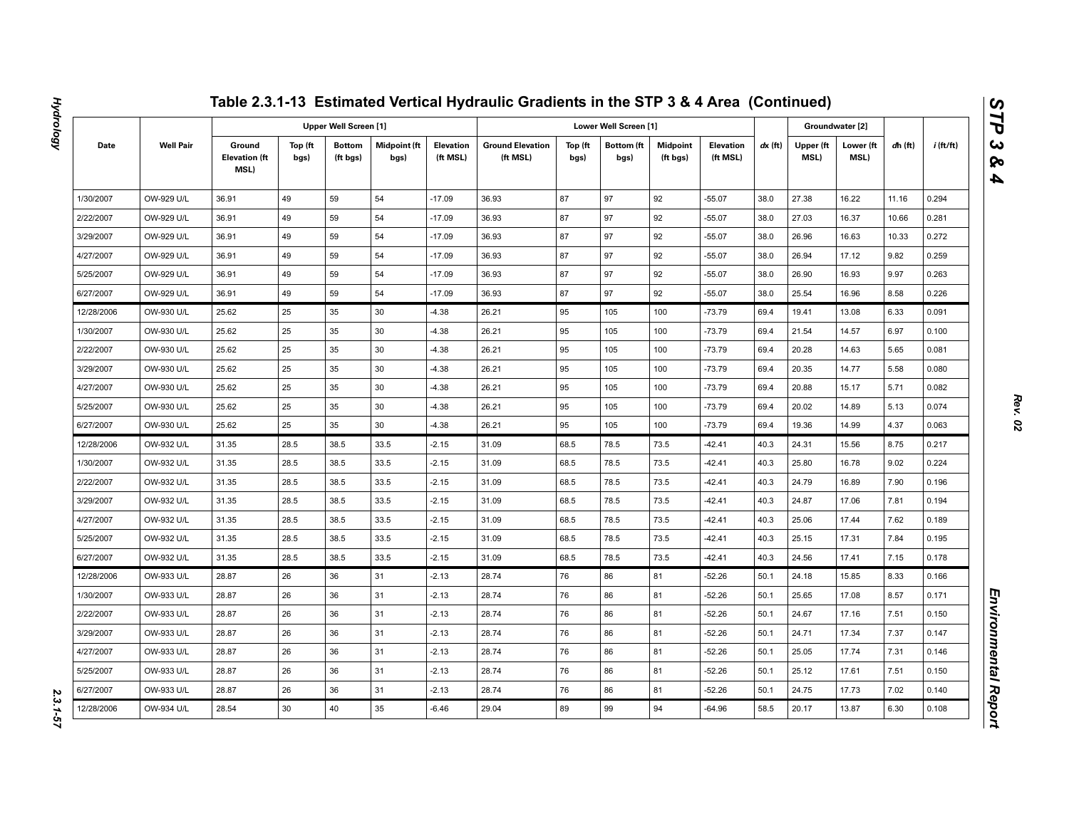# Table 2.3.1-13 Estimated Vertical Hydraulic Gradients in the STP 3 & 4 Area (Continued)

| Date | Well Pair | Upper Well Screen [1] | | | | | Lower Well Screen [1] | | | | | $dx$ (ft) | Groundwater [2] | | $dh$ (ft) | $i$ (ft/ft) |
|---|---|---|---|---|---|---|---|---|---|---|---|---|---|---|---|---|
| | | Ground Elevation (ft MSL) | Top (ft bgs) | Bottom (ft bgs) | Midpoint (ft bgs) | Elevation (ft MSL) | Ground Elevation (ft MSL) | Top (ft bgs) | Bottom (ft bgs) | Midpoint (ft bgs) | Elevation (ft MSL) | | Upper (ft MSL) | Lower (ft MSL) | | |
| 1/30/2007 | OW-929 U/L | 36.91 | 49 | 59 | 54 | -17.09 | 36.93 | 87 | 97 | 92 | -55.07 | 38.0 | 27.38 | 16.22 | 11.16 | 0.294 |
| 2/22/2007 | OW-929 U/L | 36.91 | 49 | 59 | 54 | -17.09 | 36.93 | 87 | 97 | 92 | -55.07 | 38.0 | 27.03 | 16.37 | 10.66 | 0.281 |
| 3/29/2007 | OW-929 U/L | 36.91 | 49 | 59 | 54 | -17.09 | 36.93 | 87 | 97 | 92 | -55.07 | 38.0 | 26.96 | 16.63 | 10.33 | 0.272 |
| 4/27/2007 | OW-929 U/L | 36.91 | 49 | 59 | 54 | -17.09 | 36.93 | 87 | 97 | 92 | -55.07 | 38.0 | 26.94 | 17.12 | 9.82 | 0.259 |
| 5/25/2007 | OW-929 U/L | 36.91 | 49 | 59 | 54 | -17.09 | 36.93 | 87 | 97 | 92 | -55.07 | 38.0 | 26.90 | 16.93 | 9.97 | 0.263 |
| 6/27/2007 | OW-929 U/L | 36.91 | 49 | 59 | 54 | -17.09 | 36.93 | 87 | 97 | 92 | -55.07 | 38.0 | 25.54 | 16.96 | 8.58 | 0.226 |
| 12/28/2006 | OW-930 U/L | 25.62 | 25 | 35 | 30 | -4.38 | 26.21 | 95 | 105 | 100 | -73.79 | 69.4 | 19.41 | 13.08 | 6.33 | 0.091 |
| 1/30/2007 | OW-930 U/L | 25.62 | 25 | 35 | 30 | -4.38 | 26.21 | 95 | 105 | 100 | -73.79 | 69.4 | 21.54 | 14.57 | 6.97 | 0.100 |
| 2/22/2007 | OW-930 U/L | 25.62 | 25 | 35 | 30 | -4.38 | 26.21 | 95 | 105 | 100 | -73.79 | 69.4 | 20.28 | 14.63 | 5.65 | 0.081 |
| 3/29/2007 | OW-930 U/L | 25.62 | 25 | 35 | 30 | -4.38 | 26.21 | 95 | 105 | 100 | -73.79 | 69.4 | 20.35 | 14.77 | 5.58 | 0.080 |
| 4/27/2007 | OW-930 U/L | 25.62 | 25 | 35 | 30 | -4.38 | 26.21 | 95 | 105 | 100 | -73.79 | 69.4 | 20.88 | 15.17 | 5.71 | 0.082 |
| 5/25/2007 | OW-930 U/L | 25.62 | 25 | 35 | 30 | -4.38 | 26.21 | 95 | 105 | 100 | -73.79 | 69.4 | 20.02 | 14.89 | 5.13 | 0.074 |
| 6/27/2007 | OW-930 U/L | 25.62 | 25 | 35 | 30 | -4.38 | 26.21 | 95 | 105 | 100 | -73.79 | 69.4 | 19.36 | 14.99 | 4.37 | 0.063 |
| 12/28/2006 | OW-932 U/L | 31.35 | 28.5 | 38.5 | 33.5 | -2.15 | 31.09 | 68.5 | 78.5 | 73.5 | -42.41 | 40.3 | 24.31 | 15.56 | 8.75 | 0.217 |
| 1/30/2007 | OW-932 U/L | 31.35 | 28.5 | 38.5 | 33.5 | -2.15 | 31.09 | 68.5 | 78.5 | 73.5 | -42.41 | 40.3 | 25.80 | 16.78 | 9.02 | 0.224 |
| 2/22/2007 | OW-932 U/L | 31.35 | 28.5 | 38.5 | 33.5 | -2.15 | 31.09 | 68.5 | 78.5 | 73.5 | -42.41 | 40.3 | 24.79 | 16.89 | 7.90 | 0.196 |
| 3/29/2007 | OW-932 U/L | 31.35 | 28.5 | 38.5 | 33.5 | -2.15 | 31.09 | 68.5 | 78.5 | 73.5 | -42.41 | 40.3 | 24.87 | 17.06 | 7.81 | 0.194 |
| 4/27/2007 | OW-932 U/L | 31.35 | 28.5 | 38.5 | 33.5 | -2.15 | 31.09 | 68.5 | 78.5 | 73.5 | -42.41 | 40.3 | 25.06 | 17.44 | 7.62 | 0.189 |
| 5/25/2007 | OW-932 U/L | 31.35 | 28.5 | 38.5 | 33.5 | -2.15 | 31.09 | 68.5 | 78.5 | 73.5 | -42.41 | 40.3 | 25.15 | 17.31 | 7.84 | 0.195 |
| 6/27/2007 | OW-932 U/L | 31.35 | 28.5 | 38.5 | 33.5 | -2.15 | 31.09 | 68.5 | 78.5 | 73.5 | -42.41 | 40.3 | 24.56 | 17.41 | 7.15 | 0.178 |
| 12/28/2006 | OW-933 U/L | 28.87 | 26 | 36 | 31 | -2.13 | 28.74 | 76 | 86 | 81 | -52.26 | 50.1 | 24.18 | 15.85 | 8.33 | 0.166 |
| 1/30/2007 | OW-933 U/L | 28.87 | 26 | 36 | 31 | -2.13 | 28.74 | 76 | 86 | 81 | -52.26 | 50.1 | 25.65 | 17.08 | 8.57 | 0.171 |
| 2/22/2007 | OW-933 U/L | 28.87 | 26 | 36 | 31 | -2.13 | 28.74 | 76 | 86 | 81 | -52.26 | 50.1 | 24.67 | 17.16 | 7.51 | 0.150 |
| 3/29/2007 | OW-933 U/L | 28.87 | 26 | 36 | 31 | -2.13 | 28.74 | 76 | 86 | 81 | -52.26 | 50.1 | 24.71 | 17.34 | 7.37 | 0.147 |
| 4/27/2007 | OW-933 U/L | 28.87 | 26 | 36 | 31 | -2.13 | 28.74 | 76 | 86 | 81 | -52.26 | 50.1 | 25.05 | 17.74 | 7.31 | 0.146 |
| 5/25/2007 | OW-933 U/L | 28.87 | 26 | 36 | 31 | -2.13 | 28.74 | 76 | 86 | 81 | -52.26 | 50.1 | 25.12 | 17.61 | 7.51 | 0.150 |
| 6/27/2007 | OW-933 U/L | 28.87 | 26 | 36 | 31 | -2.13 | 28.74 | 76 | 86 | 81 | -52.26 | 50.1 | 24.75 | 17.73 | 7.02 | 0.140 |
| 12/28/2006 | OW-934 U/L | 28.54 | 30 | 40 | 35 | -6.46 | 29.04 | 89 | 99 | 94 | -64.96 | 58.5 | 20.17 | 13.87 | 6.30 | 0.108 |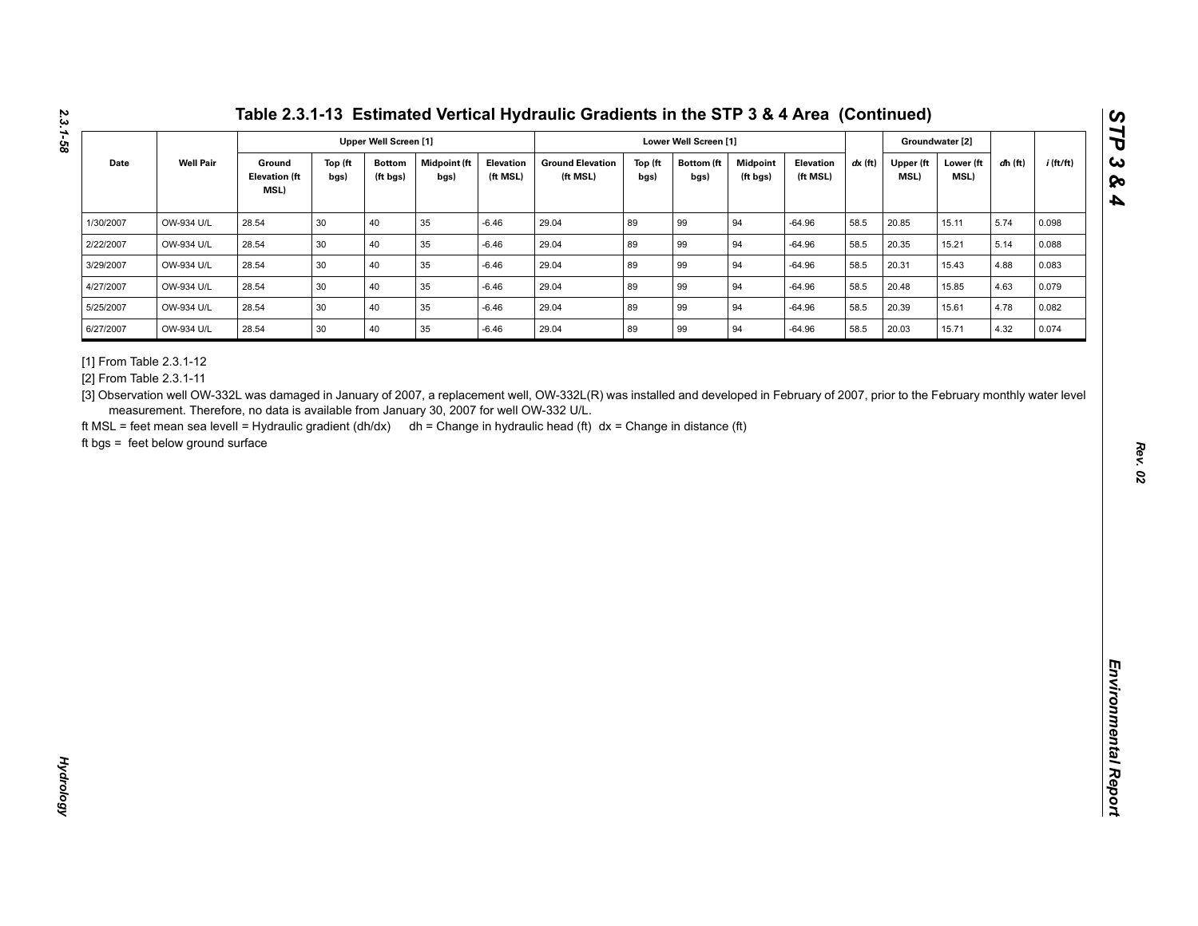# Table 2.3.1-13 Estimated Vertical Hydraulic Gradients in the STP 3 & 4 Area (Continued)

| Date | Well Pair | Upper Well Screen [1] | | | | | Lower Well Screen [1] | | | | | *dx* (ft) | Groundwater [2] | | *dh* (ft) | *i* (ft/ft) |
|---|---|---|---|---|---|---|---|---|---|---|---|---|---|---|---|---|
| | | Ground Elevation (ft MSL) | Top (ft bgs) | Bottom (ft bgs) | Midpoint (ft bgs) | Elevation (ft MSL) | Ground Elevation (ft MSL) | Top (ft bgs) | Bottom (ft bgs) | Midpoint (ft bgs) | Elevation (ft MSL) | | Upper (ft MSL) | Lower (ft MSL) | | |
| 1/30/2007 | OW-934 U/L | 28.54 | 30 | 40 | 35 | -6.46 | 29.04 | 89 | 99 | 94 | -64.96 | 58.5 | 20.85 | 15.11 | 5.74 | 0.098 |
| 2/22/2007 | OW-934 U/L | 28.54 | 30 | 40 | 35 | -6.46 | 29.04 | 89 | 99 | 94 | -64.96 | 58.5 | 20.35 | 15.21 | 5.14 | 0.088 |
| 3/29/2007 | OW-934 U/L | 28.54 | 30 | 40 | 35 | -6.46 | 29.04 | 89 | 99 | 94 | -64.96 | 58.5 | 20.31 | 15.43 | 4.88 | 0.083 |
| 4/27/2007 | OW-934 U/L | 28.54 | 30 | 40 | 35 | -6.46 | 29.04 | 89 | 99 | 94 | -64.96 | 58.5 | 20.48 | 15.85 | 4.63 | 0.079 |
| 5/25/2007 | OW-934 U/L | 28.54 | 30 | 40 | 35 | -6.46 | 29.04 | 89 | 99 | 94 | -64.96 | 58.5 | 20.39 | 15.61 | 4.78 | 0.082 |
| 6/27/2007 | OW-934 U/L | 28.54 | 30 | 40 | 35 | -6.46 | 29.04 | 89 | 99 | 94 | -64.96 | 58.5 | 20.03 | 15.71 | 4.32 | 0.074 |

[1] From Table 2.3.1-12

[2] From Table 2.3.1-11

[3] Observation well OW-332L was damaged in January of 2007, a replacement well, OW-332L(R) was installed and developed in February of 2007, prior to the February monthly water level measurement. Therefore, no data is available from January 30, 2007 for well OW-332 U/L.

ft MSL = feet mean sea levell = Hydraulic gradient (dh/dx) dh = Change in hydraulic head (ft) dx = Change in distance (ft)

ft bgs = feet below ground surface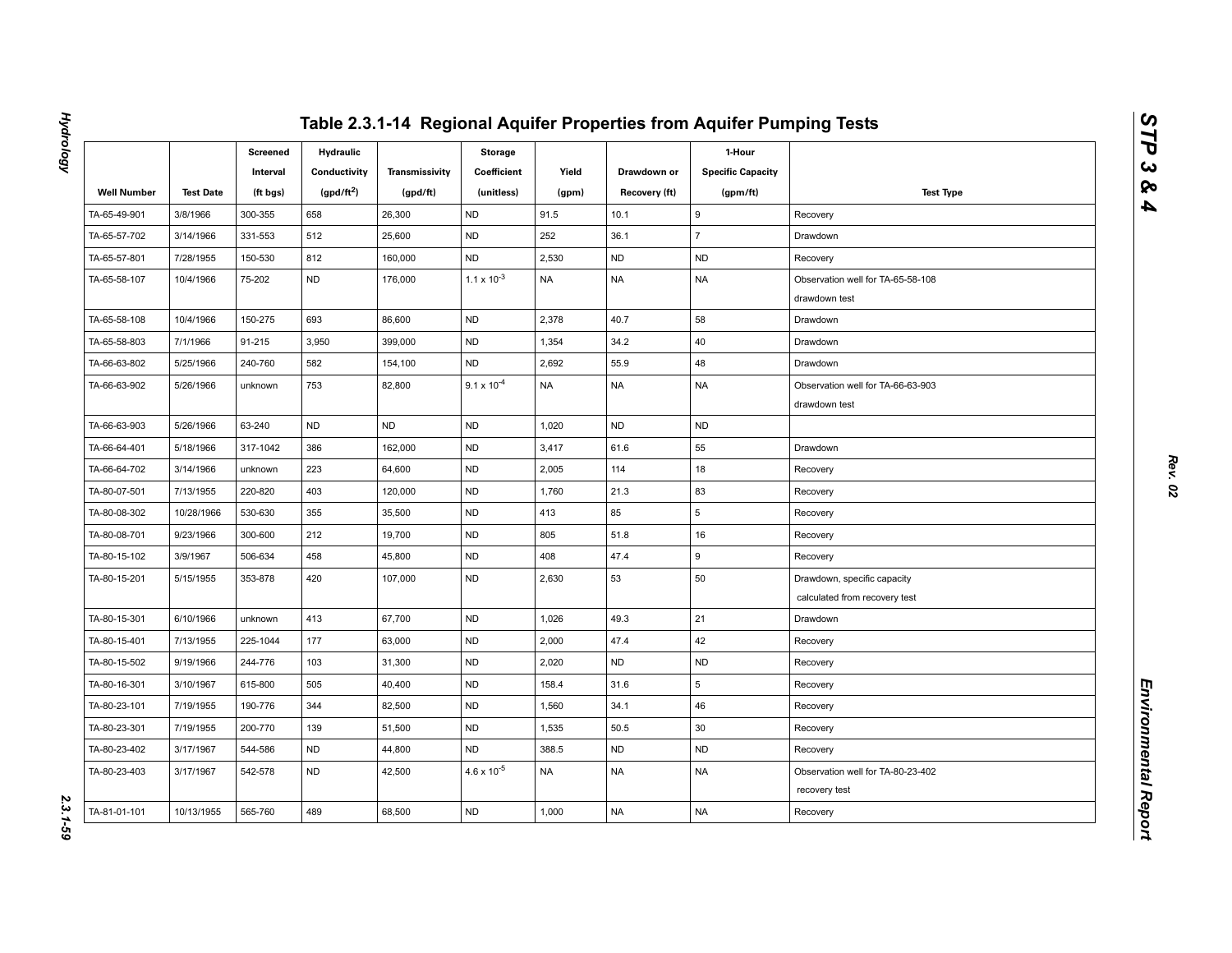# Table 2.3.1-14 Regional Aquifer Properties from Aquifer Pumping Tests

| Well Number | Test Date | Screened Interval (ft bgs) | Hydraulic Conductivity (gpd/ft$^2$) | Transmissivity (gpd/ft) | Storage Coefficient (unitless) | Yield (gpm) | Drawdown or Recovery (ft) | 1-Hour Specific Capacity (gpm/ft) | Test Type |
|---|---|---|---|---|---|---|---|---|---|
| TA-65-49-901 | 3/8/1966 | 300-355 | 658 | 26,300 | ND | 91.5 | 10.1 | 9 | Recovery |
| TA-65-57-702 | 3/14/1966 | 331-553 | 512 | 25,600 | ND | 252 | 36.1 | 7 | Drawdown |
| TA-65-57-801 | 7/28/1955 | 150-530 | 812 | 160,000 | ND | 2,530 | ND | ND | Recovery |
| TA-65-58-107 | 10/4/1966 | 75-202 | ND | 176,000 | $1.1 \times 10^{-3}$ | NA | NA | NA | Observation well for TA-65-58-108 drawdown test |
| TA-65-58-108 | 10/4/1966 | 150-275 | 693 | 86,600 | ND | 2,378 | 40.7 | 58 | Drawdown |
| TA-65-58-803 | 7/1/1966 | 91-215 | 3,950 | 399,000 | ND | 1,354 | 34.2 | 40 | Drawdown |
| TA-66-63-802 | 5/25/1966 | 240-760 | 582 | 154,100 | ND | 2,692 | 55.9 | 48 | Drawdown |
| TA-66-63-902 | 5/26/1966 | unknown | 753 | 82,800 | $9.1 \times 10^{-4}$ | NA | NA | NA | Observation well for TA-66-63-903 drawdown test |
| TA-66-63-903 | 5/26/1966 | 63-240 | ND | ND | ND | 1,020 | ND | ND | |
| TA-66-64-401 | 5/18/1966 | 317-1042 | 386 | 162,000 | ND | 3,417 | 61.6 | 55 | Drawdown |
| TA-66-64-702 | 3/14/1966 | unknown | 223 | 64,600 | ND | 2,005 | 114 | 18 | Recovery |
| TA-80-07-501 | 7/13/1955 | 220-820 | 403 | 120,000 | ND | 1,760 | 21.3 | 83 | Recovery |
| TA-80-08-302 | 10/28/1966 | 530-630 | 355 | 35,500 | ND | 413 | 85 | 5 | Recovery |
| TA-80-08-701 | 9/23/1966 | 300-600 | 212 | 19,700 | ND | 805 | 51.8 | 16 | Recovery |
| TA-80-15-102 | 3/9/1967 | 506-634 | 458 | 45,800 | ND | 408 | 47.4 | 9 | Recovery |
| TA-80-15-201 | 5/15/1955 | 353-878 | 420 | 107,000 | ND | 2,630 | 53 | 50 | Drawdown, specific capacity calculated from recovery test |
| TA-80-15-301 | 6/10/1966 | unknown | 413 | 67,700 | ND | 1,026 | 49.3 | 21 | Drawdown |
| TA-80-15-401 | 7/13/1955 | 225-1044 | 177 | 63,000 | ND | 2,000 | 47.4 | 42 | Recovery |
| TA-80-15-502 | 9/19/1966 | 244-776 | 103 | 31,300 | ND | 2,020 | ND | ND | Recovery |
| TA-80-16-301 | 3/10/1967 | 615-800 | 505 | 40,400 | ND | 158.4 | 31.6 | 5 | Recovery |
| TA-80-23-101 | 7/19/1955 | 190-776 | 344 | 82,500 | ND | 1,560 | 34.1 | 46 | Recovery |
| TA-80-23-301 | 7/19/1955 | 200-770 | 139 | 51,500 | ND | 1,535 | 50.5 | 30 | Recovery |
| TA-80-23-402 | 3/17/1967 | 544-586 | ND | 44,800 | ND | 388.5 | ND | ND | Recovery |
| TA-80-23-403 | 3/17/1967 | 542-578 | ND | 42,500 | $4.6 \times 10^{-5}$ | NA | NA | NA | Observation well for TA-80-23-402 recovery test |
| TA-81-01-101 | 10/13/1955 | 565-760 | 489 | 68,500 | ND | 1,000 | NA | NA | Recovery |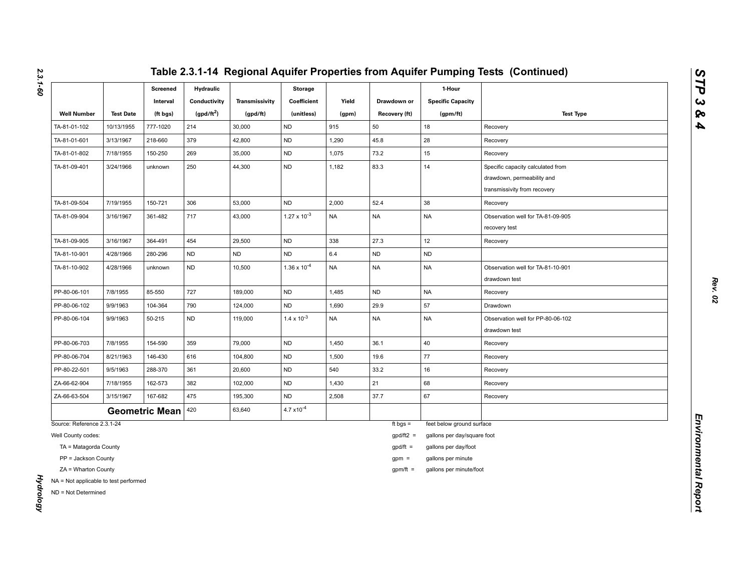# Table 2.3.1-14 Regional Aquifer Properties from Aquifer Pumping Tests (Continued)

| Well Number | Test Date | Screened Interval (ft bgs) | Hydraulic Conductivity (gpd/ft$^2$) | Transmissivity (gpd/ft) | Storage Coefficient (unitless) | Yield (gpm) | Drawdown or Recovery (ft) | 1-Hour Specific Capacity (gpm/ft) | Test Type |
|---|---|---|---|---|---|---|---|---|---|
| TA-81-01-102 | 10/13/1955 | 777-1020 | 214 | 30,000 | ND | 915 | 50 | 18 | Recovery |
| TA-81-01-601 | 3/13/1967 | 218-660 | 379 | 42,800 | ND | 1,290 | 45.8 | 28 | Recovery |
| TA-81-01-802 | 7/18/1955 | 150-250 | 269 | 35,000 | ND | 1,075 | 73.2 | 15 | Recovery |
| TA-81-09-401 | 3/24/1966 | unknown | 250 | 44,300 | ND | 1,182 | 83.3 | 14 | Specific capacity calculated from drawdown, permeability and transmissivity from recovery |
| TA-81-09-504 | 7/19/1955 | 150-721 | 306 | 53,000 | ND | 2,000 | 52.4 | 38 | Recovery |
| TA-81-09-904 | 3/16/1967 | 361-482 | 717 | 43,000 | $1.27 \times 10^{-3}$ | NA | NA | NA | Observation well for TA-81-09-905 recovery test |
| TA-81-09-905 | 3/16/1967 | 364-491 | 454 | 29,500 | ND | 338 | 27.3 | 12 | Recovery |
| TA-81-10-901 | 4/28/1966 | 280-296 | ND | ND | ND | 6.4 | ND | ND | |
| TA-81-10-902 | 4/28/1966 | unknown | ND | 10,500 | $1.36 \times 10^{-4}$ | NA | NA | NA | Observation well for TA-81-10-901 drawdown test |
| PP-80-06-101 | 7/8/1955 | 85-550 | 727 | 189,000 | ND | 1,485 | ND | NA | Recovery |
| PP-80-06-102 | 9/9/1963 | 104-364 | 790 | 124,000 | ND | 1,690 | 29.9 | 57 | Drawdown |
| PP-80-06-104 | 9/9/1963 | 50-215 | ND | 119,000 | $1.4 \times 10^{-3}$ | NA | NA | NA | Observation well for PP-80-06-102 drawdown test |
| PP-80-06-703 | 7/8/1955 | 154-590 | 359 | 79,000 | ND | 1,450 | 36.1 | 40 | Recovery |
| PP-80-06-704 | 8/21/1963 | 146-430 | 616 | 104,800 | ND | 1,500 | 19.6 | 77 | Recovery |
| PP-80-22-501 | 9/5/1963 | 288-370 | 361 | 20,600 | ND | 540 | 33.2 | 16 | Recovery |
| ZA-66-62-904 | 7/18/1955 | 162-573 | 382 | 102,000 | ND | 1,430 | 21 | 68 | Recovery |
| ZA-66-63-504 | 3/15/1967 | 167-682 | 475 | 195,300 | ND | 2,508 | 37.7 | 67 | Recovery |
| **Geometric Mean** | | | 420 | 63,640 | $4.7 \times 10^{-4}$ | | | | |

Source: Reference 2.3.1-24

Well County codes:

- TA = Matagorda County
- PP = Jackson County
- ZA = Wharton County

NA = Not applicable to test performed

ND = Not Determined

ft bgs = feet below ground surface

gpd/ft2 = gallons per day/square foot

gpd/ft = gallons per day/foot

gpm = gallons per minute

gpm/ft = gallons per minute/foot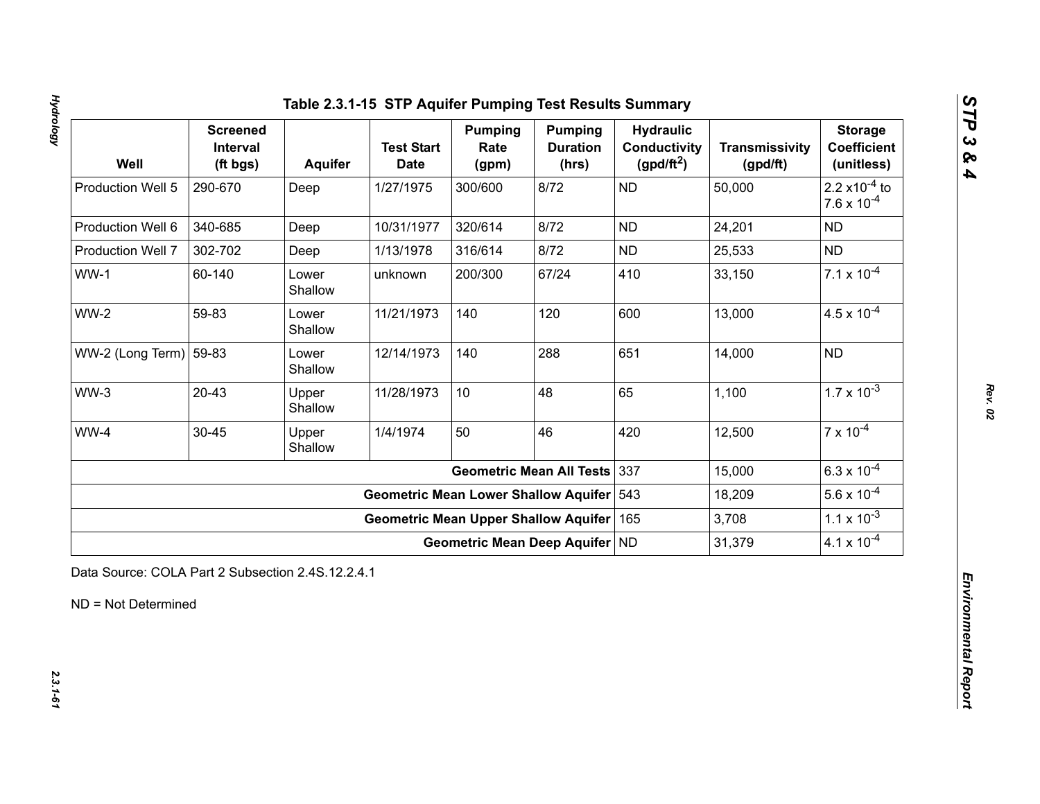## Table 2.3.1-15 STP Aquifer Pumping Test Results Summary

| Well | Screened Interval (ft bgs) | Aquifer | Test Start Date | Pumping Rate (gpm) | Pumping Duration (hrs) | Hydraulic Conductivity (gpd/ft$^2$) | Transmissivity (gpd/ft) | Storage Coefficient (unitless) |
|---|---|---|---|---|---|---|---|---|
| Production Well 5 | 290-670 | Deep | 1/27/1975 | 300/600 | 8/72 | ND | 50,000 | $2.2 \times 10^{-4}$ to $7.6 \times 10^{-4}$ |
| Production Well 6 | 340-685 | Deep | 10/31/1977 | 320/614 | 8/72 | ND | 24,201 | ND |
| Production Well 7 | 302-702 | Deep | 1/13/1978 | 316/614 | 8/72 | ND | 25,533 | ND |
| WW-1 | 60-140 | Lower Shallow | unknown | 200/300 | 67/24 | 410 | 33,150 | $7.1 \times 10^{-4}$ |
| WW-2 | 59-83 | Lower Shallow | 11/21/1973 | 140 | 120 | 600 | 13,000 | $4.5 \times 10^{-4}$ |
| WW-2 (Long Term) | 59-83 | Lower Shallow | 12/14/1973 | 140 | 288 | 651 | 14,000 | ND |
| WW-3 | 20-43 | Upper Shallow | 11/28/1973 | 10 | 48 | 65 | 1,100 | $1.7 \times 10^{-3}$ |
| WW-4 | 30-45 | Upper Shallow | 1/4/1974 | 50 | 46 | 420 | 12,500 | $7 \times 10^{-4}$ |
| | | | | | **Geometric Mean All Tests** | 337 | 15,000 | $6.3 \times 10^{-4}$ |
| | | | | | **Geometric Mean Lower Shallow Aquifer** | 543 | 18,209 | $5.6 \times 10^{-4}$ |
| | | | | | **Geometric Mean Upper Shallow Aquifer** | 165 | 3,708 | $1.1 \times 10^{-3}$ |
| | | | | | **Geometric Mean Deep Aquifer** | ND | 31,379 | $4.1 \times 10^{-4}$ |

Data Source: COLA Part 2 Subsection 2.4S.12.2.4.1

ND = Not Determined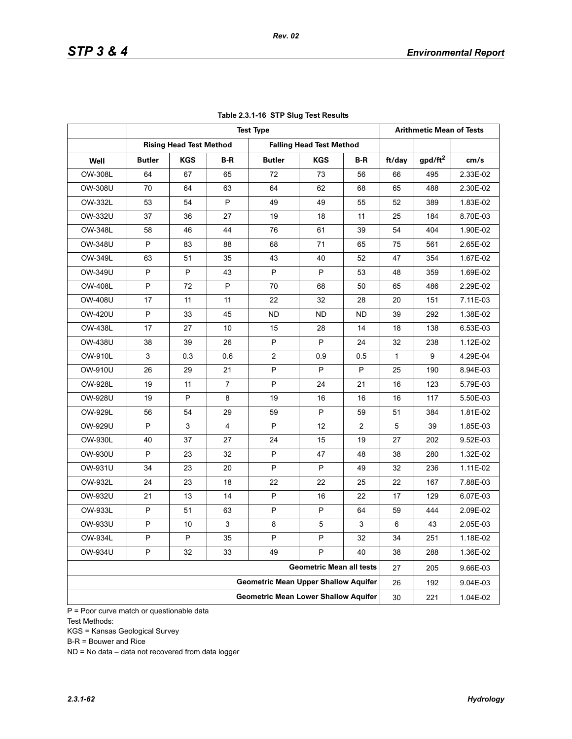**Table 2.3.1-16 STP Slug Test Results**

| | Test Type | | | | | | Arithmetic Mean of Tests | | |
|---|---|---|---|---|---|---|---|---|---|
| | Rising Head Test Method | | | Falling Head Test Method | | | | | |
| Well | Butler | KGS | B-R | Butler | KGS | B-R | ft/day | gpd/ft$^2$ | cm/s |
| OW-308L | 64 | 67 | 65 | 72 | 73 | 56 | 66 | 495 | 2.33E-02 |
| OW-308U | 70 | 64 | 63 | 64 | 62 | 68 | 65 | 488 | 2.30E-02 |
| OW-332L | 53 | 54 | P | 49 | 49 | 55 | 52 | 389 | 1.83E-02 |
| OW-332U | 37 | 36 | 27 | 19 | 18 | 11 | 25 | 184 | 8.70E-03 |
| OW-348L | 58 | 46 | 44 | 76 | 61 | 39 | 54 | 404 | 1.90E-02 |
| OW-348U | P | 83 | 88 | 68 | 71 | 65 | 75 | 561 | 2.65E-02 |
| OW-349L | 63 | 51 | 35 | 43 | 40 | 52 | 47 | 354 | 1.67E-02 |
| OW-349U | P | P | 43 | P | P | 53 | 48 | 359 | 1.69E-02 |
| OW-408L | P | 72 | P | 70 | 68 | 50 | 65 | 486 | 2.29E-02 |
| OW-408U | 17 | 11 | 11 | 22 | 32 | 28 | 20 | 151 | 7.11E-03 |
| OW-420U | P | 33 | 45 | ND | ND | ND | 39 | 292 | 1.38E-02 |
| OW-438L | 17 | 27 | 10 | 15 | 28 | 14 | 18 | 138 | 6.53E-03 |
| OW-438U | 38 | 39 | 26 | P | P | 24 | 32 | 238 | 1.12E-02 |
| OW-910L | 3 | 0.3 | 0.6 | 2 | 0.9 | 0.5 | 1 | 9 | 4.29E-04 |
| OW-910U | 26 | 29 | 21 | P | P | P | 25 | 190 | 8.94E-03 |
| OW-928L | 19 | 11 | 7 | P | 24 | 21 | 16 | 123 | 5.79E-03 |
| OW-928U | 19 | P | 8 | 19 | 16 | 16 | 16 | 117 | 5.50E-03 |
| OW-929L | 56 | 54 | 29 | 59 | P | 59 | 51 | 384 | 1.81E-02 |
| OW-929U | P | 3 | 4 | P | 12 | 2 | 5 | 39 | 1.85E-03 |
| OW-930L | 40 | 37 | 27 | 24 | 15 | 19 | 27 | 202 | 9.52E-03 |
| OW-930U | P | 23 | 32 | P | 47 | 48 | 38 | 280 | 1.32E-02 |
| OW-931U | 34 | 23 | 20 | P | P | 49 | 32 | 236 | 1.11E-02 |
| OW-932L | 24 | 23 | 18 | 22 | 22 | 25 | 22 | 167 | 7.88E-03 |
| OW-932U | 21 | 13 | 14 | P | 16 | 22 | 17 | 129 | 6.07E-03 |
| OW-933L | P | 51 | 63 | P | P | 64 | 59 | 444 | 2.09E-02 |
| OW-933U | P | 10 | 3 | 8 | 5 | 3 | 6 | 43 | 2.05E-03 |
| OW-934L | P | P | 35 | P | P | 32 | 34 | 251 | 1.18E-02 |
| OW-934U | P | 32 | 33 | 49 | P | 40 | 38 | 288 | 1.36E-02 |
| Geometric Mean all tests | | | | | | | 27 | 205 | 9.66E-03 |
| Geometric Mean Upper Shallow Aquifer | | | | | | | 26 | 192 | 9.04E-03 |
| Geometric Mean Lower Shallow Aquifer | | | | | | | 30 | 221 | 1.04E-02 |

P = Poor curve match or questionable data

Test Methods:

KGS = Kansas Geological Survey

B-R = Bouwer and Rice

ND = No data – data not recovered from data logger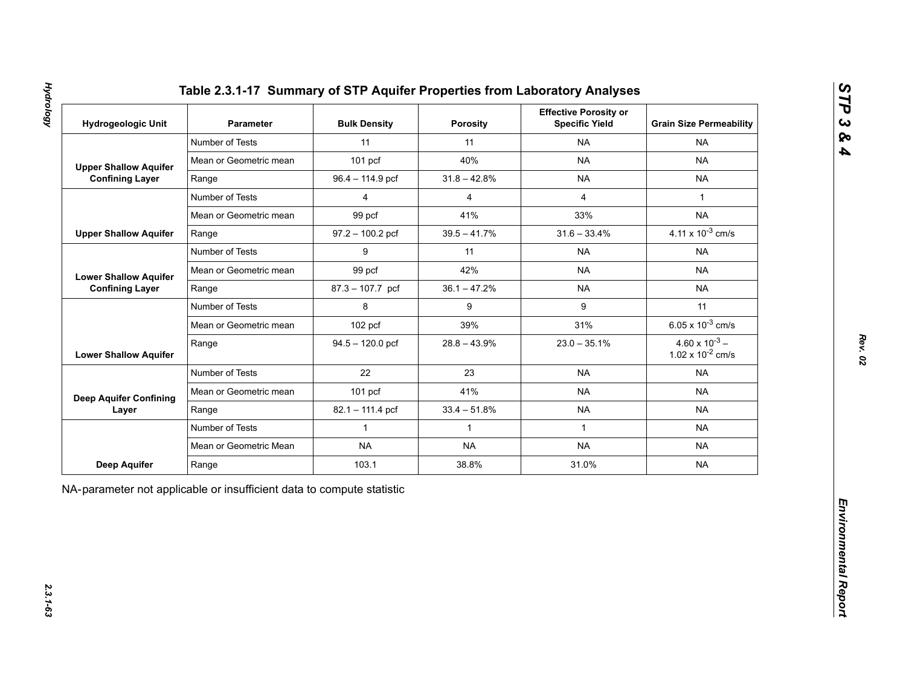# Table 2.3.1-17 Summary of STP Aquifer Properties from Laboratory Analyses

| Hydrogeologic Unit | Parameter | Bulk Density | Porosity | Effective Porosity or Specific Yield | Grain Size Permeability |
|---|---|---|---|---|---|
| Upper Shallow Aquifer Confining Layer | Number of Tests | 11 | 11 | NA | NA |
| | Mean or Geometric mean | 101 pcf | 40% | NA | NA |
| | Range | 96.4 – 114.9 pcf | 31.8 – 42.8% | NA | NA |
| Upper Shallow Aquifer | Number of Tests | 4 | 4 | 4 | 1 |
| | Mean or Geometric mean | 99 pcf | 41% | 33% | NA |
| | Range | 97.2 – 100.2 pcf | 39.5 – 41.7% | 31.6 – 33.4% | $4.11 \times 10^{-3}$ cm/s |
| Lower Shallow Aquifer Confining Layer | Number of Tests | 9 | 11 | NA | NA |
| | Mean or Geometric mean | 99 pcf | 42% | NA | NA |
| | Range | 87.3 – 107.7 pcf | 36.1 – 47.2% | NA | NA |
| Lower Shallow Aquifer | Number of Tests | 8 | 9 | 9 | 11 |
| | Mean or Geometric mean | 102 pcf | 39% | 31% | $6.05 \times 10^{-3}$ cm/s |
| | Range | 94.5 – 120.0 pcf | 28.8 – 43.9% | 23.0 – 35.1% | $4.60 \times 10^{-3}$ – $1.02 \times 10^{-2}$ cm/s |
| Deep Aquifer Confining Layer | Number of Tests | 22 | 23 | NA | NA |
| | Mean or Geometric mean | 101 pcf | 41% | NA | NA |
| | Range | 82.1 – 111.4 pcf | 33.4 – 51.8% | NA | NA |
| Deep Aquifer | Number of Tests | 1 | 1 | 1 | NA |
| | Mean or Geometric Mean | NA | NA | NA | NA |
| | Range | 103.1 | 38.8% | 31.0% | NA |

NA-parameter not applicable or insufficient data to compute statistic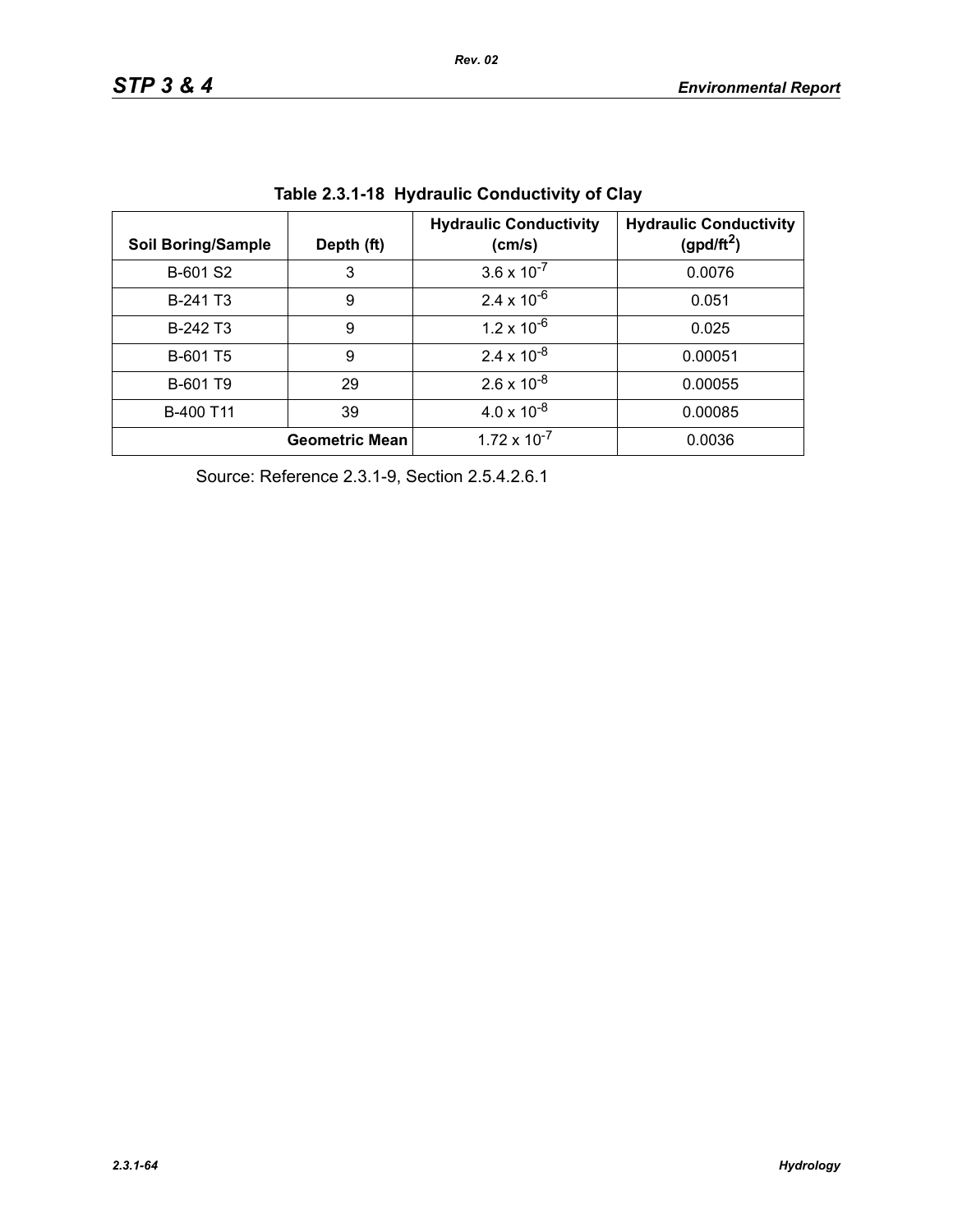**Table 2.3.1-18 Hydraulic Conductivity of Clay**

| Soil Boring/Sample | Depth (ft) | Hydraulic Conductivity (cm/s) | Hydraulic Conductivity (gpd/ft$^2$) |
|---|---|---|---|
| B-601 S2 | 3 | $3.6 \times 10^{-7}$ | 0.0076 |
| B-241 T3 | 9 | $2.4 \times 10^{-6}$ | 0.051 |
| B-242 T3 | 9 | $1.2 \times 10^{-6}$ | 0.025 |
| B-601 T5 | 9 | $2.4 \times 10^{-8}$ | 0.00051 |
| B-601 T9 | 29 | $2.6 \times 10^{-8}$ | 0.00055 |
| B-400 T11 | 39 | $4.0 \times 10^{-8}$ | 0.00085 |
| | **Geometric Mean** | $1.72 \times 10^{-7}$ | 0.0036 |

Source: Reference 2.3.1-9, Section 2.5.4.2.6.1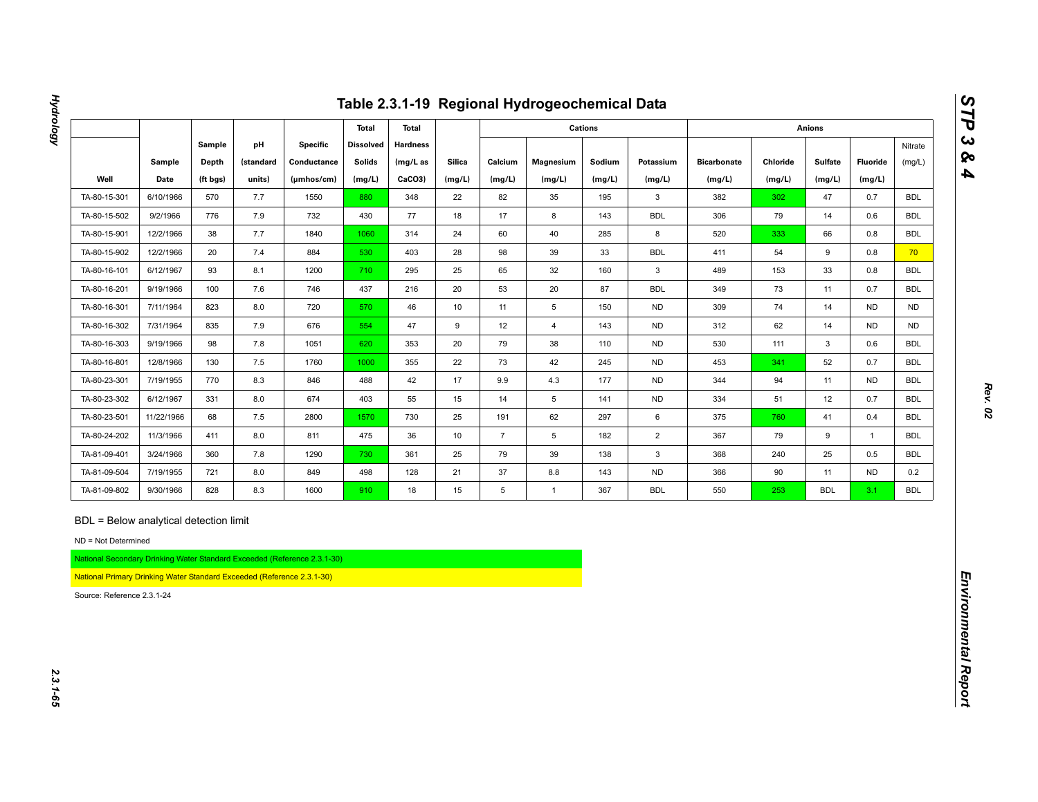# Table 2.3.1-19 Regional Hydrogeochemical Data

| Well | Sample Date | Sample Depth (ft bgs) | pH (standard units) | Specific Conductance (µmhos/cm) | Total Dissolved Solids (mg/L) | Total Hardness (mg/L as CaCO3) | Silica (mg/L) | Cations | | | | Anions | | | | |
|---|---|---|---|---|---|---|---|---|---|---|---|---|---|---|---|---|
| | | | | | | | | Calcium (mg/L) | Magnesium (mg/L) | Sodium (mg/L) | Potassium (mg/L) | Bicarbonate (mg/L) | Chloride (mg/L) | Sulfate (mg/L) | Fluoride (mg/L) | Nitrate (mg/L) |
| TA-80-15-301 | 6/10/1966 | 570 | 7.7 | 1550 | 880 | 348 | 22 | 82 | 35 | 195 | 3 | 382 | 302 | 47 | 0.7 | BDL |
| TA-80-15-502 | 9/2/1966 | 776 | 7.9 | 732 | 430 | 77 | 18 | 17 | 8 | 143 | BDL | 306 | 79 | 14 | 0.6 | BDL |
| TA-80-15-901 | 12/2/1966 | 38 | 7.7 | 1840 | 1060 | 314 | 24 | 60 | 40 | 285 | 8 | 520 | 333 | 66 | 0.8 | BDL |
| TA-80-15-902 | 12/2/1966 | 20 | 7.4 | 884 | 530 | 403 | 28 | 98 | 39 | 33 | BDL | 411 | 54 | 9 | 0.8 | 70 |
| TA-80-16-101 | 6/12/1967 | 93 | 8.1 | 1200 | 710 | 295 | 25 | 65 | 32 | 160 | 3 | 489 | 153 | 33 | 0.8 | BDL |
| TA-80-16-201 | 9/19/1966 | 100 | 7.6 | 746 | 437 | 216 | 20 | 53 | 20 | 87 | BDL | 349 | 73 | 11 | 0.7 | BDL |
| TA-80-16-301 | 7/11/1964 | 823 | 8.0 | 720 | 570 | 46 | 10 | 11 | 5 | 150 | ND | 309 | 74 | 14 | ND | ND |
| TA-80-16-302 | 7/31/1964 | 835 | 7.9 | 676 | 554 | 47 | 9 | 12 | 4 | 143 | ND | 312 | 62 | 14 | ND | ND |
| TA-80-16-303 | 9/19/1966 | 98 | 7.8 | 1051 | 620 | 353 | 20 | 79 | 38 | 110 | ND | 530 | 111 | 3 | 0.6 | BDL |
| TA-80-16-801 | 12/8/1966 | 130 | 7.5 | 1760 | 1000 | 355 | 22 | 73 | 42 | 245 | ND | 453 | 341 | 52 | 0.7 | BDL |
| TA-80-23-301 | 7/19/1955 | 770 | 8.3 | 846 | 488 | 42 | 17 | 9.9 | 4.3 | 177 | ND | 344 | 94 | 11 | ND | BDL |
| TA-80-23-302 | 6/12/1967 | 331 | 8.0 | 674 | 403 | 55 | 15 | 14 | 5 | 141 | ND | 334 | 51 | 12 | 0.7 | BDL |
| TA-80-23-501 | 11/22/1966 | 68 | 7.5 | 2800 | 1570 | 730 | 25 | 191 | 62 | 297 | 6 | 375 | 760 | 41 | 0.4 | BDL |
| TA-80-24-202 | 11/3/1966 | 411 | 8.0 | 811 | 475 | 36 | 10 | 7 | 5 | 182 | 2 | 367 | 79 | 9 | 1 | BDL |
| TA-81-09-401 | 3/24/1966 | 360 | 7.8 | 1290 | 730 | 361 | 25 | 79 | 39 | 138 | 3 | 368 | 240 | 25 | 0.5 | BDL |
| TA-81-09-504 | 7/19/1955 | 721 | 8.0 | 849 | 498 | 128 | 21 | 37 | 8.8 | 143 | ND | 366 | 90 | 11 | ND | 0.2 |
| TA-81-09-802 | 9/30/1966 | 828 | 8.3 | 1600 | 910 | 18 | 15 | 5 | 1 | 367 | BDL | 550 | 253 | BDL | 3.1 | BDL |

BDL = Below analytical detection limit

ND = Not Determined

National Secondary Drinking Water Standard Exceeded (Reference 2.3.1-30)

National Primary Drinking Water Standard Exceeded (Reference 2.3.1-30)

Source: Reference 2.3.1-24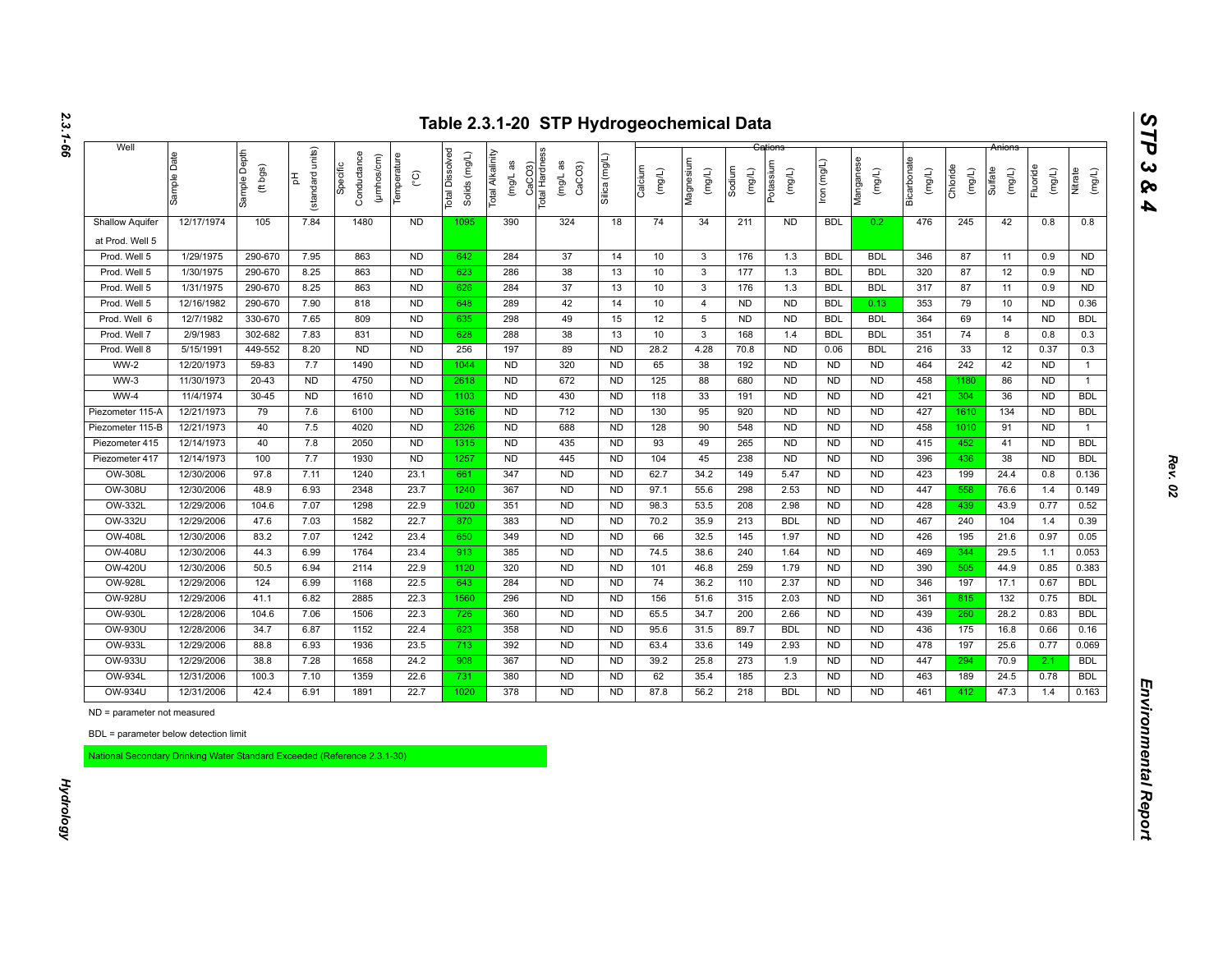## Table 2.3.1-20 STP Hydrogeochemical Data

| Well | Sample Date | Sample Depth (ft bgs) | pH (standard units) | Specific Conductance (µmhos/cm) | Temperature (°C) | Total Dissolved Solids (mg/L) | Total Alkalinity (mg/L as CaCO3) | Total Hardness (mg/L as CaCO3) | Silica (mg/L) | Cations | | | | | | Anions | | | | |
|---|---|---|---|---|---|---|---|---|---|---|---|---|---|---|---|---|---|---|---|---|
| | | | | | | | | | | Calcium (mg/L) | Magnesium (mg/L) | Sodium (mg/L) | Potassium (mg/L) | Iron (mg/L) | Manganese (mg/L) | Bicarbonate (mg/L) | Chloride (mg/L) | Sulfate (mg/L) | Fluoride (mg/L) | Nitrate (mg/L) |
| Shallow Aquifer at Prod. Well 5 | 12/17/1974 | 105 | 7.84 | 1480 | ND | 1095 | 390 | 324 | 18 | 74 | 34 | 211 | ND | BDL | 0.2 | 476 | 245 | 42 | 0.8 | 0.8 |
| Prod. Well 5 | 1/29/1975 | 290-670 | 7.95 | 863 | ND | 642 | 284 | 37 | 14 | 10 | 3 | 176 | 1.3 | BDL | BDL | 346 | 87 | 11 | 0.9 | ND |
| Prod. Well 5 | 1/30/1975 | 290-670 | 8.25 | 863 | ND | 623 | 286 | 38 | 13 | 10 | 3 | 177 | 1.3 | BDL | BDL | 320 | 87 | 12 | 0.9 | ND |
| Prod. Well 5 | 1/31/1975 | 290-670 | 8.25 | 863 | ND | 626 | 284 | 37 | 13 | 10 | 3 | 176 | 1.3 | BDL | BDL | 317 | 87 | 11 | 0.9 | ND |
| Prod. Well 5 | 12/16/1982 | 290-670 | 7.90 | 818 | ND | 648 | 289 | 42 | 14 | 10 | 4 | ND | ND | BDL | 0.13 | 353 | 79 | 10 | ND | 0.36 |
| Prod. Well 6 | 12/7/1982 | 330-670 | 7.65 | 809 | ND | 635 | 298 | 49 | 15 | 12 | 5 | ND | ND | BDL | BDL | 364 | 69 | 14 | ND | BDL |
| Prod. Well 7 | 2/9/1983 | 302-682 | 7.83 | 831 | ND | 628 | 288 | 38 | 13 | 10 | 3 | 168 | 1.4 | BDL | BDL | 351 | 74 | 8 | 0.8 | 0.3 |
| Prod. Well 8 | 5/15/1991 | 449-552 | 8.20 | ND | ND | 256 | 197 | 89 | ND | 28.2 | 4.28 | 70.8 | ND | 0.06 | BDL | 216 | 33 | 12 | 0.37 | 0.3 |
| WW-2 | 12/20/1973 | 59-83 | 7.7 | 1490 | ND | 1044 | ND | 320 | ND | 65 | 38 | 192 | ND | ND | ND | 464 | 242 | 42 | ND | 1 |
| WW-3 | 11/30/1973 | 20-43 | ND | 4750 | ND | 2618 | ND | 672 | ND | 125 | 88 | 680 | ND | ND | ND | 458 | 1180 | 86 | ND | 1 |
| WW-4 | 11/4/1974 | 30-45 | ND | 1610 | ND | 1103 | ND | 430 | ND | 118 | 33 | 191 | ND | ND | ND | 421 | 304 | 36 | ND | BDL |
| Piezometer 115-A | 12/21/1973 | 79 | 7.6 | 6100 | ND | 3316 | ND | 712 | ND | 130 | 95 | 920 | ND | ND | ND | 427 | 1610 | 134 | ND | BDL |
| Piezometer 115-B | 12/21/1973 | 40 | 7.5 | 4020 | ND | 2326 | ND | 688 | ND | 128 | 90 | 548 | ND | ND | ND | 458 | 1010 | 91 | ND | 1 |
| Piezometer 415 | 12/14/1973 | 40 | 7.8 | 2050 | ND | 1315 | ND | 435 | ND | 93 | 49 | 265 | ND | ND | ND | 415 | 452 | 41 | ND | BDL |
| Piezometer 417 | 12/14/1973 | 100 | 7.7 | 1930 | ND | 1257 | ND | 445 | ND | 104 | 45 | 238 | ND | ND | ND | 396 | 436 | 38 | ND | BDL |
| OW-308L | 12/30/2006 | 97.8 | 7.11 | 1240 | 23.1 | 661 | 347 | ND | ND | 62.7 | 34.2 | 149 | 5.47 | ND | ND | 423 | 199 | 24.4 | 0.8 | 0.136 |
| OW-308U | 12/30/2006 | 48.9 | 6.93 | 2348 | 23.7 | 1240 | 367 | ND | ND | 97.1 | 55.6 | 298 | 2.53 | ND | ND | 447 | 558 | 76.6 | 1.4 | 0.149 |
| OW-332L | 12/29/2006 | 104.6 | 7.07 | 1298 | 22.9 | 1020 | 351 | ND | ND | 98.3 | 53.5 | 208 | 2.98 | ND | ND | 428 | 439 | 43.9 | 0.77 | 0.52 |
| OW-332U | 12/29/2006 | 47.6 | 7.03 | 1582 | 22.7 | 870 | 383 | ND | ND | 70.2 | 35.9 | 213 | BDL | ND | ND | 467 | 240 | 104 | 1.4 | 0.39 |
| OW-408L | 12/30/2006 | 83.2 | 7.07 | 1242 | 23.4 | 650 | 349 | ND | ND | 66 | 32.5 | 145 | 1.97 | ND | ND | 426 | 195 | 21.6 | 0.97 | 0.05 |
| OW-408U | 12/30/2006 | 44.3 | 6.99 | 1764 | 23.4 | 913 | 385 | ND | ND | 74.5 | 38.6 | 240 | 1.64 | ND | ND | 469 | 344 | 29.5 | 1.1 | 0.053 |
| OW-420U | 12/30/2006 | 50.5 | 6.94 | 2114 | 22.9 | 1120 | 320 | ND | ND | 101 | 46.8 | 259 | 1.79 | ND | ND | 390 | 505 | 44.9 | 0.85 | 0.383 |
| OW-928L | 12/29/2006 | 124 | 6.99 | 1168 | 22.5 | 643 | 284 | ND | ND | 74 | 36.2 | 110 | 2.37 | ND | ND | 346 | 197 | 17.1 | 0.67 | BDL |
| OW-928U | 12/29/2006 | 41.1 | 6.82 | 2885 | 22.3 | 1560 | 296 | ND | ND | 156 | 51.6 | 315 | 2.03 | ND | ND | 361 | 815 | 132 | 0.75 | BDL |
| OW-930L | 12/28/2006 | 104.6 | 7.06 | 1506 | 22.3 | 726 | 360 | ND | ND | 65.5 | 34.7 | 200 | 2.66 | ND | ND | 439 | 260 | 28.2 | 0.83 | BDL |
| OW-930U | 12/28/2006 | 34.7 | 6.87 | 1152 | 22.4 | 623 | 358 | ND | ND | 95.6 | 31.5 | 89.7 | BDL | ND | ND | 436 | 175 | 16.8 | 0.66 | 0.16 |
| OW-933L | 12/29/2006 | 88.8 | 6.93 | 1936 | 23.5 | 713 | 392 | ND | ND | 63.4 | 33.6 | 149 | 2.93 | ND | ND | 478 | 197 | 25.6 | 0.77 | 0.069 |
| OW-933U | 12/29/2006 | 38.8 | 7.28 | 1658 | 24.2 | 908 | 367 | ND | ND | 39.2 | 25.8 | 273 | 1.9 | ND | ND | 447 | 294 | 70.9 | 2.1 | BDL |
| OW-934L | 12/31/2006 | 100.3 | 7.10 | 1359 | 22.6 | 731 | 380 | ND | ND | 62 | 35.4 | 185 | 2.3 | ND | ND | 463 | 189 | 24.5 | 0.78 | BDL |
| OW-934U | 12/31/2006 | 42.4 | 6.91 | 1891 | 22.7 | 1020 | 378 | ND | ND | 87.8 | 56.2 | 218 | BDL | ND | ND | 461 | 412 | 47.3 | 1.4 | 0.163 |

ND = parameter not measured

BDL = parameter below detection limit

National Secondary Drinking Water Standard Exceeded (Reference 2.3.1-30)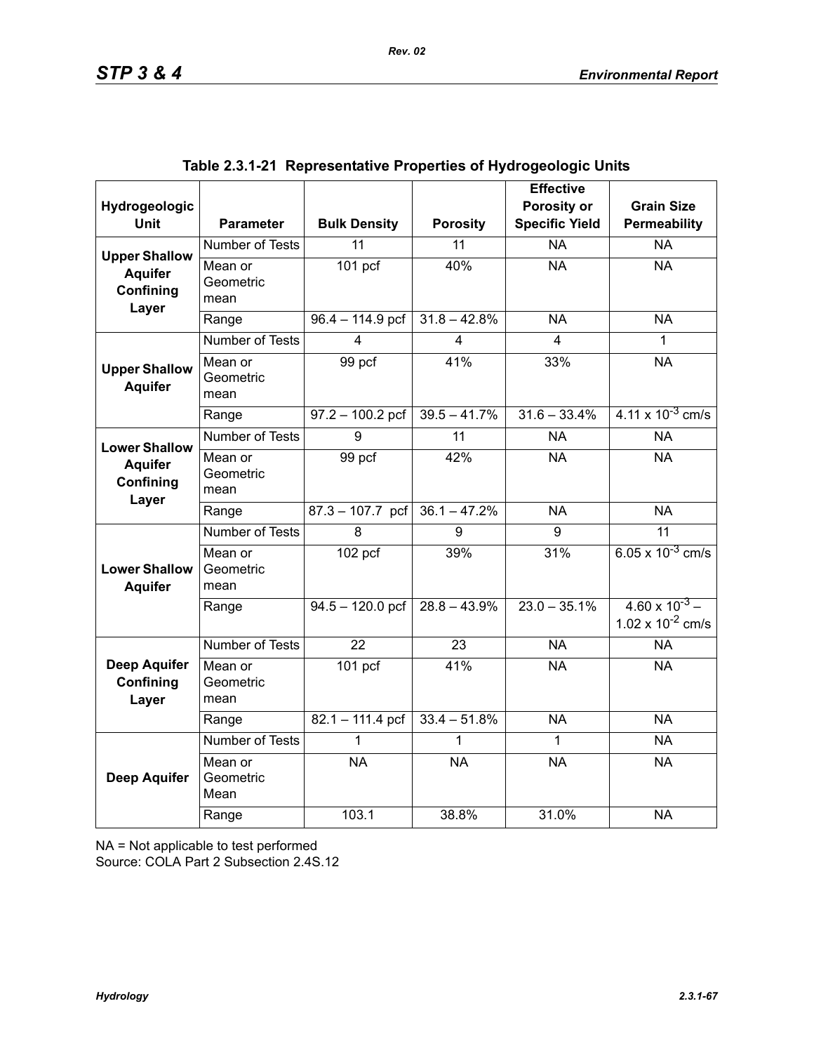**Table 2.3.1-21 Representative Properties of Hydrogeologic Units**

| Hydrogeologic Unit | Parameter | Bulk Density | Porosity | Effective Porosity or Specific Yield | Grain Size Permeability |
|---|---|---|---|---|---|
| **Upper Shallow Aquifer Confining Layer** | Number of Tests | 11 | 11 | NA | NA |
| | Mean or Geometric mean | 101 pcf | 40% | NA | NA |
| | Range | 96.4 – 114.9 pcf | 31.8 – 42.8% | NA | NA |
| **Upper Shallow Aquifer** | Number of Tests | 4 | 4 | 4 | 1 |
| | Mean or Geometric mean | 99 pcf | 41% | 33% | NA |
| | Range | 97.2 – 100.2 pcf | 39.5 – 41.7% | 31.6 – 33.4% | $4.11 \times 10^{-3}$ cm/s |
| **Lower Shallow Aquifer Confining Layer** | Number of Tests | 9 | 11 | NA | NA |
| | Mean or Geometric mean | 99 pcf | 42% | NA | NA |
| | Range | 87.3 – 107.7 pcf | 36.1 – 47.2% | NA | NA |
| **Lower Shallow Aquifer** | Number of Tests | 8 | 9 | 9 | 11 |
| | Mean or Geometric mean | 102 pcf | 39% | 31% | $6.05 \times 10^{-3}$ cm/s |
| | Range | 94.5 – 120.0 pcf | 28.8 – 43.9% | 23.0 – 35.1% | $4.60 \times 10^{-3}$ – $1.02 \times 10^{-2}$ cm/s |
| **Deep Aquifer Confining Layer** | Number of Tests | 22 | 23 | NA | NA |
| | Mean or Geometric mean | 101 pcf | 41% | NA | NA |
| | Range | 82.1 – 111.4 pcf | 33.4 – 51.8% | NA | NA |
| **Deep Aquifer** | Number of Tests | 1 | 1 | 1 | NA |
| | Mean or Geometric Mean | NA | NA | NA | NA |
| | Range | 103.1 | 38.8% | 31.0% | NA |

NA = Not applicable to test performed
Source: COLA Part 2 Subsection 2.4S.12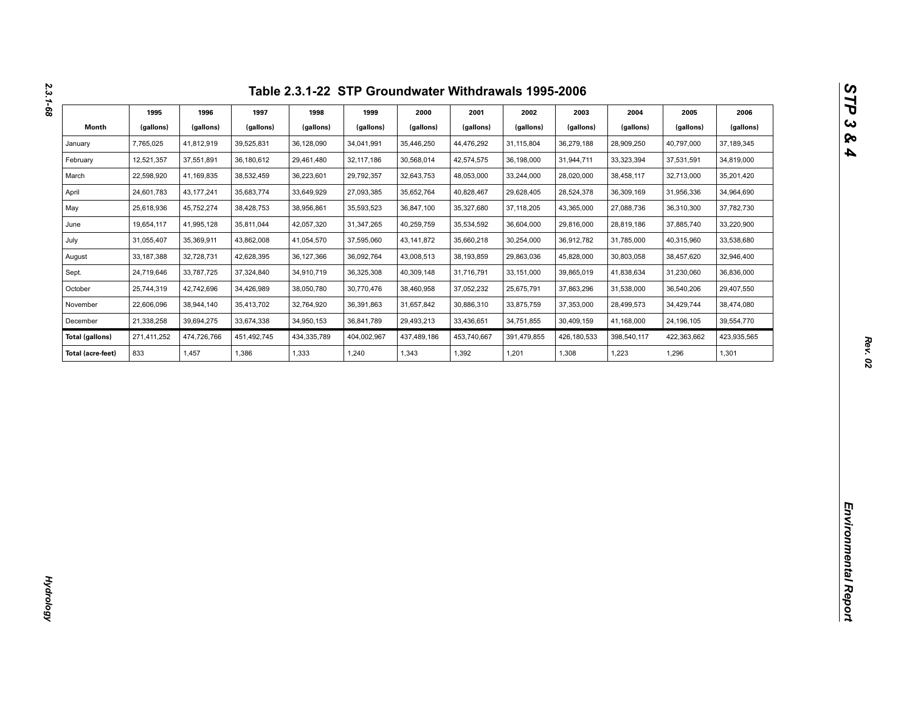# Table 2.3.1-22 STP Groundwater Withdrawals 1995-2006

| Month | 1995 (gallons) | 1996 (gallons) | 1997 (gallons) | 1998 (gallons) | 1999 (gallons) | 2000 (gallons) | 2001 (gallons) | 2002 (gallons) | 2003 (gallons) | 2004 (gallons) | 2005 (gallons) | 2006 (gallons) |
|---|---|---|---|---|---|---|---|---|---|---|---|---|
| January | 7,765,025 | 41,812,919 | 39,525,831 | 36,128,090 | 34,041,991 | 35,446,250 | 44,476,292 | 31,115,804 | 36,279,188 | 28,909,250 | 40,797,000 | 37,189,345 |
| February | 12,521,357 | 37,551,891 | 36,180,612 | 29,461,480 | 32,117,186 | 30,568,014 | 42,574,575 | 36,198,000 | 31,944,711 | 33,323,394 | 37,531,591 | 34,819,000 |
| March | 22,598,920 | 41,169,835 | 38,532,459 | 36,223,601 | 29,792,357 | 32,643,753 | 48,053,000 | 33,244,000 | 28,020,000 | 38,458,117 | 32,713,000 | 35,201,420 |
| April | 24,601,783 | 43,177,241 | 35,683,774 | 33,649,929 | 27,093,385 | 35,652,764 | 40,828,467 | 29,628,405 | 28,524,378 | 36,309,169 | 31,956,336 | 34,964,690 |
| May | 25,618,936 | 45,752,274 | 38,428,753 | 38,956,861 | 35,593,523 | 36,847,100 | 35,327,680 | 37,118,205 | 43,365,000 | 27,088,736 | 36,310,300 | 37,782,730 |
| June | 19,654,117 | 41,995,128 | 35,811,044 | 42,057,320 | 31,347,265 | 40,259,759 | 35,534,592 | 36,604,000 | 29,816,000 | 28,819,186 | 37,885,740 | 33,220,900 |
| July | 31,055,407 | 35,369,911 | 43,862,008 | 41,054,570 | 37,595,060 | 43,141,872 | 35,660,218 | 30,254,000 | 36,912,782 | 31,785,000 | 40,315,960 | 33,538,680 |
| August | 33,187,388 | 32,728,731 | 42,628,395 | 36,127,366 | 36,092,764 | 43,008,513 | 38,193,859 | 29,863,036 | 45,828,000 | 30,803,058 | 38,457,620 | 32,946,400 |
| Sept. | 24,719,646 | 33,787,725 | 37,324,840 | 34,910,719 | 36,325,308 | 40,309,148 | 31,716,791 | 33,151,000 | 39,865,019 | 41,838,634 | 31,230,060 | 36,836,000 |
| October | 25,744,319 | 42,742,696 | 34,426,989 | 38,050,780 | 30,770,476 | 38,460,958 | 37,052,232 | 25,675,791 | 37,863,296 | 31,538,000 | 36,540,206 | 29,407,550 |
| November | 22,606,096 | 38,944,140 | 35,413,702 | 32,764,920 | 36,391,863 | 31,657,842 | 30,886,310 | 33,875,759 | 37,353,000 | 28,499,573 | 34,429,744 | 38,474,080 |
| December | 21,338,258 | 39,694,275 | 33,674,338 | 34,950,153 | 36,841,789 | 29,493,213 | 33,436,651 | 34,751,855 | 30,409,159 | 41,168,000 | 24,196,105 | 39,554,770 |
| **Total (gallons)** | 271,411,252 | 474,726,766 | 451,492,745 | 434,335,789 | 404,002,967 | 437,489,186 | 453,740,667 | 391,479,855 | 426,180,533 | 398,540,117 | 422,363,662 | 423,935,565 |
| **Total (acre-feet)** | 833 | 1,457 | 1,386 | 1,333 | 1,240 | 1,343 | 1,392 | 1,201 | 1,308 | 1,223 | 1,296 | 1,301 |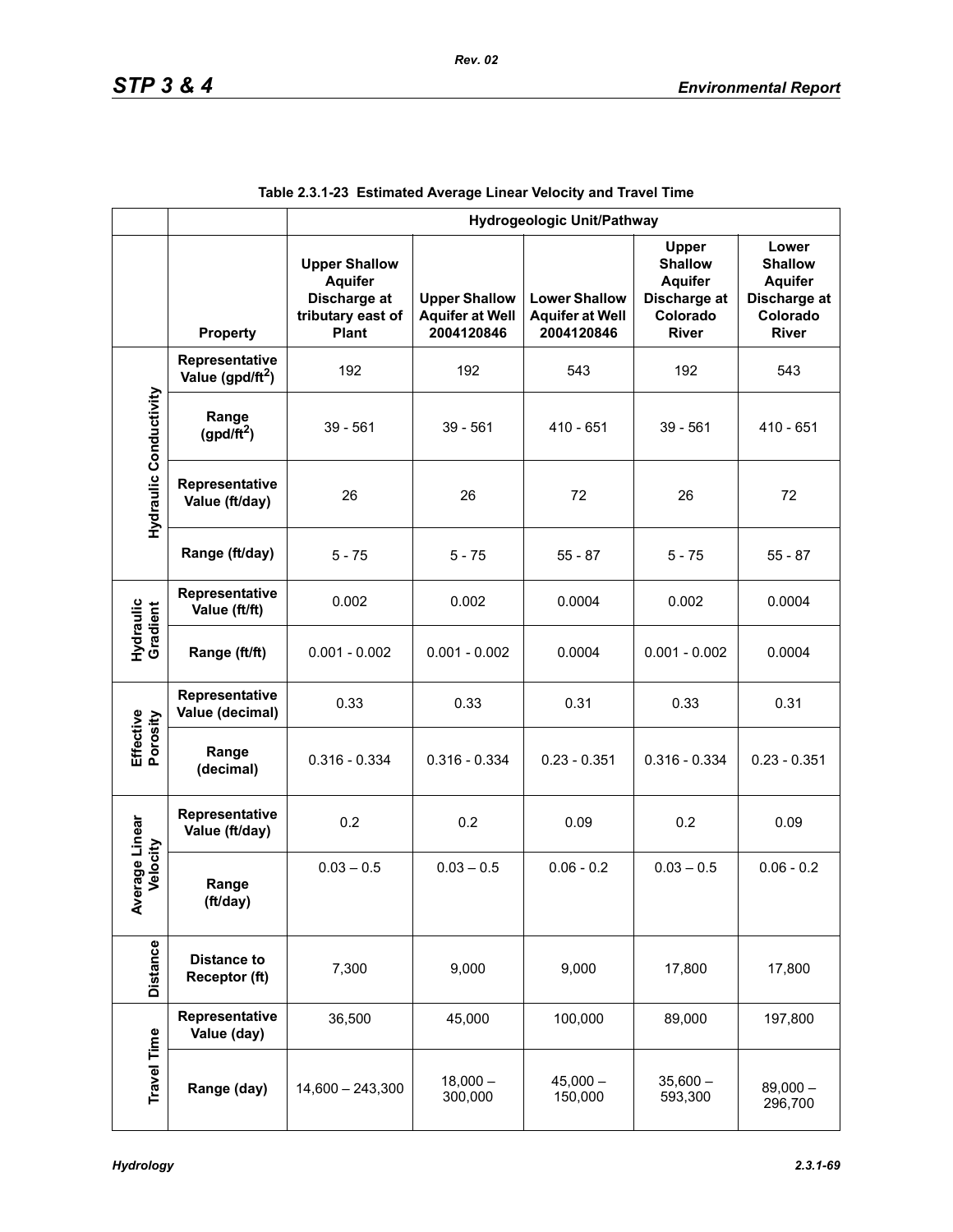Table 2.3.1-23 Estimated Average Linear Velocity and Travel Time

| | | Hydrogeologic Unit/Pathway | | | | |
|---|---|---|---|---|---|---|
| | **Property** | **Upper Shallow Aquifer Discharge at tributary east of Plant** | **Upper Shallow Aquifer at Well 2004120846** | **Lower Shallow Aquifer at Well 2004120846** | **Upper Shallow Aquifer Discharge at Colorado River** | **Lower Shallow Aquifer Discharge at Colorado River** |
| Hydraulic Conductivity | Representative Value ($gpd/ft^2$) | 192 | 192 | 543 | 192 | 543 |
| | Range ($gpd/ft^2$) | 39 - 561 | 39 - 561 | 410 - 651 | 39 - 561 | 410 - 651 |
| | Representative Value (ft/day) | 26 | 26 | 72 | 26 | 72 |
| | Range (ft/day) | 5 - 75 | 5 - 75 | 55 - 87 | 5 - 75 | 55 - 87 |
| Hydraulic Gradient | Representative Value (ft/ft) | 0.002 | 0.002 | 0.0004 | 0.002 | 0.0004 |
| | Range (ft/ft) | 0.001 - 0.002 | 0.001 - 0.002 | 0.0004 | 0.001 - 0.002 | 0.0004 |
| Effective Porosity | Representative Value (decimal) | 0.33 | 0.33 | 0.31 | 0.33 | 0.31 |
| | Range (decimal) | 0.316 - 0.334 | 0.316 - 0.334 | 0.23 - 0.351 | 0.316 - 0.334 | 0.23 - 0.351 |
| Average Linear Velocity | Representative Value (ft/day) | 0.2 | 0.2 | 0.09 | 0.2 | 0.09 |
| | Range (ft/day) | 0.03 – 0.5 | 0.03 – 0.5 | 0.06 - 0.2 | 0.03 – 0.5 | 0.06 - 0.2 |
| Distance | Distance to Receptor (ft) | 7,300 | 9,000 | 9,000 | 17,800 | 17,800 |
| Travel Time | Representative Value (day) | 36,500 | 45,000 | 100,000 | 89,000 | 197,800 |
| | Range (day) | 14,600 – 243,300 | 18,000 – 300,000 | 45,000 – 150,000 | 35,600 – 593,300 | 89,000 – 296,700 |